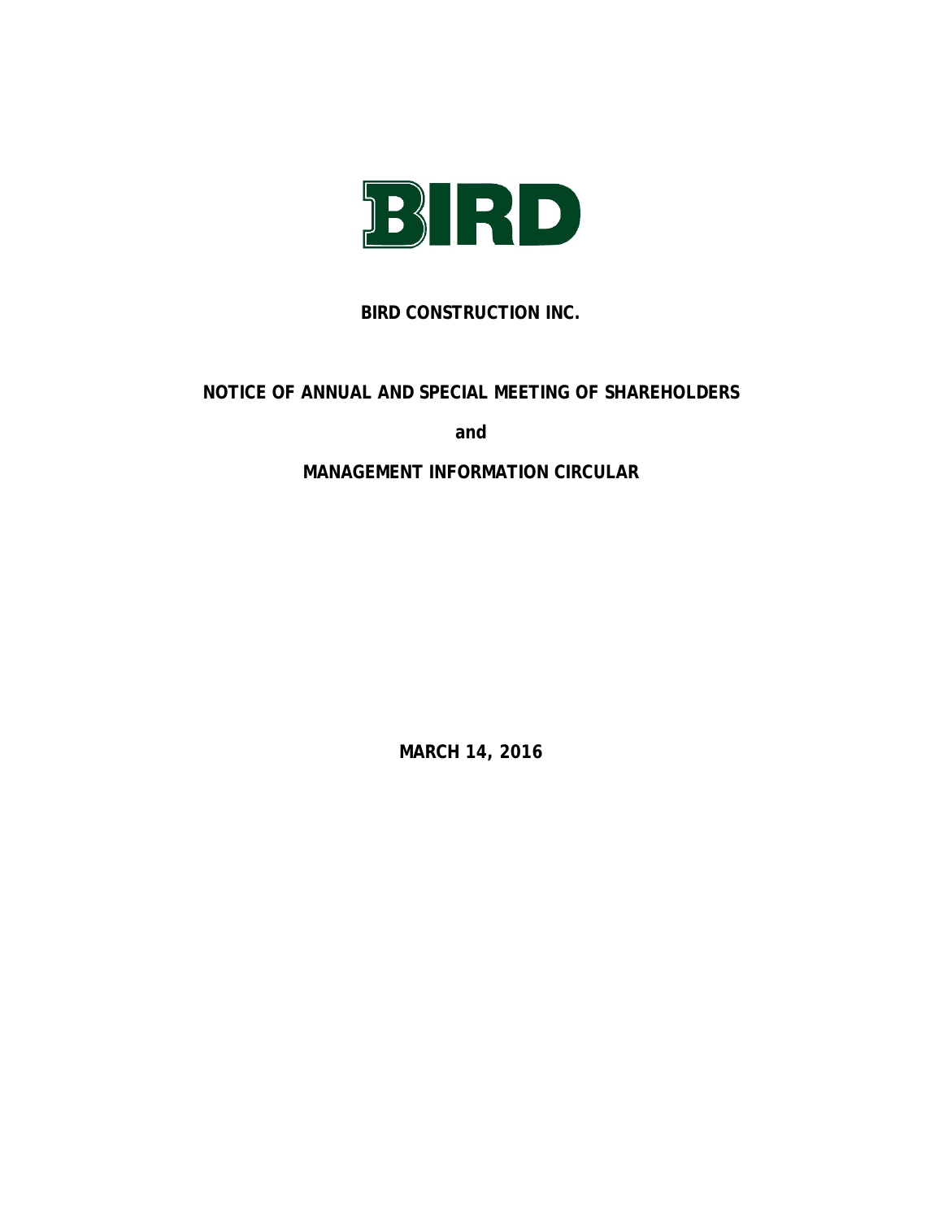BIRD

# BIRD CONSTRUCTION INC.

## NOTICE OF ANNUAL AND SPECIAL MEETING OF SHAREHOLDERS

**and**

## MANAGEMENT INFORMATION CIRCULAR

**MARCH 14, 2016**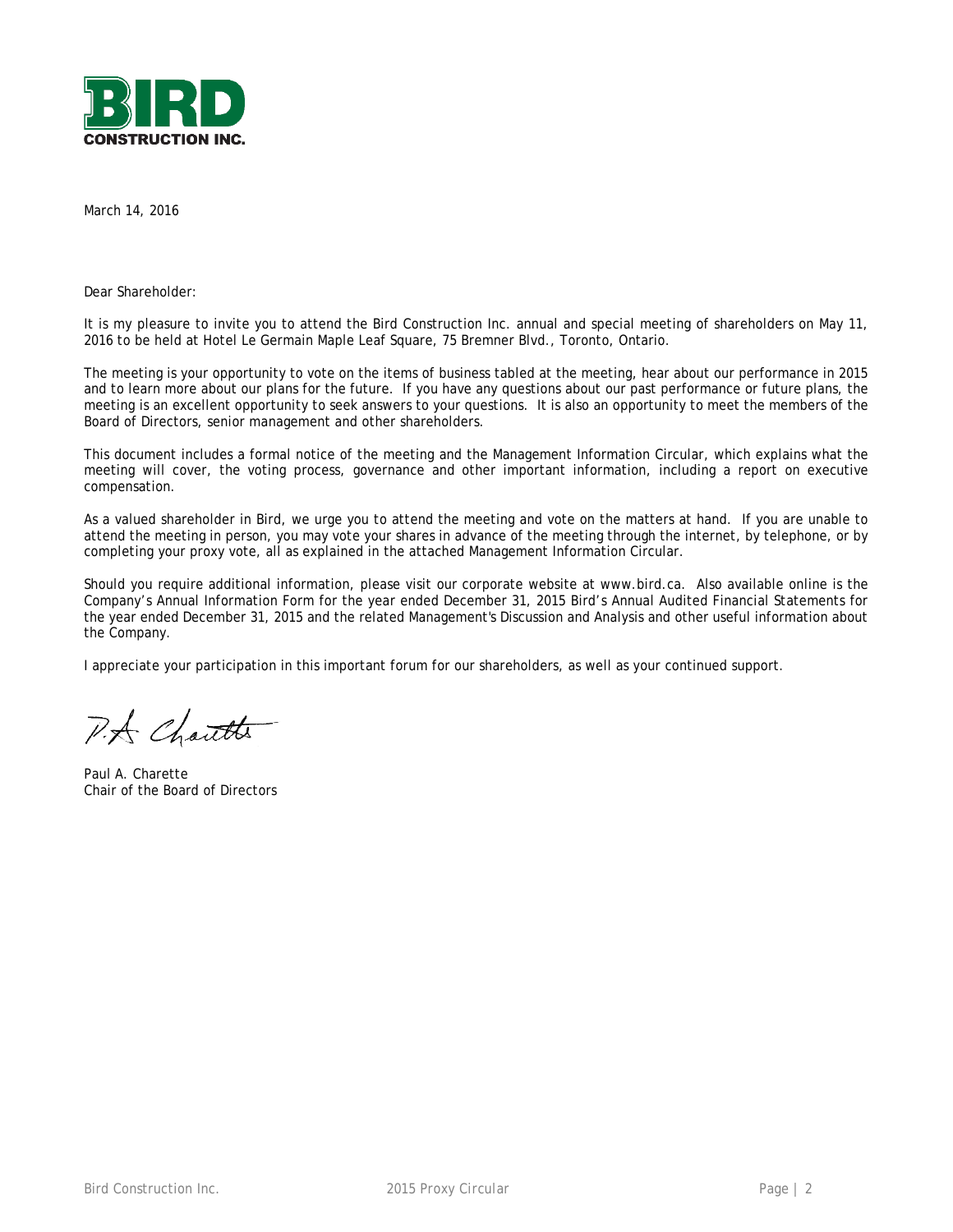**BIRD CONSTRUCTION INC.**

March 14, 2016

Dear Shareholder:

It is my pleasure to invite you to attend the Bird Construction Inc. annual and special meeting of shareholders on May 11, 2016 to be held at Hotel Le Germain Maple Leaf Square, 75 Bremner Blvd., Toronto, Ontario.

The meeting is your opportunity to vote on the items of business tabled at the meeting, hear about our performance in 2015 and to learn more about our plans for the future. If you have any questions about our past performance or future plans, the meeting is an excellent opportunity to seek answers to your questions. It is also an opportunity to meet the members of the Board of Directors, senior management and other shareholders.

This document includes a formal notice of the meeting and the Management Information Circular, which explains what the meeting will cover, the voting process, governance and other important information, including a report on executive compensation.

As a valued shareholder in Bird, we urge you to attend the meeting and vote on the matters at hand. If you are unable to attend the meeting in person, you may vote your shares in advance of the meeting through the internet, by telephone, or by completing your proxy vote, all as explained in the attached Management Information Circular.

Should you require additional information, please visit our corporate website at www.bird.ca. Also available online is the Company's Annual Information Form for the year ended December 31, 2015 Bird's Annual Audited Financial Statements for the year ended December 31, 2015 and the related Management's Discussion and Analysis and other useful information about the Company.

I appreciate your participation in this important forum for our shareholders, as well as your continued support.

Paul A. Charette
Chair of the Board of Directors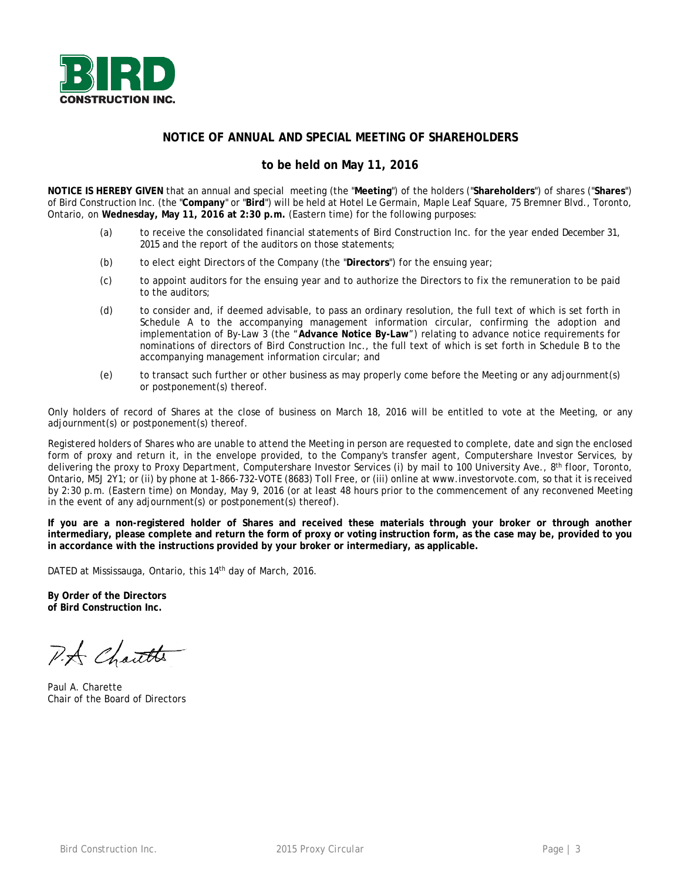# NOTICE OF ANNUAL AND SPECIAL MEETING OF SHAREHOLDERS

## to be held on May 11, 2016

**NOTICE IS HEREBY GIVEN** that an annual and special meeting (the "**Meeting**") of the holders ("**Shareholders**") of shares ("**Shares**") of Bird Construction Inc. (the "**Company**" or "**Bird**") will be held at Hotel Le Germain, Maple Leaf Square, 75 Bremner Blvd., Toronto, Ontario, on **Wednesday, May 11, 2016 at 2:30 p.m.** (Eastern time) for the following purposes:

(a) to receive the consolidated financial statements of Bird Construction Inc. for the year ended December 31, 2015 and the report of the auditors on those statements;

(b) to elect eight Directors of the Company (the "**Directors**") for the ensuing year;

(c) to appoint auditors for the ensuing year and to authorize the Directors to fix the remuneration to be paid to the auditors;

(d) to consider and, if deemed advisable, to pass an ordinary resolution, the full text of which is set forth in Schedule A to the accompanying management information circular, confirming the adoption and implementation of By-Law 3 (the "**Advance Notice By-Law**") relating to advance notice requirements for nominations of directors of Bird Construction Inc., the full text of which is set forth in Schedule B to the accompanying management information circular; and

(e) to transact such further or other business as may properly come before the Meeting or any adjournment(s) or postponement(s) thereof.

Only holders of record of Shares at the close of business on March 18, 2016 will be entitled to vote at the Meeting, or any adjournment(s) or postponement(s) thereof.

Registered holders of Shares who are unable to attend the Meeting in person are requested to complete, date and sign the enclosed form of proxy and return it, in the envelope provided, to the Company's transfer agent, Computershare Investor Services, by delivering the proxy to Proxy Department, Computershare Investor Services (i) by mail to 100 University Ave., 8th floor, Toronto, Ontario, M5J 2Y1; or (ii) by phone at 1-866-732-VOTE (8683) Toll Free, or (iii) online at www.investorvote.com, so that it is received by 2:30 p.m. (Eastern time) on Monday, May 9, 2016 (or at least 48 hours prior to the commencement of any reconvened Meeting in the event of any adjournment(s) or postponement(s) thereof).

**If you are a non-registered holder of Shares and received these materials through your broker or through another intermediary, please complete and return the form of proxy or voting instruction form, as the case may be, provided to you in accordance with the instructions provided by your broker or intermediary, as applicable.**

DATED at Mississauga, Ontario, this 14th day of March, 2016.

**By Order of the Directors**
**of Bird Construction Inc.**

Paul A. Charette
Chair of the Board of Directors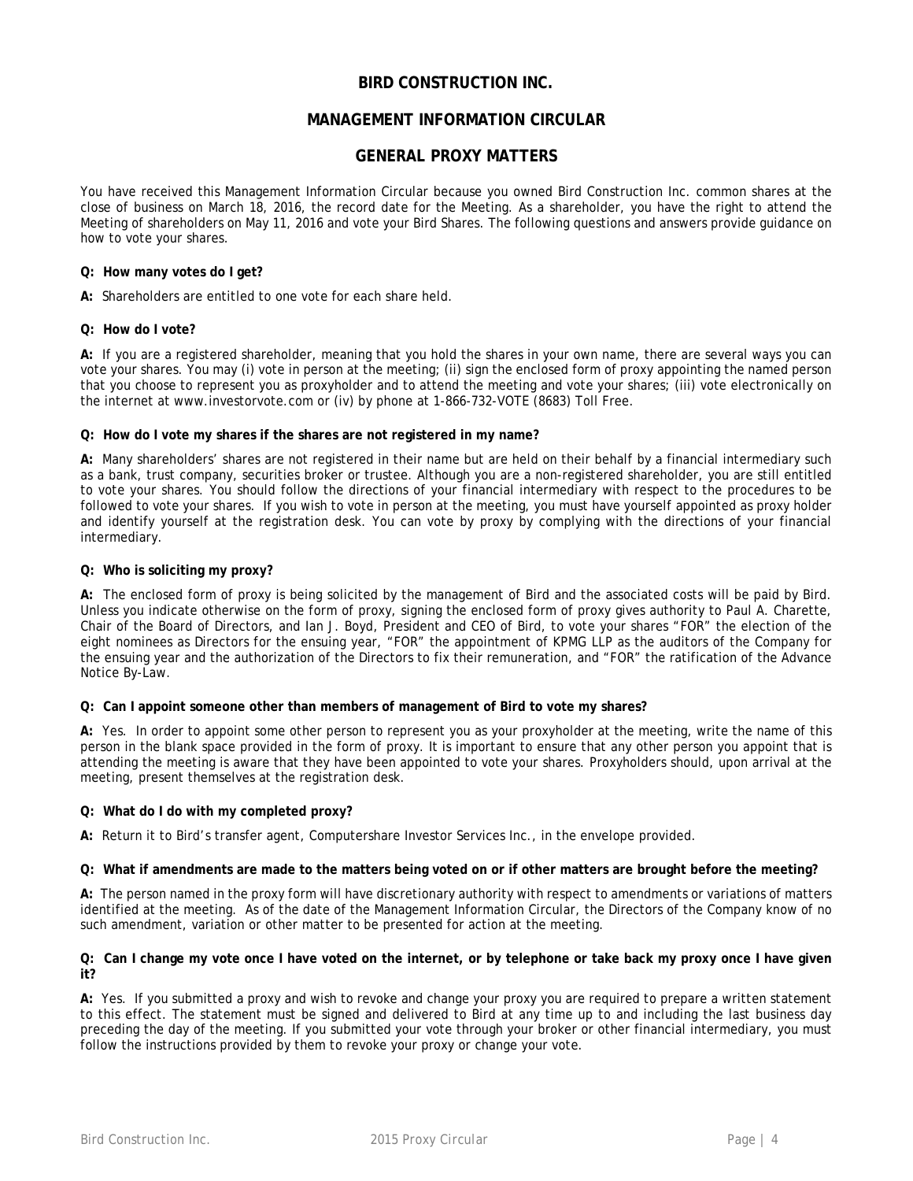# BIRD CONSTRUCTION INC.

## MANAGEMENT INFORMATION CIRCULAR

## GENERAL PROXY MATTERS

You have received this Management Information Circular because you owned Bird Construction Inc. common shares at the close of business on March 18, 2016, the record date for the Meeting. As a shareholder, you have the right to attend the Meeting of shareholders on May 11, 2016 and vote your Bird Shares. The following questions and answers provide guidance on how to vote your shares.

**Q: How many votes do I get?**

**A:** Shareholders are entitled to one vote for each share held.

**Q: How do I vote?**

**A:** If you are a registered shareholder, meaning that you hold the shares in your own name, there are several ways you can vote your shares. You may (i) vote in person at the meeting; (ii) sign the enclosed form of proxy appointing the named person that you choose to represent you as proxyholder and to attend the meeting and vote your shares; (iii) vote electronically on the internet at www.investorvote.com or (iv) by phone at 1-866-732-VOTE (8683) Toll Free.

**Q: How do I vote my shares if the shares are not registered in my name?**

**A:** Many shareholders' shares are not registered in their name but are held on their behalf by a financial intermediary such as a bank, trust company, securities broker or trustee. Although you are a non-registered shareholder, you are still entitled to vote your shares. You should follow the directions of your financial intermediary with respect to the procedures to be followed to vote your shares. If you wish to vote in person at the meeting, you must have yourself appointed as proxy holder and identify yourself at the registration desk. You can vote by proxy by complying with the directions of your financial intermediary.

**Q: Who is soliciting my proxy?**

**A:** The enclosed form of proxy is being solicited by the management of Bird and the associated costs will be paid by Bird. Unless you indicate otherwise on the form of proxy, signing the enclosed form of proxy gives authority to Paul A. Charette, Chair of the Board of Directors, and Ian J. Boyd, President and CEO of Bird, to vote your shares "FOR" the election of the eight nominees as Directors for the ensuing year, "FOR" the appointment of KPMG LLP as the auditors of the Company for the ensuing year and the authorization of the Directors to fix their remuneration, and "FOR" the ratification of the Advance Notice By-Law.

**Q: Can I appoint someone other than members of management of Bird to vote my shares?**

**A:** Yes. In order to appoint some other person to represent you as your proxyholder at the meeting, write the name of this person in the blank space provided in the form of proxy. It is important to ensure that any other person you appoint that is attending the meeting is aware that they have been appointed to vote your shares. Proxyholders should, upon arrival at the meeting, present themselves at the registration desk.

**Q: What do I do with my completed proxy?**

**A:** Return it to Bird's transfer agent, Computershare Investor Services Inc., in the envelope provided.

**Q: What if amendments are made to the matters being voted on or if other matters are brought before the meeting?**

**A:** The person named in the proxy form will have discretionary authority with respect to amendments or variations of matters identified at the meeting. As of the date of the Management Information Circular, the Directors of the Company know of no such amendment, variation or other matter to be presented for action at the meeting.

**Q: Can I change my vote once I have voted on the internet, or by telephone or take back my proxy once I have given it?**

**A:** Yes. If you submitted a proxy and wish to revoke and change your proxy you are required to prepare a written statement to this effect. The statement must be signed and delivered to Bird at any time up to and including the last business day preceding the day of the meeting. If you submitted your vote through your broker or other financial intermediary, you must follow the instructions provided by them to revoke your proxy or change your vote.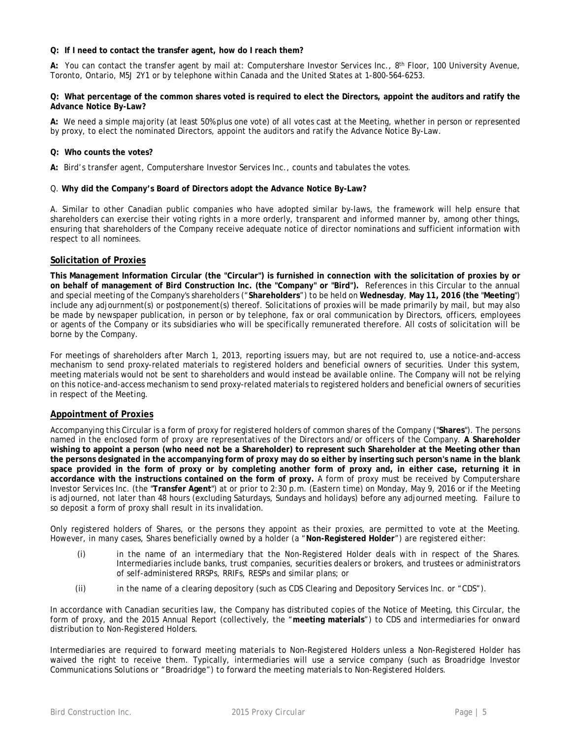**Q: If I need to contact the transfer agent, how do I reach them?**

**A:** You can contact the transfer agent by mail at: Computershare Investor Services Inc., 8th Floor, 100 University Avenue, Toronto, Ontario, M5J 2Y1 or by telephone within Canada and the United States at 1-800-564-6253.

**Q: What percentage of the common shares voted is required to elect the Directors, appoint the auditors and ratify the Advance Notice By-Law?**

**A:** We need a simple majority (at least 50% plus one vote) of all votes cast at the Meeting, whether in person or represented by proxy, to elect the nominated Directors, appoint the auditors and ratify the Advance Notice By-Law.

**Q: Who counts the votes?**

**A:** Bird's transfer agent, Computershare Investor Services Inc., counts and tabulates the votes.

Q. **Why did the Company's Board of Directors adopt the Advance Notice By-Law?**

A. Similar to other Canadian public companies who have adopted similar by-laws, the framework will help ensure that shareholders can exercise their voting rights in a more orderly, transparent and informed manner by, among other things, ensuring that shareholders of the Company receive adequate notice of director nominations and sufficient information with respect to all nominees.

## Solicitation of Proxies

**This Management Information Circular (the "Circular") is furnished in connection with the solicitation of proxies by or on behalf of management of Bird Construction Inc. (the "Company" or "Bird").** References in this Circular to the annual and special meeting of the Company's shareholders ("**Shareholders**") to be held on **Wednesday**, **May 11, 2016 (the** "**Meeting**") include any adjournment(s) or postponement(s) thereof. Solicitations of proxies will be made primarily by mail, but may also be made by newspaper publication, in person or by telephone, fax or oral communication by Directors, officers, employees or agents of the Company or its subsidiaries who will be specifically remunerated therefore. All costs of solicitation will be borne by the Company.

For meetings of shareholders after March 1, 2013, reporting issuers may, but are not required to, use a notice-and-access mechanism to send proxy-related materials to registered holders and beneficial owners of securities. Under this system, meeting materials would not be sent to shareholders and would instead be available online. The Company will not be relying on this notice-and-access mechanism to send proxy-related materials to registered holders and beneficial owners of securities in respect of the Meeting.

## Appointment of Proxies

Accompanying this Circular is a form of proxy for registered holders of common shares of the Company ("**Shares**"). The persons named in the enclosed form of proxy are representatives of the Directors and/or officers of the Company. **A Shareholder wishing to appoint a person (who need not be a Shareholder) to represent such Shareholder at the Meeting other than the persons designated in the accompanying form of proxy may do so either by inserting such person's name in the blank space provided in the form of proxy or by completing another form of proxy and, in either case, returning it in accordance with the instructions contained on the form of proxy.** A form of proxy must be received by Computershare Investor Services Inc. (the "**Transfer Agent**") at or prior to 2:30 p.m. (Eastern time) on Monday, May 9, 2016 or if the Meeting is adjourned, not later than 48 hours (excluding Saturdays, Sundays and holidays) before any adjourned meeting. Failure to so deposit a form of proxy shall result in its invalidation.

Only registered holders of Shares, or the persons they appoint as their proxies, are permitted to vote at the Meeting. However, in many cases, Shares beneficially owned by a holder (a "**Non-Registered Holder**") are registered either:

(i) in the name of an intermediary that the Non-Registered Holder deals with in respect of the Shares. Intermediaries include banks, trust companies, securities dealers or brokers, and trustees or administrators of self-administered RRSPs, RRIFs, RESPs and similar plans; or

(ii) in the name of a clearing depository (such as CDS Clearing and Depository Services Inc. or "CDS").

In accordance with Canadian securities law, the Company has distributed copies of the Notice of Meeting, this Circular, the form of proxy, and the 2015 Annual Report (collectively, the "**meeting materials**") to CDS and intermediaries for onward distribution to Non-Registered Holders.

Intermediaries are required to forward meeting materials to Non-Registered Holders unless a Non-Registered Holder has waived the right to receive them. Typically, intermediaries will use a service company (such as Broadridge Investor Communications Solutions or "Broadridge") to forward the meeting materials to Non-Registered Holders.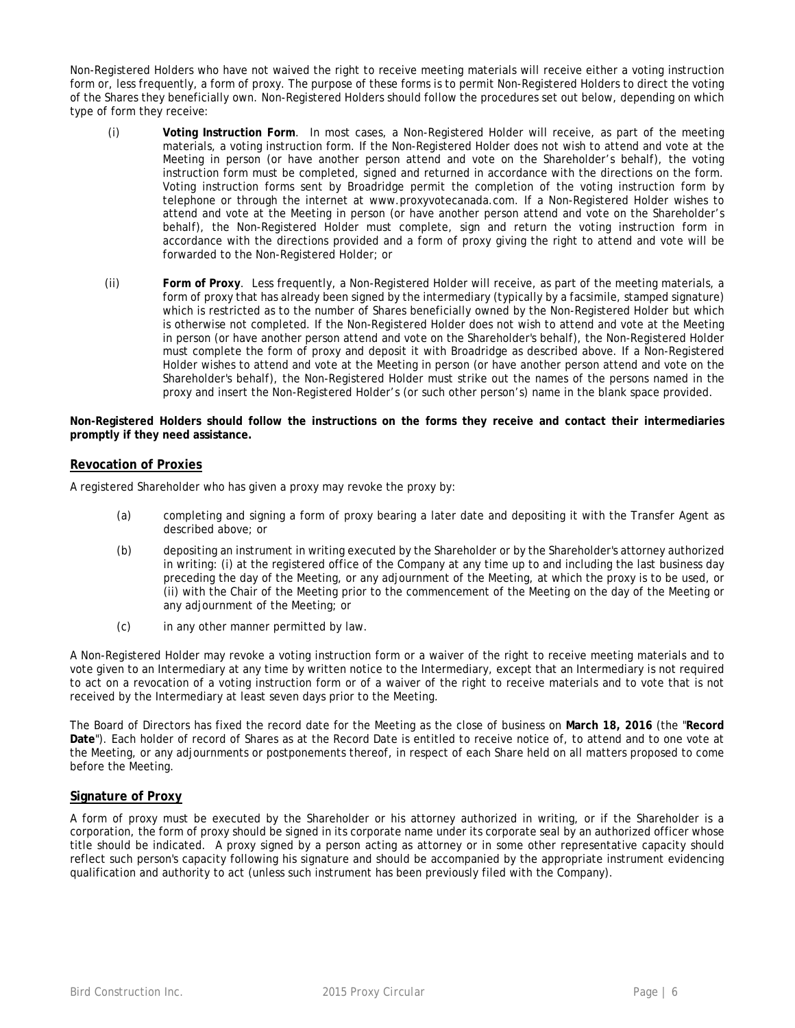Non-Registered Holders who have not waived the right to receive meeting materials will receive either a voting instruction form or, less frequently, a form of proxy. The purpose of these forms is to permit Non-Registered Holders to direct the voting of the Shares they beneficially own. Non-Registered Holders should follow the procedures set out below, depending on which type of form they receive:

(i) **Voting Instruction Form**. In most cases, a Non-Registered Holder will receive, as part of the meeting materials, a voting instruction form. If the Non-Registered Holder does not wish to attend and vote at the Meeting in person (or have another person attend and vote on the Shareholder's behalf), the voting instruction form must be completed, signed and returned in accordance with the directions on the form. Voting instruction forms sent by Broadridge permit the completion of the voting instruction form by telephone or through the internet at www.proxyvotecanada.com. If a Non-Registered Holder wishes to attend and vote at the Meeting in person (or have another person attend and vote on the Shareholder's behalf), the Non-Registered Holder must complete, sign and return the voting instruction form in accordance with the directions provided and a form of proxy giving the right to attend and vote will be forwarded to the Non-Registered Holder; or

(ii) **Form of Proxy**. Less frequently, a Non-Registered Holder will receive, as part of the meeting materials, a form of proxy that has already been signed by the intermediary (typically by a facsimile, stamped signature) which is restricted as to the number of Shares beneficially owned by the Non-Registered Holder but which is otherwise not completed. If the Non-Registered Holder does not wish to attend and vote at the Meeting in person (or have another person attend and vote on the Shareholder's behalf), the Non-Registered Holder must complete the form of proxy and deposit it with Broadridge as described above. If a Non-Registered Holder wishes to attend and vote at the Meeting in person (or have another person attend and vote on the Shareholder's behalf), the Non-Registered Holder must strike out the names of the persons named in the proxy and insert the Non-Registered Holder's (or such other person's) name in the blank space provided.

**Non-Registered Holders should follow the instructions on the forms they receive and contact their intermediaries promptly if they need assistance.**

## Revocation of Proxies

A registered Shareholder who has given a proxy may revoke the proxy by:

(a) completing and signing a form of proxy bearing a later date and depositing it with the Transfer Agent as described above; or

(b) depositing an instrument in writing executed by the Shareholder or by the Shareholder's attorney authorized in writing: (i) at the registered office of the Company at any time up to and including the last business day preceding the day of the Meeting, or any adjournment of the Meeting, at which the proxy is to be used, or (ii) with the Chair of the Meeting prior to the commencement of the Meeting on the day of the Meeting or any adjournment of the Meeting; or

(c) in any other manner permitted by law.

A Non-Registered Holder may revoke a voting instruction form or a waiver of the right to receive meeting materials and to vote given to an Intermediary at any time by written notice to the Intermediary, except that an Intermediary is not required to act on a revocation of a voting instruction form or of a waiver of the right to receive materials and to vote that is not received by the Intermediary at least seven days prior to the Meeting.

The Board of Directors has fixed the record date for the Meeting as the close of business on **March 18, 2016** (the "**Record Date**"). Each holder of record of Shares as at the Record Date is entitled to receive notice of, to attend and to one vote at the Meeting, or any adjournments or postponements thereof, in respect of each Share held on all matters proposed to come before the Meeting.

## Signature of Proxy

A form of proxy must be executed by the Shareholder or his attorney authorized in writing, or if the Shareholder is a corporation, the form of proxy should be signed in its corporate name under its corporate seal by an authorized officer whose title should be indicated. A proxy signed by a person acting as attorney or in some other representative capacity should reflect such person's capacity following his signature and should be accompanied by the appropriate instrument evidencing qualification and authority to act (unless such instrument has been previously filed with the Company).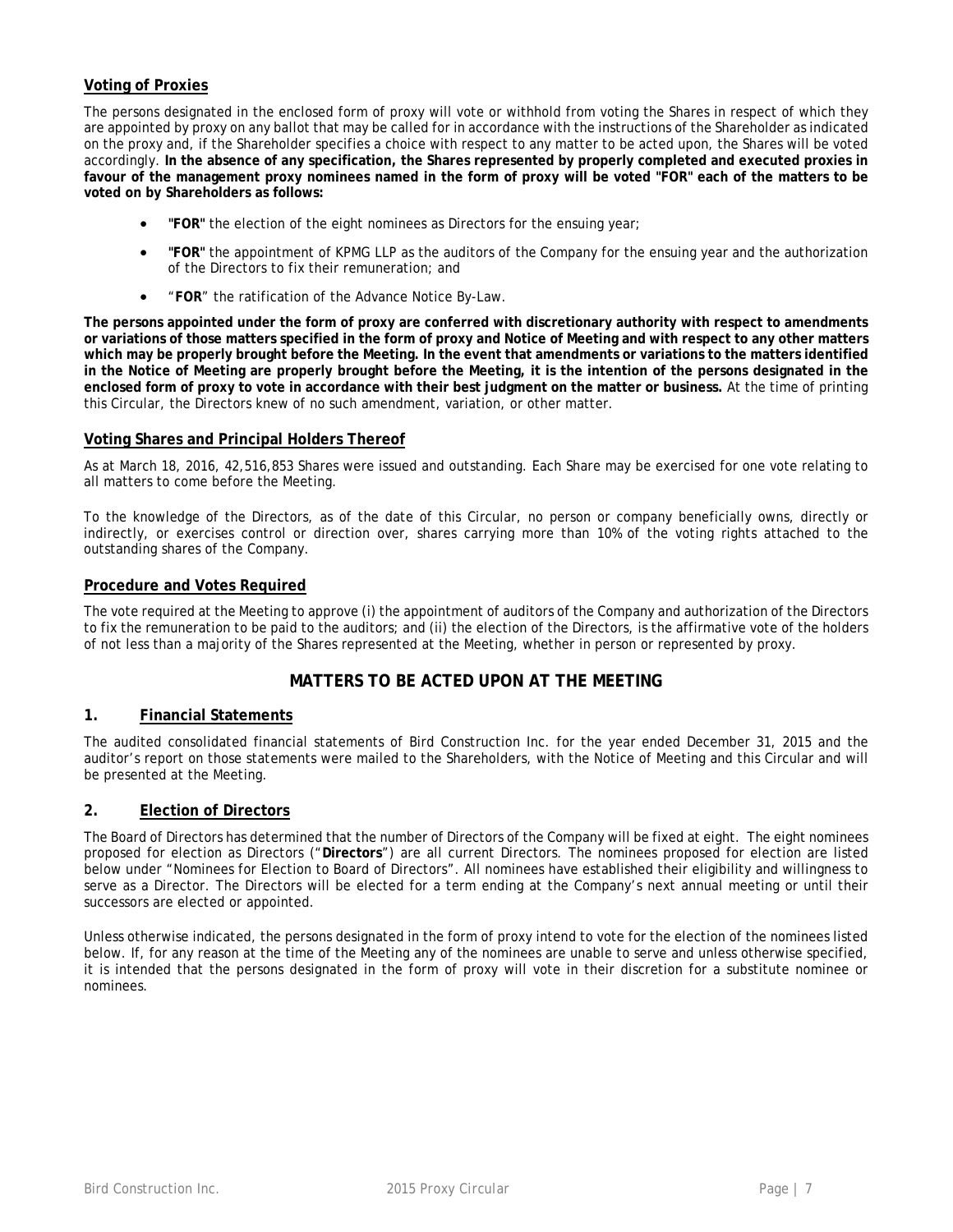## Voting of Proxies

The persons designated in the enclosed form of proxy will vote or withhold from voting the Shares in respect of which they are appointed by proxy on any ballot that may be called for in accordance with the instructions of the Shareholder as indicated on the proxy and, if the Shareholder specifies a choice with respect to any matter to be acted upon, the Shares will be voted accordingly. **In the absence of any specification, the Shares represented by properly completed and executed proxies in favour of the management proxy nominees named in the form of proxy will be voted "FOR" each of the matters to be voted on by Shareholders as follows:**

- **"FOR"** the election of the eight nominees as Directors for the ensuing year;
- **"FOR"** the appointment of KPMG LLP as the auditors of the Company for the ensuing year and the authorization of the Directors to fix their remuneration; and
- "**FOR**" the ratification of the Advance Notice By-Law.

**The persons appointed under the form of proxy are conferred with discretionary authority with respect to amendments or variations of those matters specified in the form of proxy and Notice of Meeting and with respect to any other matters which may be properly brought before the Meeting. In the event that amendments or variations to the matters identified in the Notice of Meeting are properly brought before the Meeting, it is the intention of the persons designated in the enclosed form of proxy to vote in accordance with their best judgment on the matter or business.** At the time of printing this Circular, the Directors knew of no such amendment, variation, or other matter.

## Voting Shares and Principal Holders Thereof

As at March 18, 2016, 42,516,853 Shares were issued and outstanding. Each Share may be exercised for one vote relating to all matters to come before the Meeting.

To the knowledge of the Directors, as of the date of this Circular, no person or company beneficially owns, directly or indirectly, or exercises control or direction over, shares carrying more than 10% of the voting rights attached to the outstanding shares of the Company.

## Procedure and Votes Required

The vote required at the Meeting to approve (i) the appointment of auditors of the Company and authorization of the Directors to fix the remuneration to be paid to the auditors; and (ii) the election of the Directors, is the affirmative vote of the holders of not less than a majority of the Shares represented at the Meeting, whether in person or represented by proxy.

# MATTERS TO BE ACTED UPON AT THE MEETING

## 1. Financial Statements

The audited consolidated financial statements of Bird Construction Inc. for the year ended December 31, 2015 and the auditor's report on those statements were mailed to the Shareholders, with the Notice of Meeting and this Circular and will be presented at the Meeting.

## 2. Election of Directors

The Board of Directors has determined that the number of Directors of the Company will be fixed at eight. The eight nominees proposed for election as Directors ("**Directors**") are all current Directors. The nominees proposed for election are listed below under "Nominees for Election to Board of Directors". All nominees have established their eligibility and willingness to serve as a Director. The Directors will be elected for a term ending at the Company's next annual meeting or until their successors are elected or appointed.

Unless otherwise indicated, the persons designated in the form of proxy intend to vote for the election of the nominees listed below. If, for any reason at the time of the Meeting any of the nominees are unable to serve and unless otherwise specified, it is intended that the persons designated in the form of proxy will vote in their discretion for a substitute nominee or nominees.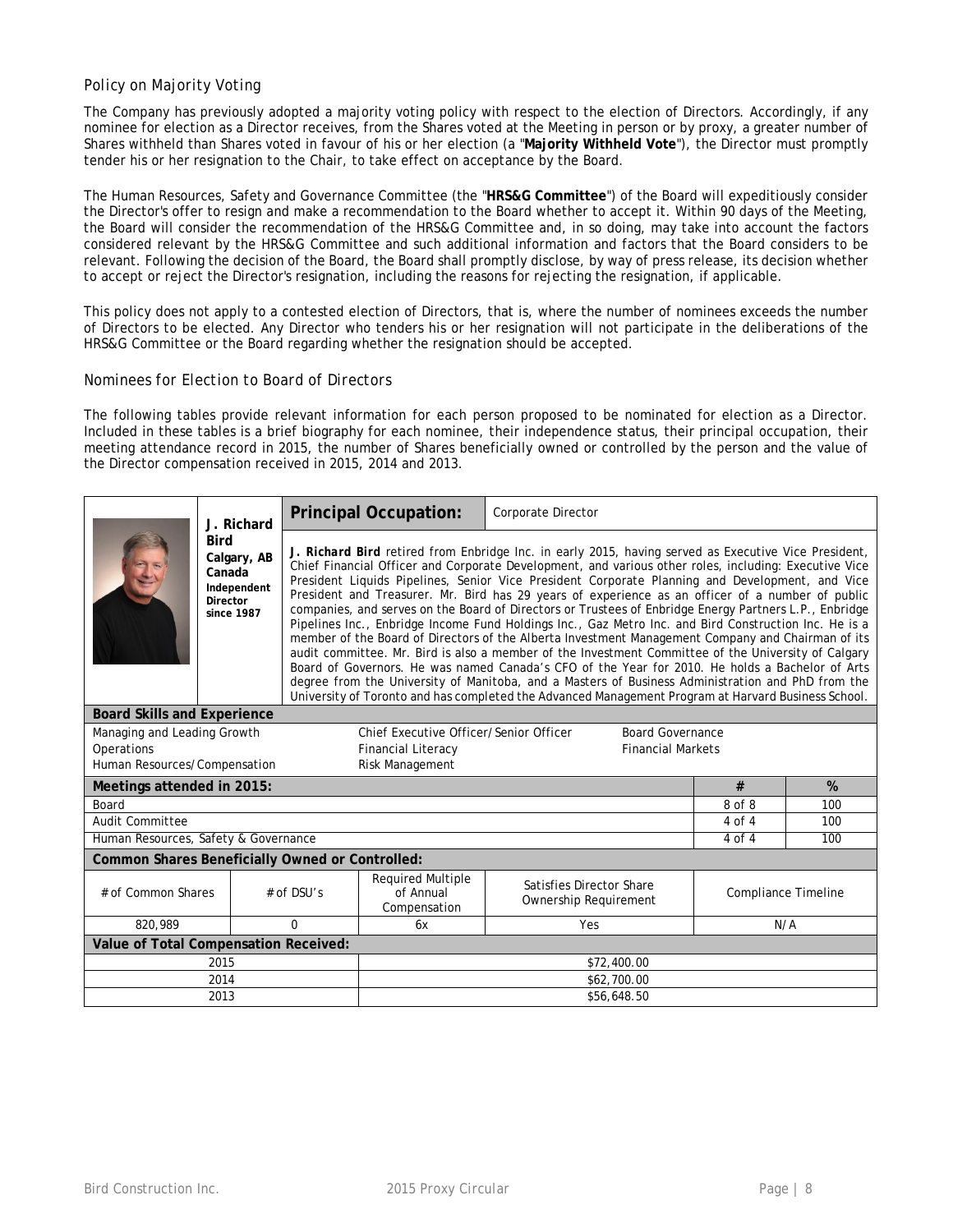### Policy on Majority Voting

The Company has previously adopted a majority voting policy with respect to the election of Directors. Accordingly, if any nominee for election as a Director receives, from the Shares voted at the Meeting in person or by proxy, a greater number of Shares withheld than Shares voted in favour of his or her election (a "**Majority Withheld Vote**"), the Director must promptly tender his or her resignation to the Chair, to take effect on acceptance by the Board.

The Human Resources, Safety and Governance Committee (the "**HRS&G Committee**") of the Board will expeditiously consider the Director's offer to resign and make a recommendation to the Board whether to accept it. Within 90 days of the Meeting, the Board will consider the recommendation of the HRS&G Committee and, in so doing, may take into account the factors considered relevant by the HRS&G Committee and such additional information and factors that the Board considers to be relevant. Following the decision of the Board, the Board shall promptly disclose, by way of press release, its decision whether to accept or reject the Director's resignation, including the reasons for rejecting the resignation, if applicable.

This policy does not apply to a contested election of Directors, that is, where the number of nominees exceeds the number of Directors to be elected. Any Director who tenders his or her resignation will not participate in the deliberations of the HRS&G Committee or the Board regarding whether the resignation should be accepted.

### Nominees for Election to Board of Directors

The following tables provide relevant information for each person proposed to be nominated for election as a Director. Included in these tables is a brief biography for each nominee, their independence status, their principal occupation, their meeting attendance record in 2015, the number of Shares beneficially owned or controlled by the person and the value of the Director compensation received in 2015, 2014 and 2013.

**J. Richard Bird**
Calgary, AB Canada
Independent Director since 1987

**Principal Occupation:** Corporate Director

*J. Richard Bird* retired from Enbridge Inc. in early 2015, having served as Executive Vice President, Chief Financial Officer and Corporate Development, and various other roles, including: Executive Vice President Liquids Pipelines, Senior Vice President Corporate Planning and Development, and Vice President and Treasurer. Mr. Bird has 29 years of experience as an officer of a number of public companies, and serves on the Board of Directors or Trustees of Enbridge Energy Partners L.P., Enbridge Pipelines Inc., Enbridge Income Fund Holdings Inc., Gaz Metro Inc. and Bird Construction Inc. He is a member of the Board of Directors of the Alberta Investment Management Company and Chairman of its audit committee. Mr. Bird is also a member of the Investment Committee of the University of Calgary Board of Governors. He was named Canada's CFO of the Year for 2010. He holds a Bachelor of Arts degree from the University of Manitoba, and a Masters of Business Administration and PhD from the University of Toronto and has completed the Advanced Management Program at Harvard Business School.

**Board Skills and Experience**

| | | |
|---|---|---|
| Managing and Leading Growth | Chief Executive Officer/Senior Officer | Board Governance |
| Operations | Financial Literacy | Financial Markets |
| Human Resources/Compensation | Risk Management | |

| Meetings attended in 2015: | # | % |
|---|---|---|
| Board | 8 of 8 | 100 |
| Audit Committee | 4 of 4 | 100 |
| Human Resources, Safety & Governance | 4 of 4 | 100 |

**Common Shares Beneficially Owned or Controlled:**

| # of Common Shares | # of DSU's | Required Multiple of Annual Compensation | Satisfies Director Share Ownership Requirement | Compliance Timeline |
|---|---|---|---|---|
| 820,989 | 0 | 6x | Yes | N/A |

**Value of Total Compensation Received:**

| Year | Amount |
|---|---|
| 2015 | $72,400.00 |
| 2014 | $62,700.00 |
| 2013 | $56,648.50 |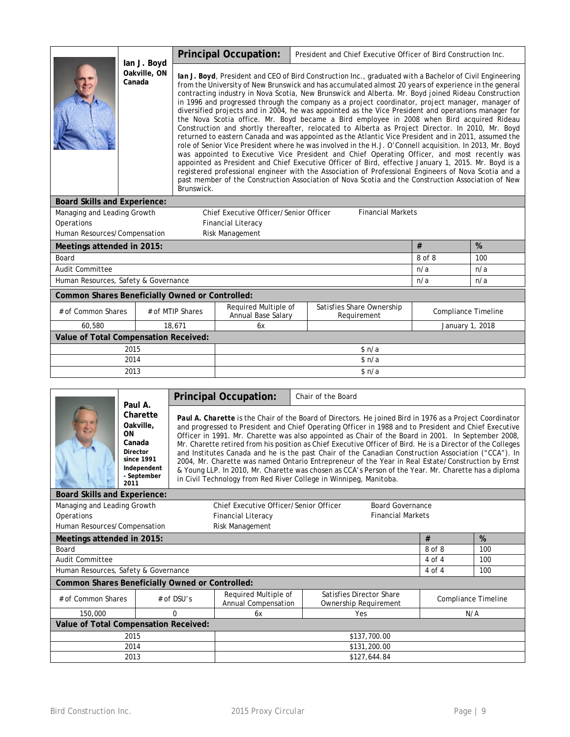**Ian J. Boyd**
Oakville, ON
Canada

**Principal Occupation:** President and Chief Executive Officer of Bird Construction Inc.

***Ian J. Boyd***, President and CEO of Bird Construction Inc., graduated with a Bachelor of Civil Engineering from the University of New Brunswick and has accumulated almost 20 years of experience in the general contracting industry in Nova Scotia, New Brunswick and Alberta. Mr. Boyd joined Rideau Construction in 1996 and progressed through the company as a project coordinator, project manager, manager of diversified projects and in 2004, he was appointed as the Vice President and operations manager for the Nova Scotia office. Mr. Boyd became a Bird employee in 2008 when Bird acquired Rideau Construction and shortly thereafter, relocated to Alberta as Project Director. In 2010, Mr. Boyd returned to eastern Canada and was appointed as the Atlantic Vice President and in 2011, assumed the role of Senior Vice President where he was involved in the H.J. O'Connell acquisition. In 2013, Mr. Boyd was appointed to Executive Vice President and Chief Operating Officer, and most recently was appointed as President and Chief Executive Officer of Bird, effective January 1, 2015. Mr. Boyd is a registered professional engineer with the Association of Professional Engineers of Nova Scotia and a past member of the Construction Association of Nova Scotia and the Construction Association of New Brunswick.

**Board Skills and Experience:**

| | | |
|---|---|---|
| Managing and Leading Growth | Chief Executive Officer/Senior Officer | Financial Markets |
| Operations | Financial Literacy | |
| Human Resources/Compensation | Risk Management | |

| Meetings attended in 2015: | # | % |
|---|---|---|
| Board | 8 of 8 | 100 |
| Audit Committee | n/a | n/a |
| Human Resources, Safety & Governance | n/a | n/a |

**Common Shares Beneficially Owned or Controlled:**

| # of Common Shares | # of MTIP Shares | Required Multiple of Annual Base Salary | Satisfies Share Ownership Requirement | Compliance Timeline |
|---|---|---|---|---|
| 60,580 | 18,671 | 6x | | January 1, 2018 |

**Value of Total Compensation Received:**

| | |
|---|---|
| 2015 | $ n/a |
| 2014 | $ n/a |
| 2013 | $ n/a |

---

**Paul A. Charette**
Oakville, ON
Canada
**Director since 1991**
**Independent - September 2011**

**Principal Occupation:** Chair of the Board

***Paul A. Charette*** is the Chair of the Board of Directors. He joined Bird in 1976 as a Project Coordinator and progressed to President and Chief Operating Officer in 1988 and to President and Chief Executive Officer in 1991. Mr. Charette was also appointed as Chair of the Board in 2001. In September 2008, Mr. Charette retired from his position as Chief Executive Officer of Bird. He is a Director of the Colleges and Institutes Canada and he is the past Chair of the Canadian Construction Association ("CCA"). In 2004, Mr. Charette was named Ontario Entrepreneur of the Year in Real Estate/Construction by Ernst & Young LLP. In 2010, Mr. Charette was chosen as CCA's Person of the Year. Mr. Charette has a diploma in Civil Technology from Red River College in Winnipeg, Manitoba.

**Board Skills and Experience:**

| | | |
|---|---|---|
| Managing and Leading Growth | Chief Executive Officer/Senior Officer | Board Governance |
| Operations | Financial Literacy | Financial Markets |
| Human Resources/Compensation | Risk Management | |

| Meetings attended in 2015: | # | % |
|---|---|---|
| Board | 8 of 8 | 100 |
| Audit Committee | 4 of 4 | 100 |
| Human Resources, Safety & Governance | 4 of 4 | 100 |

**Common Shares Beneficially Owned or Controlled:**

| # of Common Shares | # of DSU's | Required Multiple of Annual Compensation | Satisfies Director Share Ownership Requirement | Compliance Timeline |
|---|---|---|---|---|
| 150,000 | 0 | 6x | Yes | N/A |

**Value of Total Compensation Received:**

| | |
|---|---|
| 2015 | $137,700.00 |
| 2014 | $131,200.00 |
| 2013 | $127,644.84 |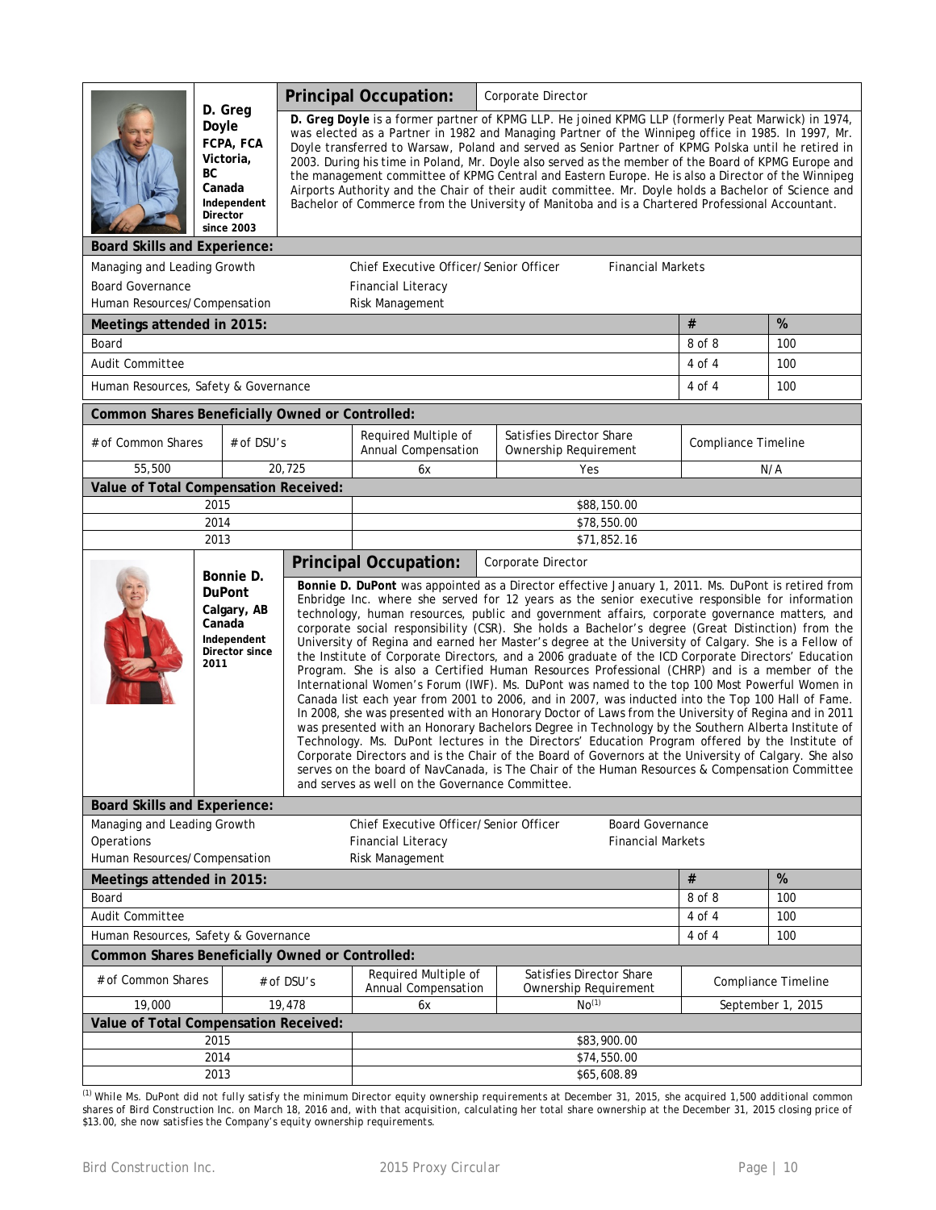**D. Greg Doyle**
**FCPA, FCA**
**Victoria, BC Canada**
**Independent Director since 2003**

**Principal Occupation:** Corporate Director

**D. Greg Doyle** is a former partner of KPMG LLP. He joined KPMG LLP (formerly Peat Marwick) in 1974, was elected as a Partner in 1982 and Managing Partner of the Winnipeg office in 1985. In 1997, Mr. Doyle transferred to Warsaw, Poland and served as Senior Partner of KPMG Polska until he retired in 2003. During his time in Poland, Mr. Doyle also served as the member of the Board of KPMG Europe and the management committee of KPMG Central and Eastern Europe. He is also a Director of the Winnipeg Airports Authority and the Chair of their audit committee. Mr. Doyle holds a Bachelor of Science and Bachelor of Commerce from the University of Manitoba and is a Chartered Professional Accountant.

**Board Skills and Experience:**

| | | |
|---|---|---|
| Managing and Leading Growth | Chief Executive Officer/Senior Officer | Financial Markets |
| Board Governance | Financial Literacy | |
| Human Resources/Compensation | Risk Management | |

| Meetings attended in 2015: | # | % |
|---|---|---|
| Board | 8 of 8 | 100 |
| Audit Committee | 4 of 4 | 100 |
| Human Resources, Safety & Governance | 4 of 4 | 100 |

**Common Shares Beneficially Owned or Controlled:**

| # of Common Shares | # of DSU's | Required Multiple of Annual Compensation | Satisfies Director Share Ownership Requirement | Compliance Timeline |
|---|---|---|---|---|
| 55,500 | 20,725 | 6x | Yes | N/A |

**Value of Total Compensation Received:**

| | |
|---|---|
| 2015 | $88,150.00 |
| 2014 | $78,550.00 |
| 2013 | $71,852.16 |

**Bonnie D. DuPont**
**Calgary, AB Canada**
**Independent Director since 2011**

**Principal Occupation:** Corporate Director

**Bonnie D. DuPont** was appointed as a Director effective January 1, 2011. Ms. DuPont is retired from Enbridge Inc. where she served for 12 years as the senior executive responsible for information technology, human resources, public and government affairs, corporate governance matters, and corporate social responsibility (CSR). She holds a Bachelor's degree (Great Distinction) from the University of Regina and earned her Master's degree at the University of Calgary. She is a Fellow of the Institute of Corporate Directors, and a 2006 graduate of the ICD Corporate Directors' Education Program. She is also a Certified Human Resources Professional (CHRP) and is a member of the International Women's Forum (IWF). Ms. DuPont was named to the top 100 Most Powerful Women in Canada list each year from 2001 to 2006, and in 2007, was inducted into the Top 100 Hall of Fame. In 2008, she was presented with an Honorary Doctor of Laws from the University of Regina and in 2011 was presented with an Honorary Bachelors Degree in Technology by the Southern Alberta Institute of Technology. Ms. DuPont lectures in the Directors' Education Program offered by the Institute of Corporate Directors and is the Chair of the Board of Governors at the University of Calgary. She also serves on the board of NavCanada, is The Chair of the Human Resources & Compensation Committee and serves as well on the Governance Committee.

**Board Skills and Experience:**

| | | |
|---|---|---|
| Managing and Leading Growth | Chief Executive Officer/Senior Officer | Board Governance |
| Operations | Financial Literacy | Financial Markets |
| Human Resources/Compensation | Risk Management | |

| Meetings attended in 2015: | # | % |
|---|---|---|
| Board | 8 of 8 | 100 |
| Audit Committee | 4 of 4 | 100 |
| Human Resources, Safety & Governance | 4 of 4 | 100 |

**Common Shares Beneficially Owned or Controlled:**

| # of Common Shares | # of DSU's | Required Multiple of Annual Compensation | Satisfies Director Share Ownership Requirement | Compliance Timeline |
|---|---|---|---|---|
| 19,000 | 19,478 | 6x | No[1] | September 1, 2015 |

**Value of Total Compensation Received:**

| | |
|---|---|
| 2015 | $83,900.00 |
| 2014 | $74,550.00 |
| 2013 | $65,608.89 |

[1] While Ms. DuPont did not fully satisfy the minimum Director equity ownership requirements at December 31, 2015, she acquired 1,500 additional common shares of Bird Construction Inc. on March 18, 2016 and, with that acquisition, calculating her total share ownership at the December 31, 2015 closing price of $13.00, she now satisfies the Company's equity ownership requirements.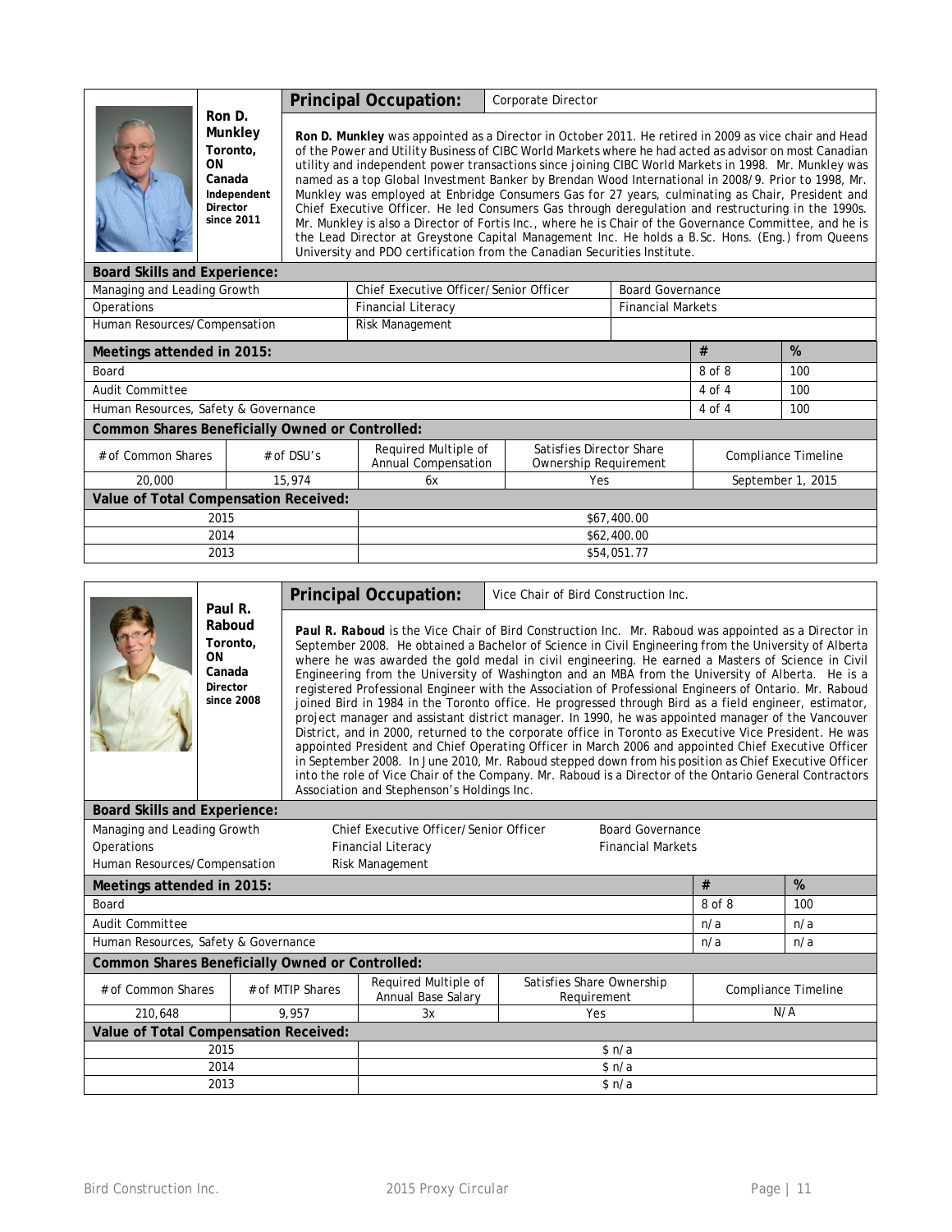## Ron D. Munkley

Toronto, ON Canada
Independent Director since 2011

**Principal Occupation:** Corporate Director

**Ron D. Munkley** was appointed as a Director in October 2011. He retired in 2009 as vice chair and Head of the Power and Utility Business of CIBC World Markets where he had acted as advisor on most Canadian utility and independent power transactions since joining CIBC World Markets in 1998. Mr. Munkley was named as a top Global Investment Banker by Brendan Wood International in 2008/9. Prior to 1998, Mr. Munkley was employed at Enbridge Consumers Gas for 27 years, culminating as Chair, President and Chief Executive Officer. He led Consumers Gas through deregulation and restructuring in the 1990s. Mr. Munkley is also a Director of Fortis Inc., where he is Chair of the Governance Committee, and he is the Lead Director at Greystone Capital Management Inc. He holds a B.Sc. Hons. (Eng.) from Queens University and PDO certification from the Canadian Securities Institute.

**Board Skills and Experience:**

| | | |
|---|---|---|
| Managing and Leading Growth | Chief Executive Officer/Senior Officer | Board Governance |
| Operations | Financial Literacy | Financial Markets |
| Human Resources/Compensation | Risk Management | |

| Meetings attended in 2015: | # | % |
|---|---|---|
| Board | 8 of 8 | 100 |
| Audit Committee | 4 of 4 | 100 |
| Human Resources, Safety & Governance | 4 of 4 | 100 |

**Common Shares Beneficially Owned or Controlled:**

| # of Common Shares | # of DSU's | Required Multiple of Annual Compensation | Satisfies Director Share Ownership Requirement | Compliance Timeline |
|---|---|---|---|---|
| 20,000 | 15,974 | 6x | Yes | September 1, 2015 |

**Value of Total Compensation Received:**

| | |
|---|---|
| 2015 | $67,400.00 |
| 2014 | $62,400.00 |
| 2013 | $54,051.77 |

## Paul R. Raboud

Toronto, ON Canada
Director since 2008

**Principal Occupation:** Vice Chair of Bird Construction Inc.

***Paul R. Raboud*** is the Vice Chair of Bird Construction Inc. Mr. Raboud was appointed as a Director in September 2008. He obtained a Bachelor of Science in Civil Engineering from the University of Alberta where he was awarded the gold medal in civil engineering. He earned a Masters of Science in Civil Engineering from the University of Washington and an MBA from the University of Alberta. He is a registered Professional Engineer with the Association of Professional Engineers of Ontario. Mr. Raboud joined Bird in 1984 in the Toronto office. He progressed through Bird as a field engineer, estimator, project manager and assistant district manager. In 1990, he was appointed manager of the Vancouver District, and in 2000, returned to the corporate office in Toronto as Executive Vice President. He was appointed President and Chief Operating Officer in March 2006 and appointed Chief Executive Officer in September 2008. In June 2010, Mr. Raboud stepped down from his position as Chief Executive Officer into the role of Vice Chair of the Company. Mr. Raboud is a Director of the Ontario General Contractors Association and Stephenson's Holdings Inc.

**Board Skills and Experience:**

| | | |
|---|---|---|
| Managing and Leading Growth | Chief Executive Officer/Senior Officer | Board Governance |
| Operations | Financial Literacy | Financial Markets |
| Human Resources/Compensation | Risk Management | |

| Meetings attended in 2015: | # | % |
|---|---|---|
| Board | 8 of 8 | 100 |
| Audit Committee | n/a | n/a |
| Human Resources, Safety & Governance | n/a | n/a |

**Common Shares Beneficially Owned or Controlled:**

| # of Common Shares | # of MTIP Shares | Required Multiple of Annual Base Salary | Satisfies Share Ownership Requirement | Compliance Timeline |
|---|---|---|---|---|
| 210,648 | 9,957 | 3x | Yes | N/A |

**Value of Total Compensation Received:**

| | |
|---|---|
| 2015 | $ n/a |
| 2014 | $ n/a |
| 2013 | $ n/a |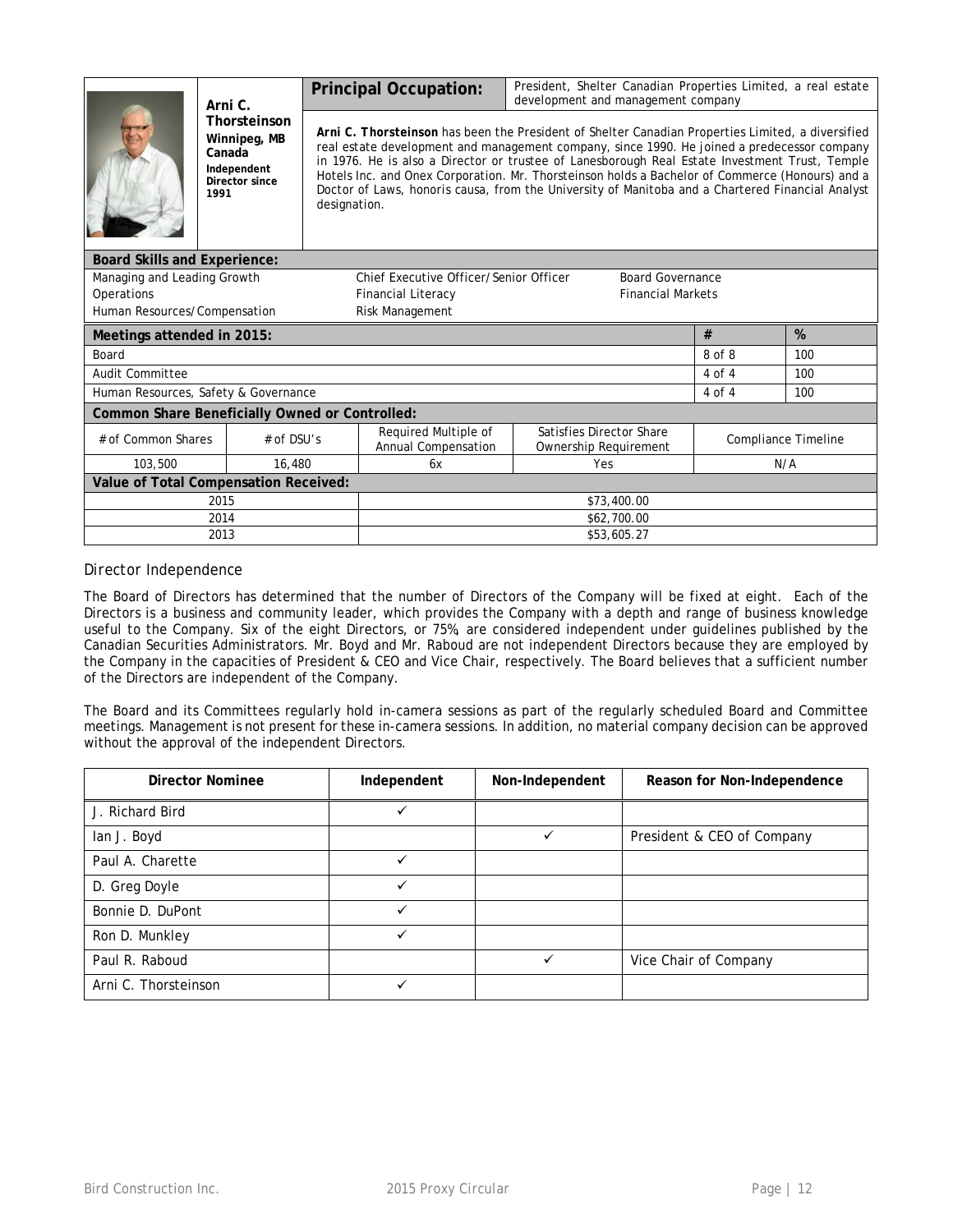**Arni C. Thorsteinson**
Winnipeg, MB Canada
Independent Director since 1991

| **Principal Occupation:** | President, Shelter Canadian Properties Limited, a real estate development and management company |
|---|---|

**Arni C. Thorsteinson** has been the President of Shelter Canadian Properties Limited, a diversified real estate development and management company, since 1990. He joined a predecessor company in 1976. He is also a Director or trustee of Lanesborough Real Estate Investment Trust, Temple Hotels Inc. and Onex Corporation. Mr. Thorsteinson holds a Bachelor of Commerce (Honours) and a Doctor of Laws, *honoris causa*, from the University of Manitoba and a Chartered Financial Analyst designation.

**Board Skills and Experience:**

| | | |
|---|---|---|
| Managing and Leading Growth | Chief Executive Officer/Senior Officer | Board Governance |
| Operations | Financial Literacy | Financial Markets |
| Human Resources/Compensation | Risk Management | |

| **Meetings attended in 2015:** | **#** | **%** |
|---|---|---|
| Board | 8 of 8 | 100 |
| Audit Committee | 4 of 4 | 100 |
| Human Resources, Safety & Governance | 4 of 4 | 100 |

**Common Share Beneficially Owned or Controlled:**

| # of Common Shares | # of DSU's | Required Multiple of Annual Compensation | Satisfies Director Share Ownership Requirement | Compliance Timeline |
|---|---|---|---|---|
| 103,500 | 16,480 | 6x | Yes | N/A |

**Value of Total Compensation Received:**

| | |
|---|---|
| 2015 | $73,400.00 |
| 2014 | $62,700.00 |
| 2013 | $53,605.27 |

## Director Independence

The Board of Directors has determined that the number of Directors of the Company will be fixed at eight. Each of the Directors is a business and community leader, which provides the Company with a depth and range of business knowledge useful to the Company. Six of the eight Directors, or 75%, are considered independent under guidelines published by the Canadian Securities Administrators. Mr. Boyd and Mr. Raboud are not independent Directors because they are employed by the Company in the capacities of President & CEO and Vice Chair, respectively. The Board believes that a sufficient number of the Directors are independent of the Company.

The Board and its Committees regularly hold in-camera sessions as part of the regularly scheduled Board and Committee meetings. Management is not present for these in-camera sessions. In addition, no material company decision can be approved without the approval of the independent Directors.

| Director Nominee | Independent | Non-Independent | Reason for Non-Independence |
|---|---|---|---|
| J. Richard Bird | ✓ | | |
| Ian J. Boyd | | ✓ | President & CEO of Company |
| Paul A. Charette | ✓ | | |
| D. Greg Doyle | ✓ | | |
| Bonnie D. DuPont | ✓ | | |
| Ron D. Munkley | ✓ | | |
| Paul R. Raboud | | ✓ | Vice Chair of Company |
| Arni C. Thorsteinson | ✓ | | |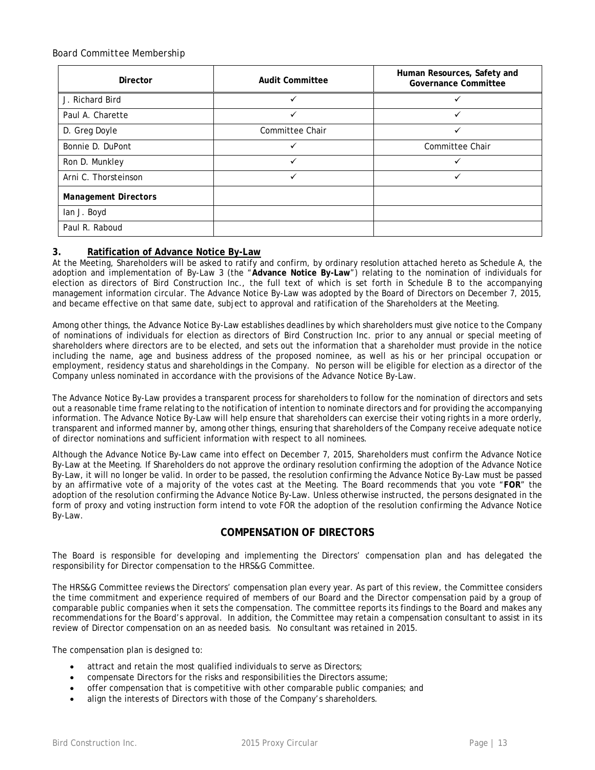Board Committee Membership

| Director | Audit Committee | Human Resources, Safety and Governance Committee |
|---|---|---|
| J. Richard Bird | ✓ | ✓ |
| Paul A. Charette | ✓ | ✓ |
| D. Greg Doyle | Committee Chair | ✓ |
| Bonnie D. DuPont | ✓ | Committee Chair |
| Ron D. Munkley | ✓ | ✓ |
| Arni C. Thorsteinson | ✓ | ✓ |
| *Management Directors* | | |
| Ian J. Boyd | | |
| Paul R. Raboud | | |

### 3. Ratification of Advance Notice By-Law

At the Meeting, Shareholders will be asked to ratify and confirm, by ordinary resolution attached hereto as Schedule A, the adoption and implementation of By-Law 3 (the "**Advance Notice By-Law**") relating to the nomination of individuals for election as directors of Bird Construction Inc., the full text of which is set forth in Schedule B to the accompanying management information circular. The Advance Notice By-Law was adopted by the Board of Directors on December 7, 2015, and became effective on that same date, subject to approval and ratification of the Shareholders at the Meeting.

Among other things, the Advance Notice By-Law establishes deadlines by which shareholders must give notice to the Company of nominations of individuals for election as directors of Bird Construction Inc. prior to any annual or special meeting of shareholders where directors are to be elected, and sets out the information that a shareholder must provide in the notice including the name, age and business address of the proposed nominee, as well as his or her principal occupation or employment, residency status and shareholdings in the Company. No person will be eligible for election as a director of the Company unless nominated in accordance with the provisions of the Advance Notice By-Law.

The Advance Notice By-Law provides a transparent process for shareholders to follow for the nomination of directors and sets out a reasonable time frame relating to the notification of intention to nominate directors and for providing the accompanying information. The Advance Notice By-Law will help ensure that shareholders can exercise their voting rights in a more orderly, transparent and informed manner by, among other things, ensuring that shareholders of the Company receive adequate notice of director nominations and sufficient information with respect to all nominees.

Although the Advance Notice By-Law came into effect on December 7, 2015, Shareholders must confirm the Advance Notice By-Law at the Meeting. If Shareholders do not approve the ordinary resolution confirming the adoption of the Advance Notice By-Law, it will no longer be valid. In order to be passed, the resolution confirming the Advance Notice By-Law must be passed by an affirmative vote of a majority of the votes cast at the Meeting. The Board recommends that you vote "**FOR**" the adoption of the resolution confirming the Advance Notice By-Law. Unless otherwise instructed, the persons designated in the form of proxy and voting instruction form intend to vote FOR the adoption of the resolution confirming the Advance Notice By-Law.

## COMPENSATION OF DIRECTORS

The Board is responsible for developing and implementing the Directors' compensation plan and has delegated the responsibility for Director compensation to the HRS&G Committee.

The HRS&G Committee reviews the Directors' compensation plan every year. As part of this review, the Committee considers the time commitment and experience required of members of our Board and the Director compensation paid by a group of comparable public companies when it sets the compensation. The committee reports its findings to the Board and makes any recommendations for the Board's approval. In addition, the Committee may retain a compensation consultant to assist in its review of Director compensation on an as needed basis. No consultant was retained in 2015.

The compensation plan is designed to:

- attract and retain the most qualified individuals to serve as Directors;
- compensate Directors for the risks and responsibilities the Directors assume;
- offer compensation that is competitive with other comparable public companies; and
- align the interests of Directors with those of the Company's shareholders.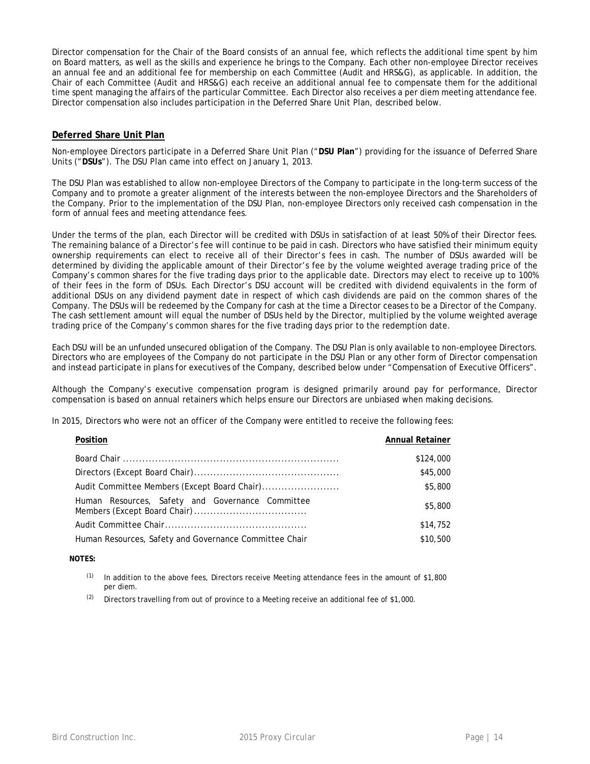Director compensation for the Chair of the Board consists of an annual fee, which reflects the additional time spent by him on Board matters, as well as the skills and experience he brings to the Company. Each other non-employee Director receives an annual fee and an additional fee for membership on each Committee (Audit and HRS&G), as applicable. In addition, the Chair of each Committee (Audit and HRS&G) each receive an additional annual fee to compensate them for the additional time spent managing the affairs of the particular Committee. Each Director also receives a per diem meeting attendance fee. Director compensation also includes participation in the Deferred Share Unit Plan, described below.

## Deferred Share Unit Plan

Non-employee Directors participate in a Deferred Share Unit Plan ("**DSU Plan**") providing for the issuance of Deferred Share Units ("**DSUs**"). The DSU Plan came into effect on January 1, 2013.

The DSU Plan was established to allow non-employee Directors of the Company to participate in the long-term success of the Company and to promote a greater alignment of the interests between the non-employee Directors and the Shareholders of the Company. Prior to the implementation of the DSU Plan, non-employee Directors only received cash compensation in the form of annual fees and meeting attendance fees.

Under the terms of the plan, each Director will be credited with DSUs in satisfaction of at least 50% of their Director fees. The remaining balance of a Director's fee will continue to be paid in cash. Directors who have satisfied their minimum equity ownership requirements can elect to receive all of their Director's fees in cash. The number of DSUs awarded will be determined by dividing the applicable amount of their Director's fee by the volume weighted average trading price of the Company's common shares for the five trading days prior to the applicable date. Directors may elect to receive up to 100% of their fees in the form of DSUs. Each Director's DSU account will be credited with dividend equivalents in the form of additional DSUs on any dividend payment date in respect of which cash dividends are paid on the common shares of the Company. The DSUs will be redeemed by the Company for cash at the time a Director ceases to be a Director of the Company. The cash settlement amount will equal the number of DSUs held by the Director, multiplied by the volume weighted average trading price of the Company's common shares for the five trading days prior to the redemption date.

Each DSU will be an unfunded unsecured obligation of the Company. The DSU Plan is only available to non-employee Directors. Directors who are employees of the Company do not participate in the DSU Plan or any other form of Director compensation and instead participate in plans for executives of the Company, described below under "Compensation of Executive Officers".

Although the Company's executive compensation program is designed primarily around pay for performance, Director compensation is based on annual retainers which helps ensure our Directors are unbiased when making decisions.

In 2015, Directors who were not an officer of the Company were entitled to receive the following fees:

| Position | Annual Retainer |
|---|---|
| Board Chair | $124,000 |
| Directors (Except Board Chair) | $45,000 |
| Audit Committee Members (Except Board Chair) | $5,800 |
| Human Resources, Safety and Governance Committee Members (Except Board Chair) | $5,800 |
| Audit Committee Chair | $14,752 |
| Human Resources, Safety and Governance Committee Chair | $10,500 |

**NOTES:**

(1) In addition to the above fees, Directors receive Meeting attendance fees in the amount of $1,800 per diem.

(2) Directors travelling from out of province to a Meeting receive an additional fee of $1,000.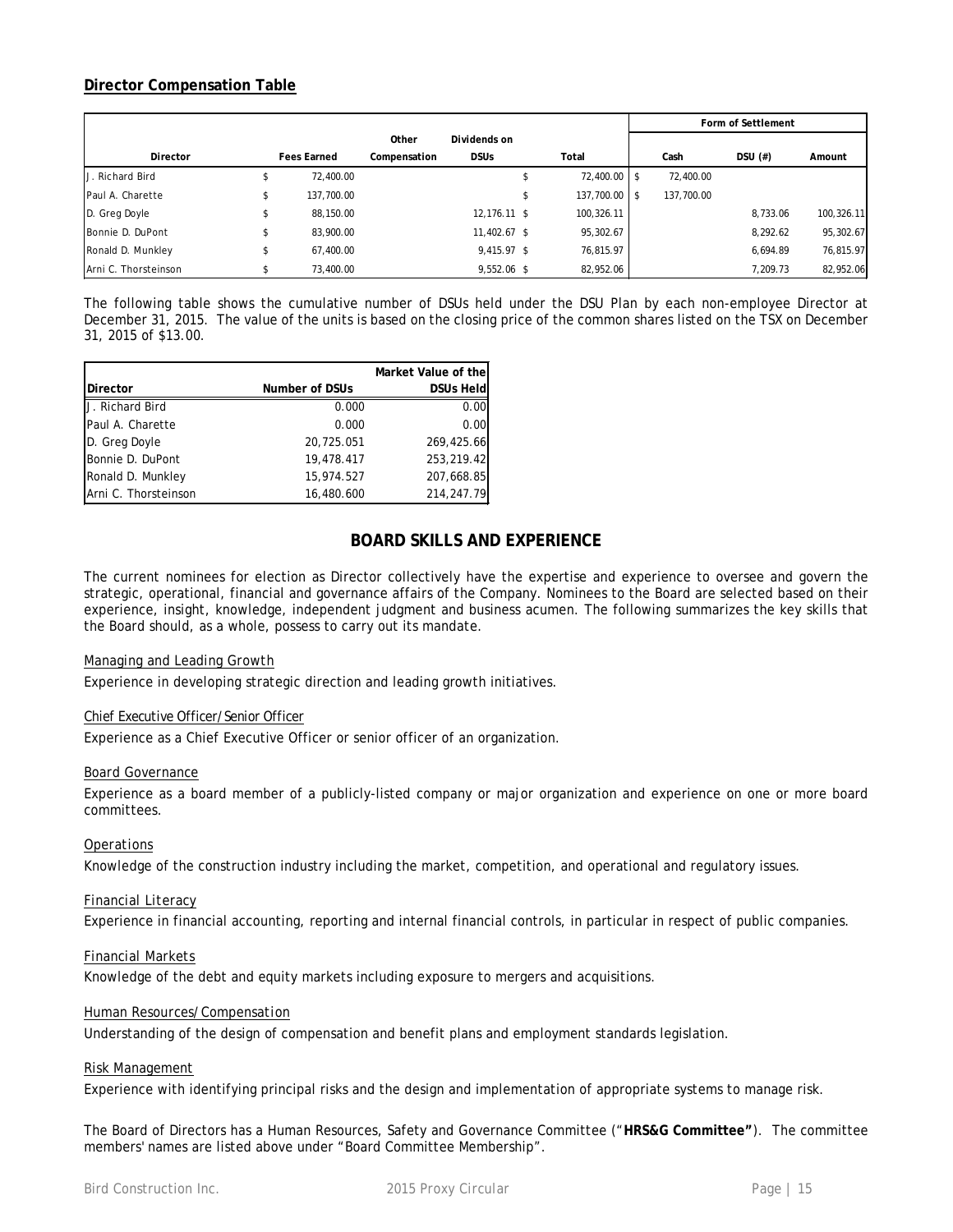**Director Compensation Table**

| Director | Fees Earned | Other Compensation | Dividends on DSUs | Total | Form of Settlement | | |
|---|---|---|---|---|---|---|---|
| | | | | | Cash | DSU (#) | Amount |
| J. Richard Bird | $ 72,400.00 | | | $ 72,400.00 | $ 72,400.00 | | |
| Paul A. Charette | $ 137,700.00 | | | $ 137,700.00 | $ 137,700.00 | | |
| D. Greg Doyle | $ 88,150.00 | | 12,176.11 | $ 100,326.11 | | 8,733.06 | 100,326.11 |
| Bonnie D. DuPont | $ 83,900.00 | | 11,402.67 | $ 95,302.67 | | 8,292.62 | 95,302.67 |
| Ronald D. Munkley | $ 67,400.00 | | 9,415.97 | $ 76,815.97 | | 6,694.89 | 76,815.97 |
| Arni C. Thorsteinson | $ 73,400.00 | | 9,552.06 | $ 82,952.06 | | 7,209.73 | 82,952.06 |

The following table shows the cumulative number of DSUs held under the DSU Plan by each non-employee Director at December 31, 2015. The value of the units is based on the closing price of the common shares listed on the TSX on December 31, 2015 of $13.00.

| Director | Number of DSUs | Market Value of the DSUs Held |
|---|---|---|
| J. Richard Bird | 0.000 | 0.00 |
| Paul A. Charette | 0.000 | 0.00 |
| D. Greg Doyle | 20,725.051 | 269,425.66 |
| Bonnie D. DuPont | 19,478.417 | 253,219.42 |
| Ronald D. Munkley | 15,974.527 | 207,668.85 |
| Arni C. Thorsteinson | 16,480.600 | 214,247.79 |

## BOARD SKILLS AND EXPERIENCE

The current nominees for election as Director collectively have the expertise and experience to oversee and govern the strategic, operational, financial and governance affairs of the Company. Nominees to the Board are selected based on their experience, insight, knowledge, independent judgment and business acumen. The following summarizes the key skills that the Board should, as a whole, possess to carry out its mandate.

Managing and Leading Growth

Experience in developing strategic direction and leading growth initiatives.

Chief Executive Officer/Senior Officer

Experience as a Chief Executive Officer or senior officer of an organization.

Board Governance

Experience as a board member of a publicly-listed company or major organization and experience on one or more board committees.

Operations

Knowledge of the construction industry including the market, competition, and operational and regulatory issues.

Financial Literacy

Experience in financial accounting, reporting and internal financial controls, in particular in respect of public companies.

Financial Markets

Knowledge of the debt and equity markets including exposure to mergers and acquisitions.

Human Resources/Compensation

Understanding of the design of compensation and benefit plans and employment standards legislation.

Risk Management

Experience with identifying principal risks and the design and implementation of appropriate systems to manage risk.

The Board of Directors has a Human Resources, Safety and Governance Committee ("**HRS&G Committee"**). The committee members' names are listed above under "Board Committee Membership".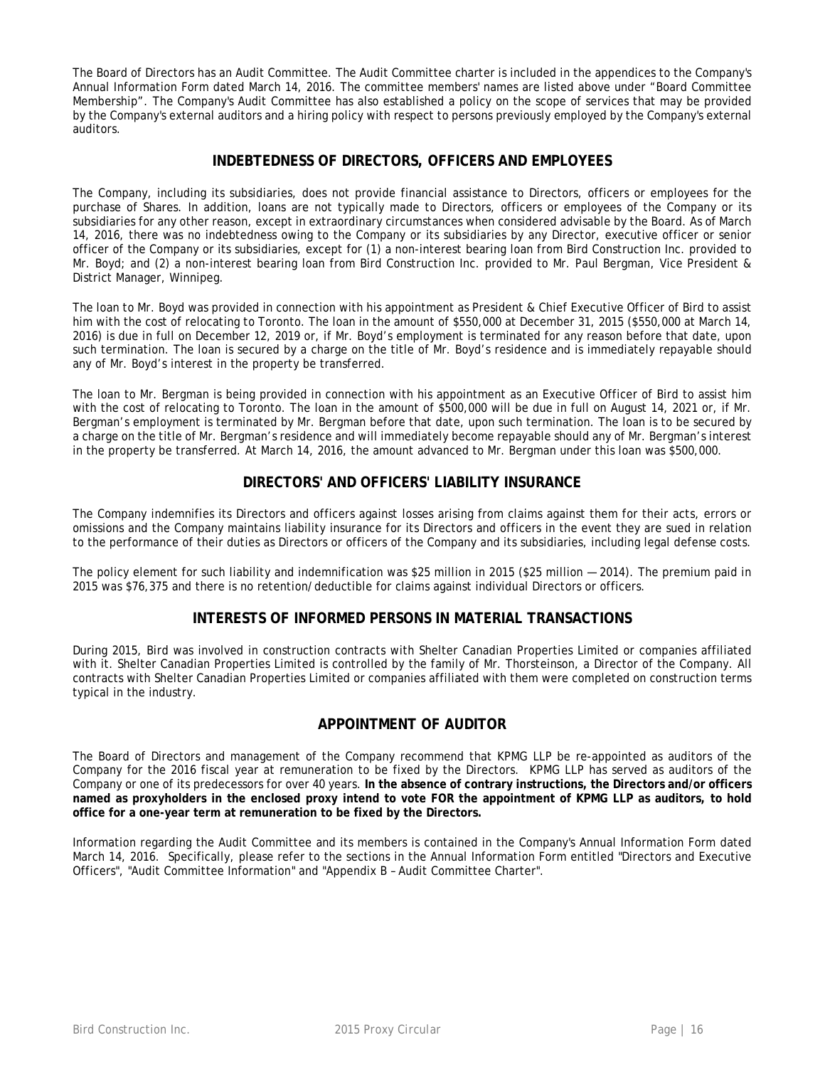The Board of Directors has an Audit Committee. The Audit Committee charter is included in the appendices to the Company's Annual Information Form dated March 14, 2016. The committee members' names are listed above under "Board Committee Membership". The Company's Audit Committee has also established a policy on the scope of services that may be provided by the Company's external auditors and a hiring policy with respect to persons previously employed by the Company's external auditors.

## INDEBTEDNESS OF DIRECTORS, OFFICERS AND EMPLOYEES

The Company, including its subsidiaries, does not provide financial assistance to Directors, officers or employees for the purchase of Shares. In addition, loans are not typically made to Directors, officers or employees of the Company or its subsidiaries for any other reason, except in extraordinary circumstances when considered advisable by the Board. As of March 14, 2016, there was no indebtedness owing to the Company or its subsidiaries by any Director, executive officer or senior officer of the Company or its subsidiaries, except for (1) a non-interest bearing loan from Bird Construction Inc. provided to Mr. Boyd; and (2) a non-interest bearing loan from Bird Construction Inc. provided to Mr. Paul Bergman, Vice President & District Manager, Winnipeg.

The loan to Mr. Boyd was provided in connection with his appointment as President & Chief Executive Officer of Bird to assist him with the cost of relocating to Toronto. The loan in the amount of $550,000 at December 31, 2015 ($550,000 at March 14, 2016) is due in full on December 12, 2019 or, if Mr. Boyd's employment is terminated for any reason before that date, upon such termination. The loan is secured by a charge on the title of Mr. Boyd's residence and is immediately repayable should any of Mr. Boyd's interest in the property be transferred.

The loan to Mr. Bergman is being provided in connection with his appointment as an Executive Officer of Bird to assist him with the cost of relocating to Toronto. The loan in the amount of $500,000 will be due in full on August 14, 2021 or, if Mr. Bergman's employment is terminated by Mr. Bergman before that date, upon such termination. The loan is to be secured by a charge on the title of Mr. Bergman's residence and will immediately become repayable should any of Mr. Bergman's interest in the property be transferred. At March 14, 2016, the amount advanced to Mr. Bergman under this loan was $500,000.

## DIRECTORS' AND OFFICERS' LIABILITY INSURANCE

The Company indemnifies its Directors and officers against losses arising from claims against them for their acts, errors or omissions and the Company maintains liability insurance for its Directors and officers in the event they are sued in relation to the performance of their duties as Directors or officers of the Company and its subsidiaries, including legal defense costs.

The policy element for such liability and indemnification was $25 million in 2015 ($25 million — 2014). The premium paid in 2015 was $76,375 and there is no retention/deductible for claims against individual Directors or officers.

## INTERESTS OF INFORMED PERSONS IN MATERIAL TRANSACTIONS

During 2015, Bird was involved in construction contracts with Shelter Canadian Properties Limited or companies affiliated with it. Shelter Canadian Properties Limited is controlled by the family of Mr. Thorsteinson, a Director of the Company. All contracts with Shelter Canadian Properties Limited or companies affiliated with them were completed on construction terms typical in the industry.

## APPOINTMENT OF AUDITOR

The Board of Directors and management of the Company recommend that KPMG LLP be re-appointed as auditors of the Company for the 2016 fiscal year at remuneration to be fixed by the Directors. KPMG LLP has served as auditors of the Company or one of its predecessors for over 40 years. **In the absence of contrary instructions, the Directors and/or officers named as proxyholders in the enclosed proxy intend to vote FOR the appointment of KPMG LLP as auditors, to hold office for a one-year term at remuneration to be fixed by the Directors.**

Information regarding the Audit Committee and its members is contained in the Company's Annual Information Form dated March 14, 2016. Specifically, please refer to the sections in the Annual Information Form entitled "Directors and Executive Officers", "Audit Committee Information" and "Appendix B – Audit Committee Charter".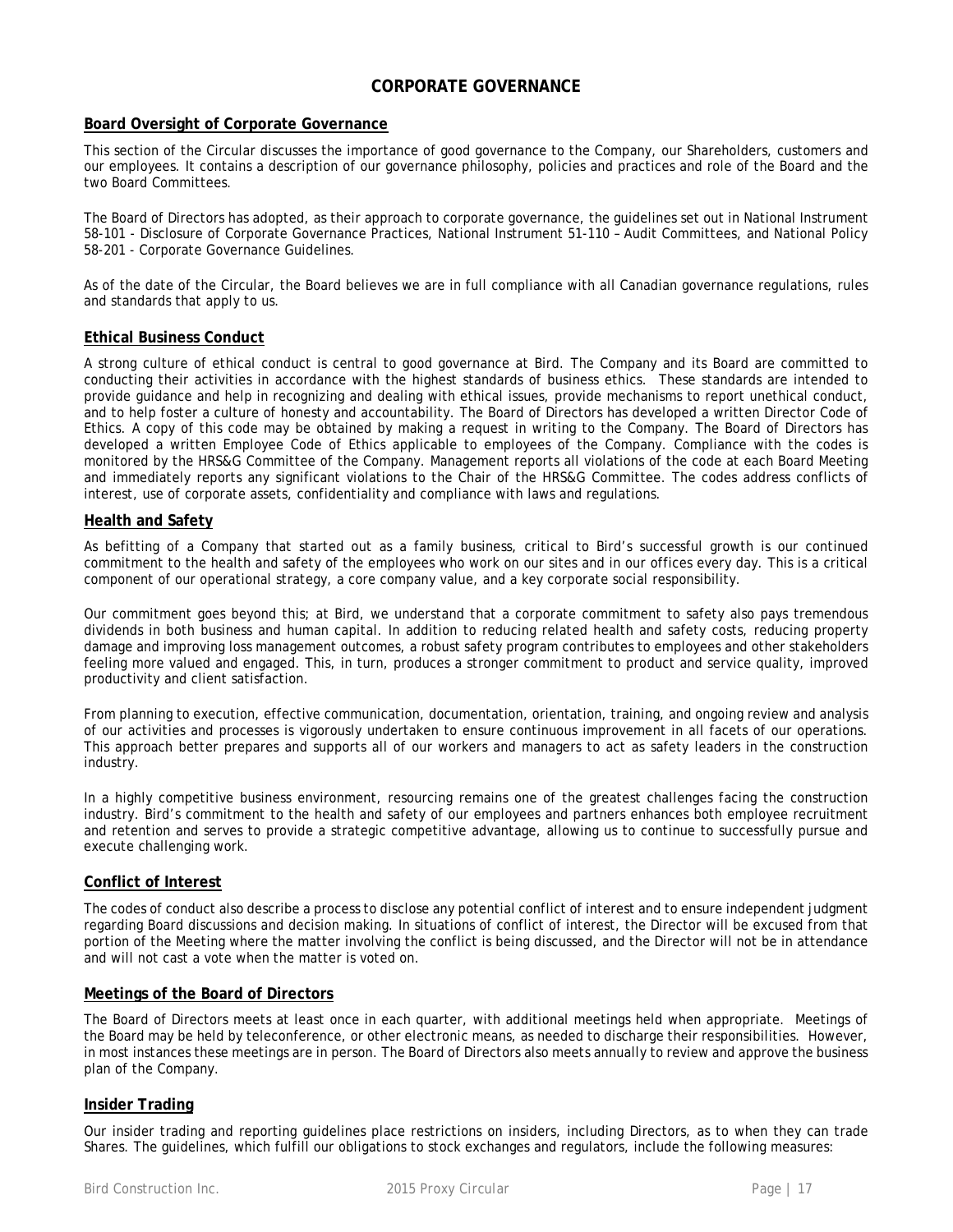# CORPORATE GOVERNANCE

## Board Oversight of Corporate Governance

This section of the Circular discusses the importance of good governance to the Company, our Shareholders, customers and our employees. It contains a description of our governance philosophy, policies and practices and role of the Board and the two Board Committees.

The Board of Directors has adopted, as their approach to corporate governance, the guidelines set out in National Instrument 58-101 - Disclosure of Corporate Governance Practices, National Instrument 51-110 – Audit Committees, and National Policy 58-201 - Corporate Governance Guidelines.

As of the date of the Circular, the Board believes we are in full compliance with all Canadian governance regulations, rules and standards that apply to us.

## Ethical Business Conduct

A strong culture of ethical conduct is central to good governance at Bird. The Company and its Board are committed to conducting their activities in accordance with the highest standards of business ethics. These standards are intended to provide guidance and help in recognizing and dealing with ethical issues, provide mechanisms to report unethical conduct, and to help foster a culture of honesty and accountability. The Board of Directors has developed a written Director Code of Ethics. A copy of this code may be obtained by making a request in writing to the Company. The Board of Directors has developed a written Employee Code of Ethics applicable to employees of the Company. Compliance with the codes is monitored by the HRS&G Committee of the Company. Management reports all violations of the code at each Board Meeting and immediately reports any significant violations to the Chair of the HRS&G Committee. The codes address conflicts of interest, use of corporate assets, confidentiality and compliance with laws and regulations.

## Health and Safety

As befitting of a Company that started out as a family business, critical to Bird's successful growth is our continued commitment to the health and safety of the employees who work on our sites and in our offices every day. This is a critical component of our operational strategy, a core company value, and a key corporate social responsibility.

Our commitment goes beyond this; at Bird, we understand that a corporate commitment to safety also pays tremendous dividends in both business and human capital. In addition to reducing related health and safety costs, reducing property damage and improving loss management outcomes, a robust safety program contributes to employees and other stakeholders feeling more valued and engaged. This, in turn, produces a stronger commitment to product and service quality, improved productivity and client satisfaction.

From planning to execution, effective communication, documentation, orientation, training, and ongoing review and analysis of our activities and processes is vigorously undertaken to ensure continuous improvement in all facets of our operations. This approach better prepares and supports all of our workers and managers to act as safety leaders in the construction industry.

In a highly competitive business environment, resourcing remains one of the greatest challenges facing the construction industry. Bird's commitment to the health and safety of our employees and partners enhances both employee recruitment and retention and serves to provide a strategic competitive advantage, allowing us to continue to successfully pursue and execute challenging work.

## Conflict of Interest

The codes of conduct also describe a process to disclose any potential conflict of interest and to ensure independent judgment regarding Board discussions and decision making. In situations of conflict of interest, the Director will be excused from that portion of the Meeting where the matter involving the conflict is being discussed, and the Director will not be in attendance and will not cast a vote when the matter is voted on.

## Meetings of the Board of Directors

The Board of Directors meets at least once in each quarter, with additional meetings held when appropriate. Meetings of the Board may be held by teleconference, or other electronic means, as needed to discharge their responsibilities. However, in most instances these meetings are in person. The Board of Directors also meets annually to review and approve the business plan of the Company.

## Insider Trading

Our insider trading and reporting guidelines place restrictions on insiders, including Directors, as to when they can trade Shares. The guidelines, which fulfill our obligations to stock exchanges and regulators, include the following measures: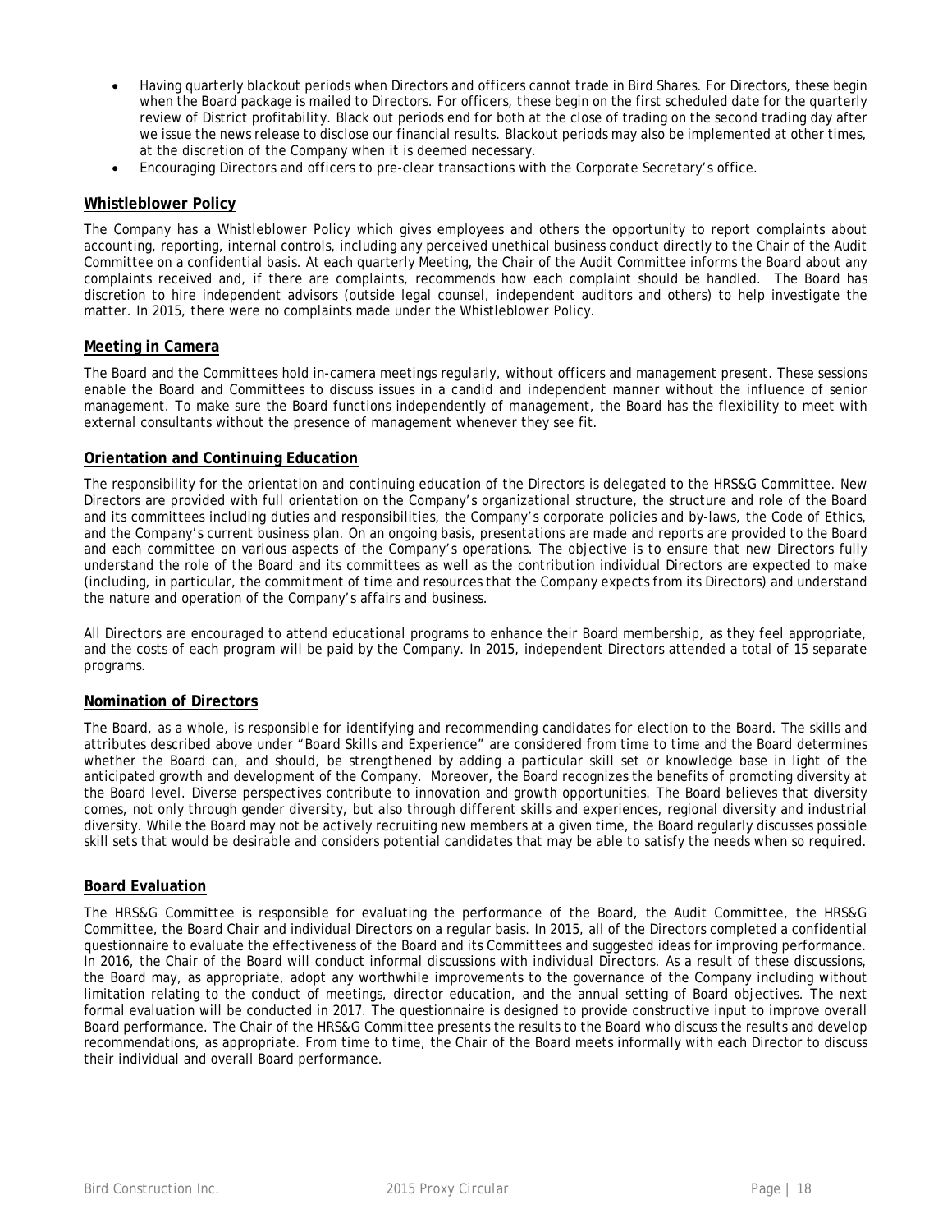- Having quarterly blackout periods when Directors and officers cannot trade in Bird Shares. For Directors, these begin when the Board package is mailed to Directors. For officers, these begin on the first scheduled date for the quarterly review of District profitability. Black out periods end for both at the close of trading on the second trading day after we issue the news release to disclose our financial results. Blackout periods may also be implemented at other times, at the discretion of the Company when it is deemed necessary.
- Encouraging Directors and officers to pre-clear transactions with the Corporate Secretary's office.

## Whistleblower Policy

The Company has a Whistleblower Policy which gives employees and others the opportunity to report complaints about accounting, reporting, internal controls, including any perceived unethical business conduct directly to the Chair of the Audit Committee on a confidential basis. At each quarterly Meeting, the Chair of the Audit Committee informs the Board about any complaints received and, if there are complaints, recommends how each complaint should be handled. The Board has discretion to hire independent advisors (outside legal counsel, independent auditors and others) to help investigate the matter. In 2015, there were no complaints made under the Whistleblower Policy.

## Meeting in Camera

The Board and the Committees hold in-camera meetings regularly, without officers and management present. These sessions enable the Board and Committees to discuss issues in a candid and independent manner without the influence of senior management. To make sure the Board functions independently of management, the Board has the flexibility to meet with external consultants without the presence of management whenever they see fit.

## Orientation and Continuing Education

The responsibility for the orientation and continuing education of the Directors is delegated to the HRS&G Committee. New Directors are provided with full orientation on the Company's organizational structure, the structure and role of the Board and its committees including duties and responsibilities, the Company's corporate policies and by-laws, the Code of Ethics, and the Company's current business plan. On an ongoing basis, presentations are made and reports are provided to the Board and each committee on various aspects of the Company's operations. The objective is to ensure that new Directors fully understand the role of the Board and its committees as well as the contribution individual Directors are expected to make (including, in particular, the commitment of time and resources that the Company expects from its Directors) and understand the nature and operation of the Company's affairs and business.

All Directors are encouraged to attend educational programs to enhance their Board membership, as they feel appropriate, and the costs of each program will be paid by the Company. In 2015, independent Directors attended a total of 15 separate programs.

## Nomination of Directors

The Board, as a whole, is responsible for identifying and recommending candidates for election to the Board. The skills and attributes described above under "Board Skills and Experience" are considered from time to time and the Board determines whether the Board can, and should, be strengthened by adding a particular skill set or knowledge base in light of the anticipated growth and development of the Company. Moreover, the Board recognizes the benefits of promoting diversity at the Board level. Diverse perspectives contribute to innovation and growth opportunities. The Board believes that diversity comes, not only through gender diversity, but also through different skills and experiences, regional diversity and industrial diversity. While the Board may not be actively recruiting new members at a given time, the Board regularly discusses possible skill sets that would be desirable and considers potential candidates that may be able to satisfy the needs when so required.

## Board Evaluation

The HRS&G Committee is responsible for evaluating the performance of the Board, the Audit Committee, the HRS&G Committee, the Board Chair and individual Directors on a regular basis. In 2015, all of the Directors completed a confidential questionnaire to evaluate the effectiveness of the Board and its Committees and suggested ideas for improving performance. In 2016, the Chair of the Board will conduct informal discussions with individual Directors. As a result of these discussions, the Board may, as appropriate, adopt any worthwhile improvements to the governance of the Company including without limitation relating to the conduct of meetings, director education, and the annual setting of Board objectives. The next formal evaluation will be conducted in 2017. The questionnaire is designed to provide constructive input to improve overall Board performance. The Chair of the HRS&G Committee presents the results to the Board who discuss the results and develop recommendations, as appropriate. From time to time, the Chair of the Board meets informally with each Director to discuss their individual and overall Board performance.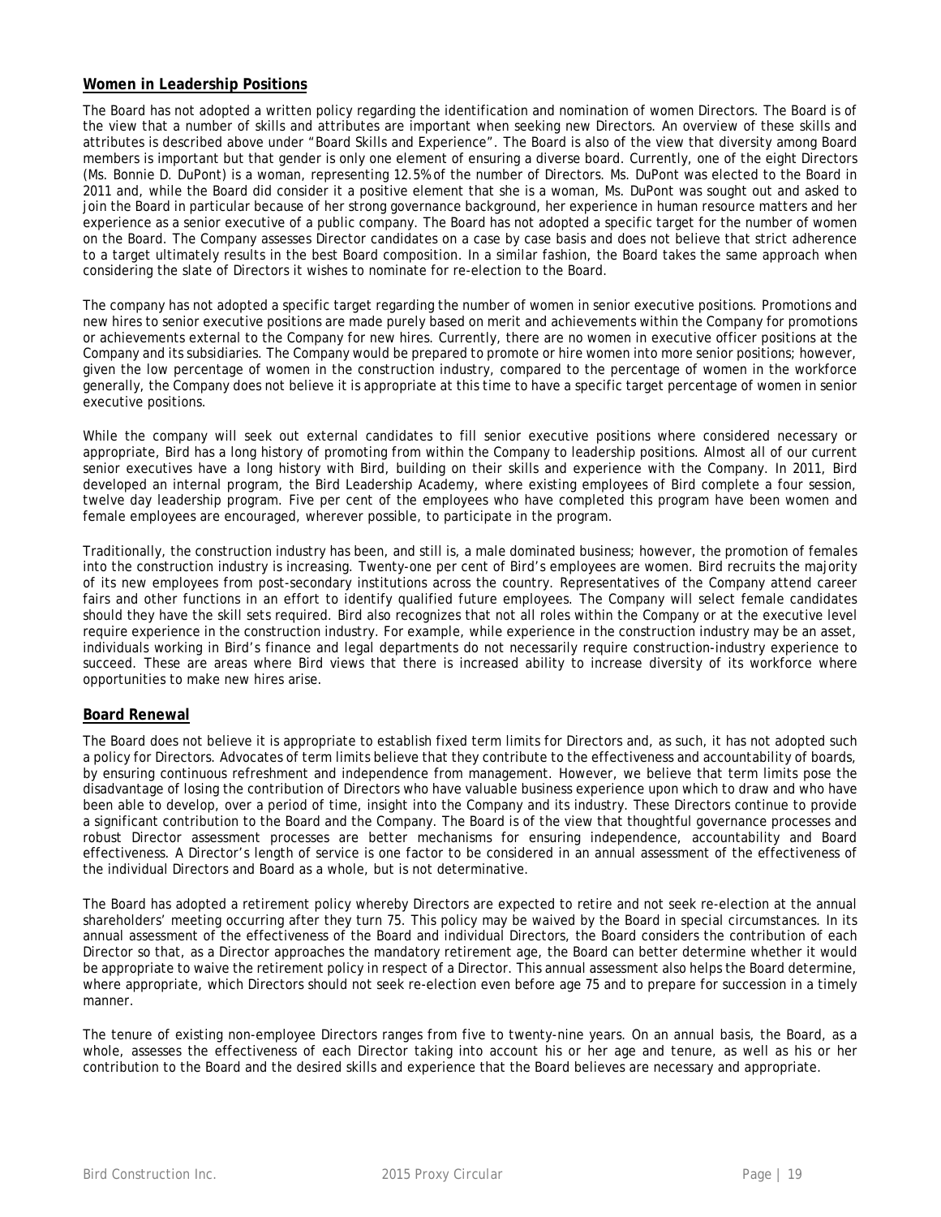## Women in Leadership Positions

The Board has not adopted a written policy regarding the identification and nomination of women Directors. The Board is of the view that a number of skills and attributes are important when seeking new Directors. An overview of these skills and attributes is described above under "Board Skills and Experience". The Board is also of the view that diversity among Board members is important but that gender is only one element of ensuring a diverse board. Currently, one of the eight Directors (Ms. Bonnie D. DuPont) is a woman, representing 12.5% of the number of Directors. Ms. DuPont was elected to the Board in 2011 and, while the Board did consider it a positive element that she is a woman, Ms. DuPont was sought out and asked to join the Board in particular because of her strong governance background, her experience in human resource matters and her experience as a senior executive of a public company. The Board has not adopted a specific target for the number of women on the Board. The Company assesses Director candidates on a case by case basis and does not believe that strict adherence to a target ultimately results in the best Board composition. In a similar fashion, the Board takes the same approach when considering the slate of Directors it wishes to nominate for re-election to the Board.

The company has not adopted a specific target regarding the number of women in senior executive positions. Promotions and new hires to senior executive positions are made purely based on merit and achievements within the Company for promotions or achievements external to the Company for new hires. Currently, there are no women in executive officer positions at the Company and its subsidiaries. The Company would be prepared to promote or hire women into more senior positions; however, given the low percentage of women in the construction industry, compared to the percentage of women in the workforce generally, the Company does not believe it is appropriate at this time to have a specific target percentage of women in senior executive positions.

While the company will seek out external candidates to fill senior executive positions where considered necessary or appropriate, Bird has a long history of promoting from within the Company to leadership positions. Almost all of our current senior executives have a long history with Bird, building on their skills and experience with the Company. In 2011, Bird developed an internal program, the Bird Leadership Academy, where existing employees of Bird complete a four session, twelve day leadership program. Five per cent of the employees who have completed this program have been women and female employees are encouraged, wherever possible, to participate in the program.

Traditionally, the construction industry has been, and still is, a male dominated business; however, the promotion of females into the construction industry is increasing. Twenty-one per cent of Bird's employees are women. Bird recruits the majority of its new employees from post-secondary institutions across the country. Representatives of the Company attend career fairs and other functions in an effort to identify qualified future employees. The Company will select female candidates should they have the skill sets required. Bird also recognizes that not all roles within the Company or at the executive level require experience in the construction industry. For example, while experience in the construction industry may be an asset, individuals working in Bird's finance and legal departments do not necessarily require construction-industry experience to succeed. These are areas where Bird views that there is increased ability to increase diversity of its workforce where opportunities to make new hires arise.

## Board Renewal

The Board does not believe it is appropriate to establish fixed term limits for Directors and, as such, it has not adopted such a policy for Directors. Advocates of term limits believe that they contribute to the effectiveness and accountability of boards, by ensuring continuous refreshment and independence from management. However, we believe that term limits pose the disadvantage of losing the contribution of Directors who have valuable business experience upon which to draw and who have been able to develop, over a period of time, insight into the Company and its industry. These Directors continue to provide a significant contribution to the Board and the Company. The Board is of the view that thoughtful governance processes and robust Director assessment processes are better mechanisms for ensuring independence, accountability and Board effectiveness. A Director's length of service is one factor to be considered in an annual assessment of the effectiveness of the individual Directors and Board as a whole, but is not determinative.

The Board has adopted a retirement policy whereby Directors are expected to retire and not seek re-election at the annual shareholders' meeting occurring after they turn 75. This policy may be waived by the Board in special circumstances. In its annual assessment of the effectiveness of the Board and individual Directors, the Board considers the contribution of each Director so that, as a Director approaches the mandatory retirement age, the Board can better determine whether it would be appropriate to waive the retirement policy in respect of a Director. This annual assessment also helps the Board determine, where appropriate, which Directors should not seek re-election even before age 75 and to prepare for succession in a timely manner.

The tenure of existing non-employee Directors ranges from five to twenty-nine years. On an annual basis, the Board, as a whole, assesses the effectiveness of each Director taking into account his or her age and tenure, as well as his or her contribution to the Board and the desired skills and experience that the Board believes are necessary and appropriate.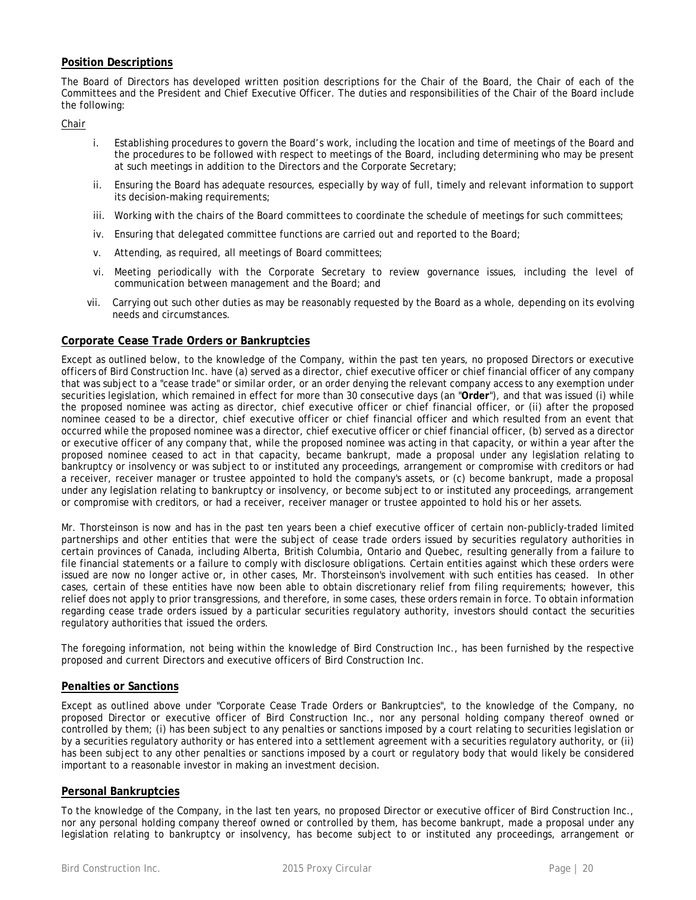## Position Descriptions

The Board of Directors has developed written position descriptions for the Chair of the Board, the Chair of each of the Committees and the President and Chief Executive Officer. The duties and responsibilities of the Chair of the Board include the following:

Chair

i. Establishing procedures to govern the Board's work, including the location and time of meetings of the Board and the procedures to be followed with respect to meetings of the Board, including determining who may be present at such meetings in addition to the Directors and the Corporate Secretary;

ii. Ensuring the Board has adequate resources, especially by way of full, timely and relevant information to support its decision-making requirements;

iii. Working with the chairs of the Board committees to coordinate the schedule of meetings for such committees;

iv. Ensuring that delegated committee functions are carried out and reported to the Board;

v. Attending, as required, all meetings of Board committees;

vi. Meeting periodically with the Corporate Secretary to review governance issues, including the level of communication between management and the Board; and

vii. Carrying out such other duties as may be reasonably requested by the Board as a whole, depending on its evolving needs and circumstances.

## Corporate Cease Trade Orders or Bankruptcies

Except as outlined below, to the knowledge of the Company, within the past ten years, no proposed Directors or executive officers of Bird Construction Inc. have (a) served as a director, chief executive officer or chief financial officer of any company that was subject to a "cease trade" or similar order, or an order denying the relevant company access to any exemption under securities legislation, which remained in effect for more than 30 consecutive days (an "**Order**"), and that was issued (i) while the proposed nominee was acting as director, chief executive officer or chief financial officer, or (ii) after the proposed nominee ceased to be a director, chief executive officer or chief financial officer and which resulted from an event that occurred while the proposed nominee was a director, chief executive officer or chief financial officer, (b) served as a director or executive officer of any company that, while the proposed nominee was acting in that capacity, or within a year after the proposed nominee ceased to act in that capacity, became bankrupt, made a proposal under any legislation relating to bankruptcy or insolvency or was subject to or instituted any proceedings, arrangement or compromise with creditors or had a receiver, receiver manager or trustee appointed to hold the company's assets, or (c) become bankrupt, made a proposal under any legislation relating to bankruptcy or insolvency, or become subject to or instituted any proceedings, arrangement or compromise with creditors, or had a receiver, receiver manager or trustee appointed to hold his or her assets.

Mr. Thorsteinson is now and has in the past ten years been a chief executive officer of certain non-publicly-traded limited partnerships and other entities that were the subject of cease trade orders issued by securities regulatory authorities in certain provinces of Canada, including Alberta, British Columbia, Ontario and Quebec, resulting generally from a failure to file financial statements or a failure to comply with disclosure obligations. Certain entities against which these orders were issued are now no longer active or, in other cases, Mr. Thorsteinson's involvement with such entities has ceased. In other cases, certain of these entities have now been able to obtain discretionary relief from filing requirements; however, this relief does not apply to prior transgressions, and therefore, in some cases, these orders remain in force. To obtain information regarding cease trade orders issued by a particular securities regulatory authority, investors should contact the securities regulatory authorities that issued the orders.

The foregoing information, not being within the knowledge of Bird Construction Inc., has been furnished by the respective proposed and current Directors and executive officers of Bird Construction Inc.

## Penalties or Sanctions

Except as outlined above under "Corporate Cease Trade Orders or Bankruptcies", to the knowledge of the Company, no proposed Director or executive officer of Bird Construction Inc., nor any personal holding company thereof owned or controlled by them; (i) has been subject to any penalties or sanctions imposed by a court relating to securities legislation or by a securities regulatory authority or has entered into a settlement agreement with a securities regulatory authority, or (ii) has been subject to any other penalties or sanctions imposed by a court or regulatory body that would likely be considered important to a reasonable investor in making an investment decision.

## Personal Bankruptcies

To the knowledge of the Company, in the last ten years, no proposed Director or executive officer of Bird Construction Inc., nor any personal holding company thereof owned or controlled by them, has become bankrupt, made a proposal under any legislation relating to bankruptcy or insolvency, has become subject to or instituted any proceedings, arrangement or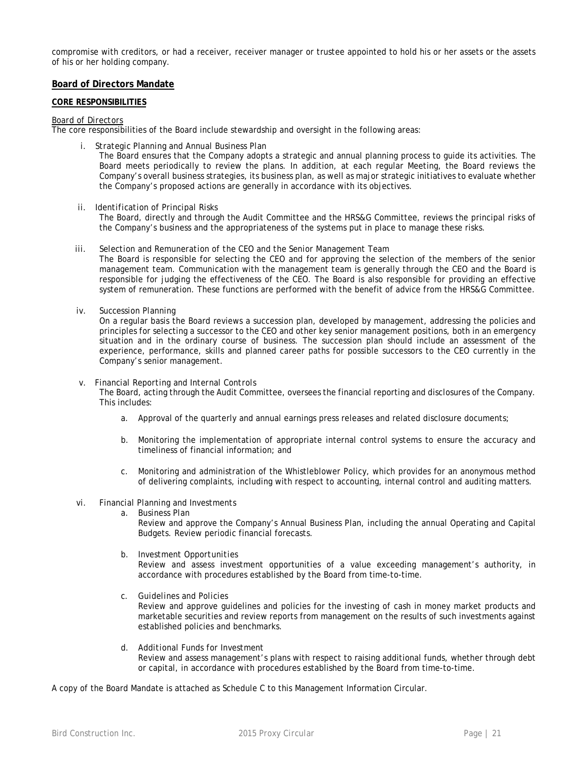compromise with creditors, or had a receiver, receiver manager or trustee appointed to hold his or her assets or the assets of his or her holding company.

## **Board of Directors Mandate**

### **CORE RESPONSIBILITIES**

Board of Directors

The core responsibilities of the Board include stewardship and oversight in the following areas:

i. *Strategic Planning and Annual Business Plan*

The Board ensures that the Company adopts a strategic and annual planning process to guide its activities. The Board meets periodically to review the plans. In addition, at each regular Meeting, the Board reviews the Company's overall business strategies, its business plan, as well as major strategic initiatives to evaluate whether the Company's proposed actions are generally in accordance with its objectives.

ii. *Identification of Principal Risks*

The Board, directly and through the Audit Committee and the HRS&G Committee, reviews the principal risks of the Company's business and the appropriateness of the systems put in place to manage these risks.

iii. *Selection and Remuneration of the CEO and the Senior Management Team*

The Board is responsible for selecting the CEO and for approving the selection of the members of the senior management team. Communication with the management team is generally through the CEO and the Board is responsible for judging the effectiveness of the CEO. The Board is also responsible for providing an effective system of remuneration. These functions are performed with the benefit of advice from the HRS&G Committee.

iv. *Succession Planning*

On a regular basis the Board reviews a succession plan, developed by management, addressing the policies and principles for selecting a successor to the CEO and other key senior management positions, both in an emergency situation and in the ordinary course of business. The succession plan should include an assessment of the experience, performance, skills and planned career paths for possible successors to the CEO currently in the Company's senior management.

v. *Financial Reporting and Internal Controls*

The Board, acting through the Audit Committee, oversees the financial reporting and disclosures of the Company. This includes:

a. Approval of the quarterly and annual earnings press releases and related disclosure documents;

b. Monitoring the implementation of appropriate internal control systems to ensure the accuracy and timeliness of financial information; and

c. Monitoring and administration of the Whistleblower Policy, which provides for an anonymous method of delivering complaints, including with respect to accounting, internal control and auditing matters.

vi. *Financial Planning and Investments*

a. *Business Plan*

Review and approve the Company's Annual Business Plan, including the annual Operating and Capital Budgets. Review periodic financial forecasts.

b. *Investment Opportunities*

Review and assess investment opportunities of a value exceeding management's authority, in accordance with procedures established by the Board from time-to-time.

c. *Guidelines and Policies*

Review and approve guidelines and policies for the investing of cash in money market products and marketable securities and review reports from management on the results of such investments against established policies and benchmarks.

d. *Additional Funds for Investment*

Review and assess management's plans with respect to raising additional funds, whether through debt or capital, in accordance with procedures established by the Board from time-to-time.

A copy of the Board Mandate is attached as Schedule C to this Management Information Circular.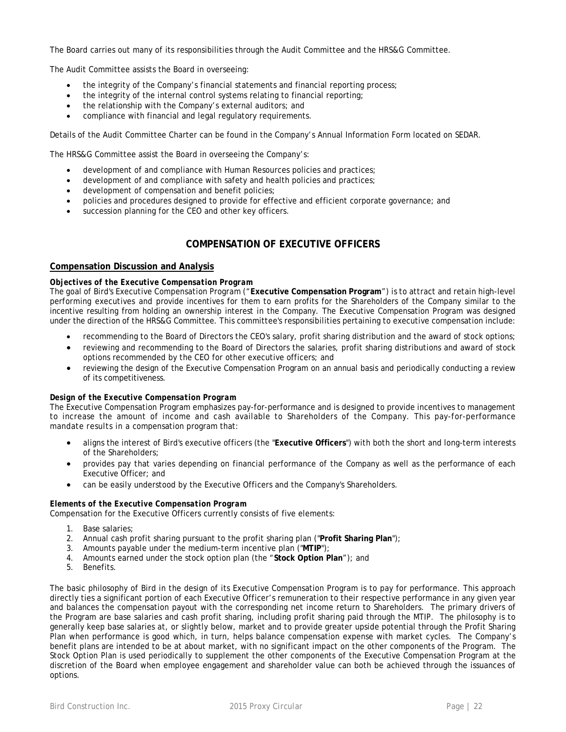The Board carries out many of its responsibilities through the Audit Committee and the HRS&G Committee.

The Audit Committee assists the Board in overseeing:

- the integrity of the Company's financial statements and financial reporting process;
- the integrity of the internal control systems relating to financial reporting;
- the relationship with the Company's external auditors; and
- compliance with financial and legal regulatory requirements.

Details of the Audit Committee Charter can be found in the Company's Annual Information Form located on SEDAR.

The HRS&G Committee assist the Board in overseeing the Company's:

- development of and compliance with Human Resources policies and practices;
- development of and compliance with safety and health policies and practices;
- development of compensation and benefit policies;
- policies and procedures designed to provide for effective and efficient corporate governance; and
- succession planning for the CEO and other key officers.

## COMPENSATION OF EXECUTIVE OFFICERS

### Compensation Discussion and Analysis

***Objectives of the Executive Compensation Program***

The goal of Bird's Executive Compensation Program ("**Executive Compensation Program**") is to attract and retain high-level performing executives and provide incentives for them to earn profits for the Shareholders of the Company similar to the incentive resulting from holding an ownership interest in the Company. The Executive Compensation Program was designed under the direction of the HRS&G Committee. This committee's responsibilities pertaining to executive compensation include:

- recommending to the Board of Directors the CEO's salary, profit sharing distribution and the award of stock options;
- reviewing and recommending to the Board of Directors the salaries, profit sharing distributions and award of stock options recommended by the CEO for other executive officers; and
- reviewing the design of the Executive Compensation Program on an annual basis and periodically conducting a review of its competitiveness.

***Design of the Executive Compensation Program***

The Executive Compensation Program emphasizes pay-for-performance and is designed to provide incentives to management to increase the amount of income and cash available to Shareholders of the Company. This pay-for-performance mandate results in a compensation program that:

- aligns the interest of Bird's executive officers (the "**Executive Officers**") with both the short and long-term interests of the Shareholders;
- provides pay that varies depending on financial performance of the Company as well as the performance of each Executive Officer; and
- can be easily understood by the Executive Officers and the Company's Shareholders.

***Elements of the Executive Compensation Program***

Compensation for the Executive Officers currently consists of five elements:

1. Base salaries;
2. Annual cash profit sharing pursuant to the profit sharing plan ("**Profit Sharing Plan**");
3. Amounts payable under the medium-term incentive plan ("**MTIP**");
4. Amounts earned under the stock option plan (the "**Stock Option Plan**"); and
5. Benefits.

The basic philosophy of Bird in the design of its Executive Compensation Program is to pay for performance. This approach directly ties a significant portion of each Executive Officer's remuneration to their respective performance in any given year and balances the compensation payout with the corresponding net income return to Shareholders. The primary drivers of the Program are base salaries and cash profit sharing, including profit sharing paid through the MTIP. The philosophy is to generally keep base salaries at, or slightly below, market and to provide greater upside potential through the Profit Sharing Plan when performance is good which, in turn, helps balance compensation expense with market cycles. The Company's benefit plans are intended to be at about market, with no significant impact on the other components of the Program. The Stock Option Plan is used periodically to supplement the other components of the Executive Compensation Program at the discretion of the Board when employee engagement and shareholder value can both be achieved through the issuances of options.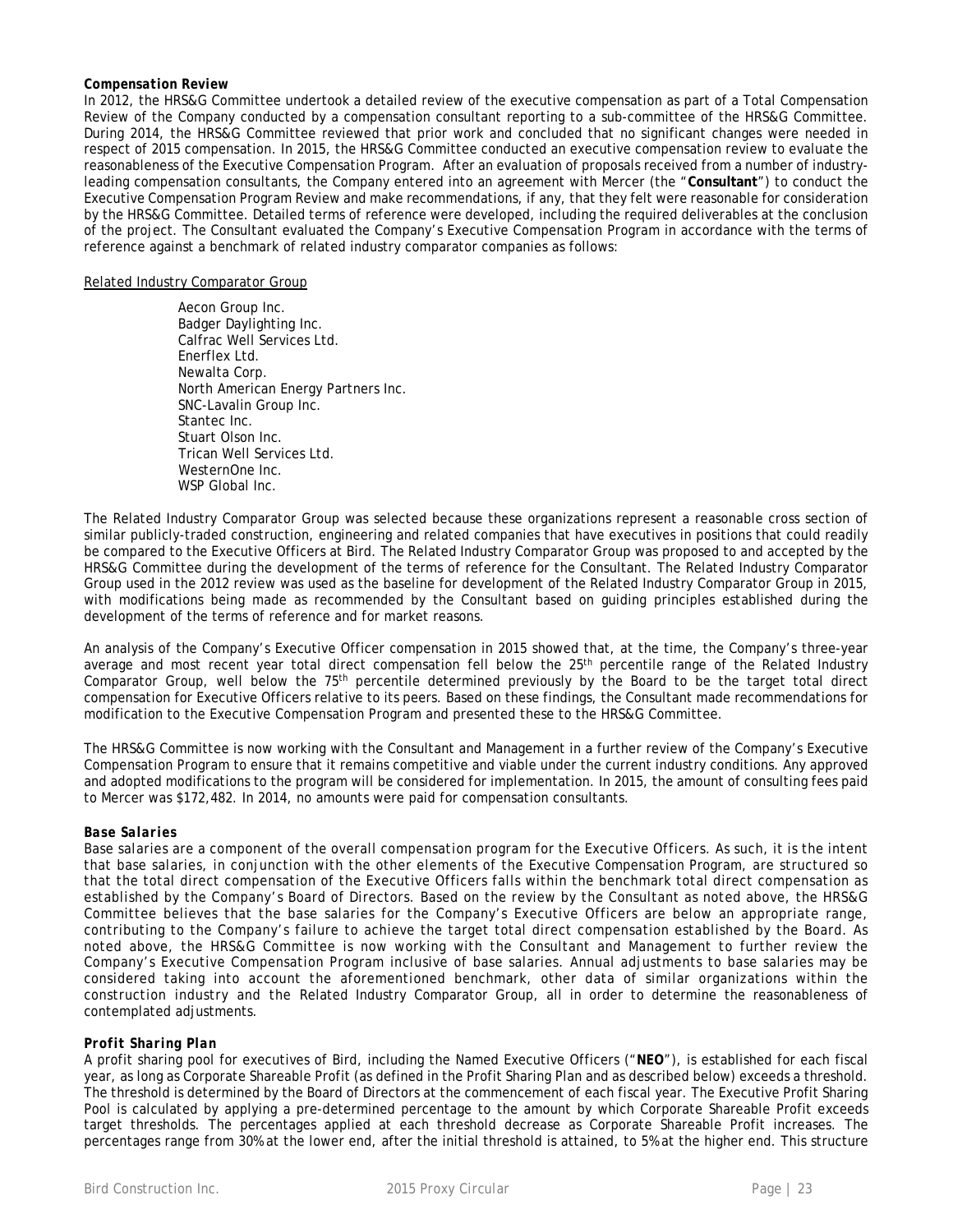***Compensation Review***

In 2012, the HRS&G Committee undertook a detailed review of the executive compensation as part of a Total Compensation Review of the Company conducted by a compensation consultant reporting to a sub-committee of the HRS&G Committee. During 2014, the HRS&G Committee reviewed that prior work and concluded that no significant changes were needed in respect of 2015 compensation. In 2015, the HRS&G Committee conducted an executive compensation review to evaluate the reasonableness of the Executive Compensation Program. After an evaluation of proposals received from a number of industry-leading compensation consultants, the Company entered into an agreement with Mercer (the "**Consultant**") to conduct the Executive Compensation Program Review and make recommendations, if any, that they felt were reasonable for consideration by the HRS&G Committee. Detailed terms of reference were developed, including the required deliverables at the conclusion of the project. The Consultant evaluated the Company's Executive Compensation Program in accordance with the terms of reference against a benchmark of related industry comparator companies as follows:

<u>Related Industry Comparator Group</u>

Aecon Group Inc.
Badger Daylighting Inc.
Calfrac Well Services Ltd.
Enerflex Ltd.
Newalta Corp.
North American Energy Partners Inc.
SNC-Lavalin Group Inc.
Stantec Inc.
Stuart Olson Inc.
Trican Well Services Ltd.
WesternOne Inc.
WSP Global Inc.

The Related Industry Comparator Group was selected because these organizations represent a reasonable cross section of similar publicly-traded construction, engineering and related companies that have executives in positions that could readily be compared to the Executive Officers at Bird. The Related Industry Comparator Group was proposed to and accepted by the HRS&G Committee during the development of the terms of reference for the Consultant. The Related Industry Comparator Group used in the 2012 review was used as the baseline for development of the Related Industry Comparator Group in 2015, with modifications being made as recommended by the Consultant based on guiding principles established during the development of the terms of reference and for market reasons.

An analysis of the Company's Executive Officer compensation in 2015 showed that, at the time, the Company's three-year average and most recent year total direct compensation fell below the 25th percentile range of the Related Industry Comparator Group, well below the 75th percentile determined previously by the Board to be the target total direct compensation for Executive Officers relative to its peers. Based on these findings, the Consultant made recommendations for modification to the Executive Compensation Program and presented these to the HRS&G Committee.

The HRS&G Committee is now working with the Consultant and Management in a further review of the Company's Executive Compensation Program to ensure that it remains competitive and viable under the current industry conditions. Any approved and adopted modifications to the program will be considered for implementation. In 2015, the amount of consulting fees paid to Mercer was $172,482. In 2014, no amounts were paid for compensation consultants.

***Base Salaries***

Base salaries are a component of the overall compensation program for the Executive Officers. As such, it is the intent that base salaries, in conjunction with the other elements of the Executive Compensation Program, are structured so that the total direct compensation of the Executive Officers falls within the benchmark total direct compensation as established by the Company's Board of Directors. Based on the review by the Consultant as noted above, the HRS&G Committee believes that the base salaries for the Company's Executive Officers are below an appropriate range, contributing to the Company's failure to achieve the target total direct compensation established by the Board. As noted above, the HRS&G Committee is now working with the Consultant and Management to further review the Company's Executive Compensation Program inclusive of base salaries. Annual adjustments to base salaries may be considered taking into account the aforementioned benchmark, other data of similar organizations within the construction industry and the Related Industry Comparator Group, all in order to determine the reasonableness of contemplated adjustments.

***Profit Sharing Plan***

A profit sharing pool for executives of Bird, including the Named Executive Officers ("**NEO**"), is established for each fiscal year, as long as Corporate Shareable Profit (as defined in the Profit Sharing Plan and as described below) exceeds a threshold. The threshold is determined by the Board of Directors at the commencement of each fiscal year. The Executive Profit Sharing Pool is calculated by applying a pre-determined percentage to the amount by which Corporate Shareable Profit exceeds target thresholds. The percentages applied at each threshold decrease as Corporate Shareable Profit increases. The percentages range from 30% at the lower end, after the initial threshold is attained, to 5% at the higher end. This structure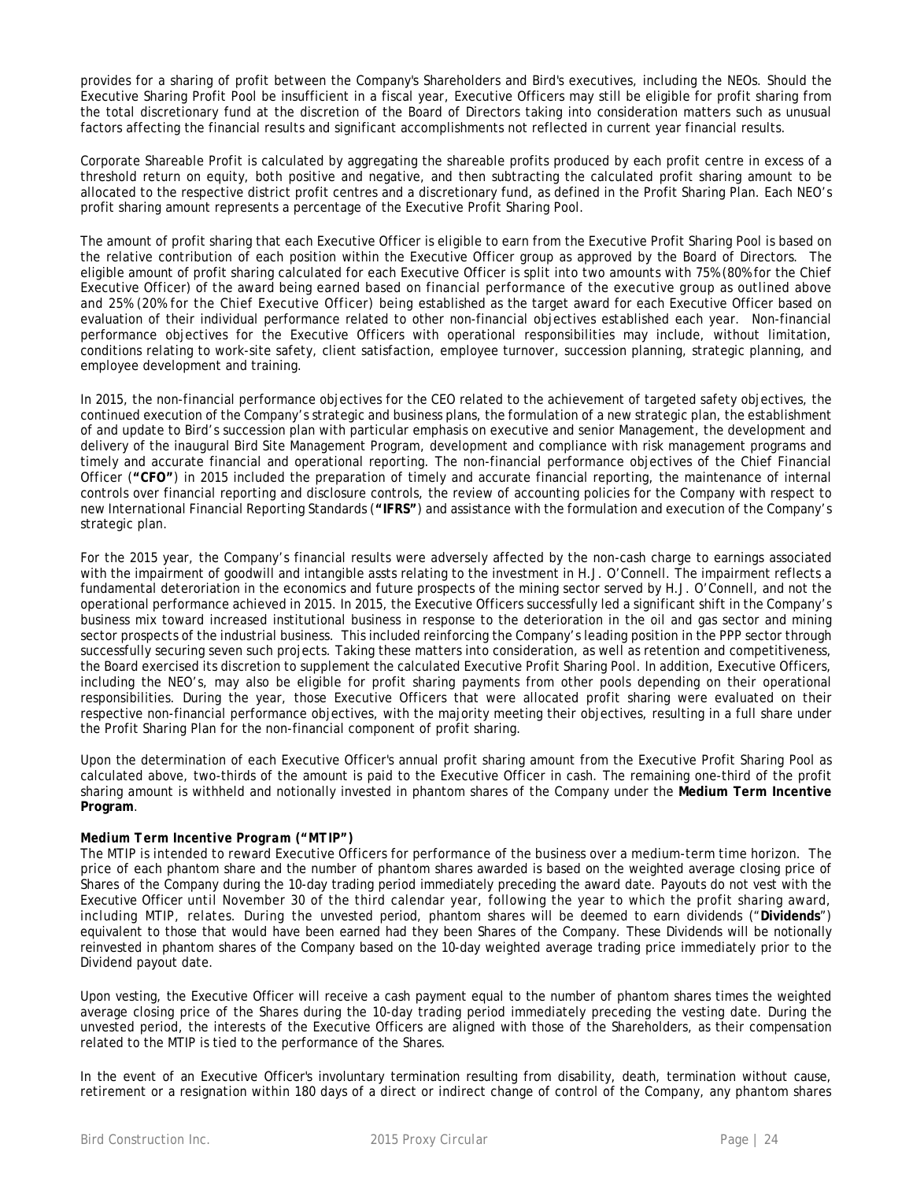provides for a sharing of profit between the Company's Shareholders and Bird's executives, including the NEOs. Should the Executive Sharing Profit Pool be insufficient in a fiscal year, Executive Officers may still be eligible for profit sharing from the total discretionary fund at the discretion of the Board of Directors taking into consideration matters such as unusual factors affecting the financial results and significant accomplishments not reflected in current year financial results.

Corporate Shareable Profit is calculated by aggregating the shareable profits produced by each profit centre in excess of a threshold return on equity, both positive and negative, and then subtracting the calculated profit sharing amount to be allocated to the respective district profit centres and a discretionary fund, as defined in the Profit Sharing Plan. Each NEO's profit sharing amount represents a percentage of the Executive Profit Sharing Pool.

The amount of profit sharing that each Executive Officer is eligible to earn from the Executive Profit Sharing Pool is based on the relative contribution of each position within the Executive Officer group as approved by the Board of Directors. The eligible amount of profit sharing calculated for each Executive Officer is split into two amounts with 75% (80% for the Chief Executive Officer) of the award being earned based on financial performance of the executive group as outlined above and 25% (20% for the Chief Executive Officer) being established as the target award for each Executive Officer based on evaluation of their individual performance related to other non-financial objectives established each year. Non-financial performance objectives for the Executive Officers with operational responsibilities may include, without limitation, conditions relating to work-site safety, client satisfaction, employee turnover, succession planning, strategic planning, and employee development and training.

In 2015, the non-financial performance objectives for the CEO related to the achievement of targeted safety objectives, the continued execution of the Company's strategic and business plans, the formulation of a new strategic plan, the establishment of and update to Bird's succession plan with particular emphasis on executive and senior Management, the development and delivery of the inaugural Bird Site Management Program, development and compliance with risk management programs and timely and accurate financial and operational reporting. The non-financial performance objectives of the Chief Financial Officer (**"CFO"**) in 2015 included the preparation of timely and accurate financial reporting, the maintenance of internal controls over financial reporting and disclosure controls, the review of accounting policies for the Company with respect to new International Financial Reporting Standards (**"IFRS"**) and assistance with the formulation and execution of the Company's strategic plan.

For the 2015 year, the Company's financial results were adversely affected by the non-cash charge to earnings associated with the impairment of goodwill and intangible assts relating to the investment in H.J. O'Connell. The impairment reflects a fundamental deterioration in the economics and future prospects of the mining sector served by H.J. O'Connell, and not the operational performance achieved in 2015. In 2015, the Executive Officers successfully led a significant shift in the Company's business mix toward increased institutional business in response to the deterioration in the oil and gas sector and mining sector prospects of the industrial business. This included reinforcing the Company's leading position in the PPP sector through successfully securing seven such projects. Taking these matters into consideration, as well as retention and competitiveness, the Board exercised its discretion to supplement the calculated Executive Profit Sharing Pool. In addition, Executive Officers, including the NEO's, may also be eligible for profit sharing payments from other pools depending on their operational responsibilities. During the year, those Executive Officers that were allocated profit sharing were evaluated on their respective non-financial performance objectives, with the majority meeting their objectives, resulting in a full share under the Profit Sharing Plan for the non-financial component of profit sharing.

Upon the determination of each Executive Officer's annual profit sharing amount from the Executive Profit Sharing Pool as calculated above, two-thirds of the amount is paid to the Executive Officer in cash. The remaining one-third of the profit sharing amount is withheld and notionally invested in phantom shares of the Company under the **Medium Term Incentive Program**.

***Medium Term Incentive Program ("MTIP")***

The MTIP is intended to reward Executive Officers for performance of the business over a medium-term time horizon. The price of each phantom share and the number of phantom shares awarded is based on the weighted average closing price of Shares of the Company during the 10-day trading period immediately preceding the award date. Payouts do not vest with the Executive Officer until November 30 of the third calendar year, following the year to which the profit sharing award, including MTIP, relates. During the unvested period, phantom shares will be deemed to earn dividends ("**Dividends**") equivalent to those that would have been earned had they been Shares of the Company. These Dividends will be notionally reinvested in phantom shares of the Company based on the 10-day weighted average trading price immediately prior to the Dividend payout date.

Upon vesting, the Executive Officer will receive a cash payment equal to the number of phantom shares times the weighted average closing price of the Shares during the 10-day trading period immediately preceding the vesting date. During the unvested period, the interests of the Executive Officers are aligned with those of the Shareholders, as their compensation related to the MTIP is tied to the performance of the Shares.

In the event of an Executive Officer's involuntary termination resulting from disability, death, termination without cause, retirement or a resignation within 180 days of a direct or indirect change of control of the Company, any phantom shares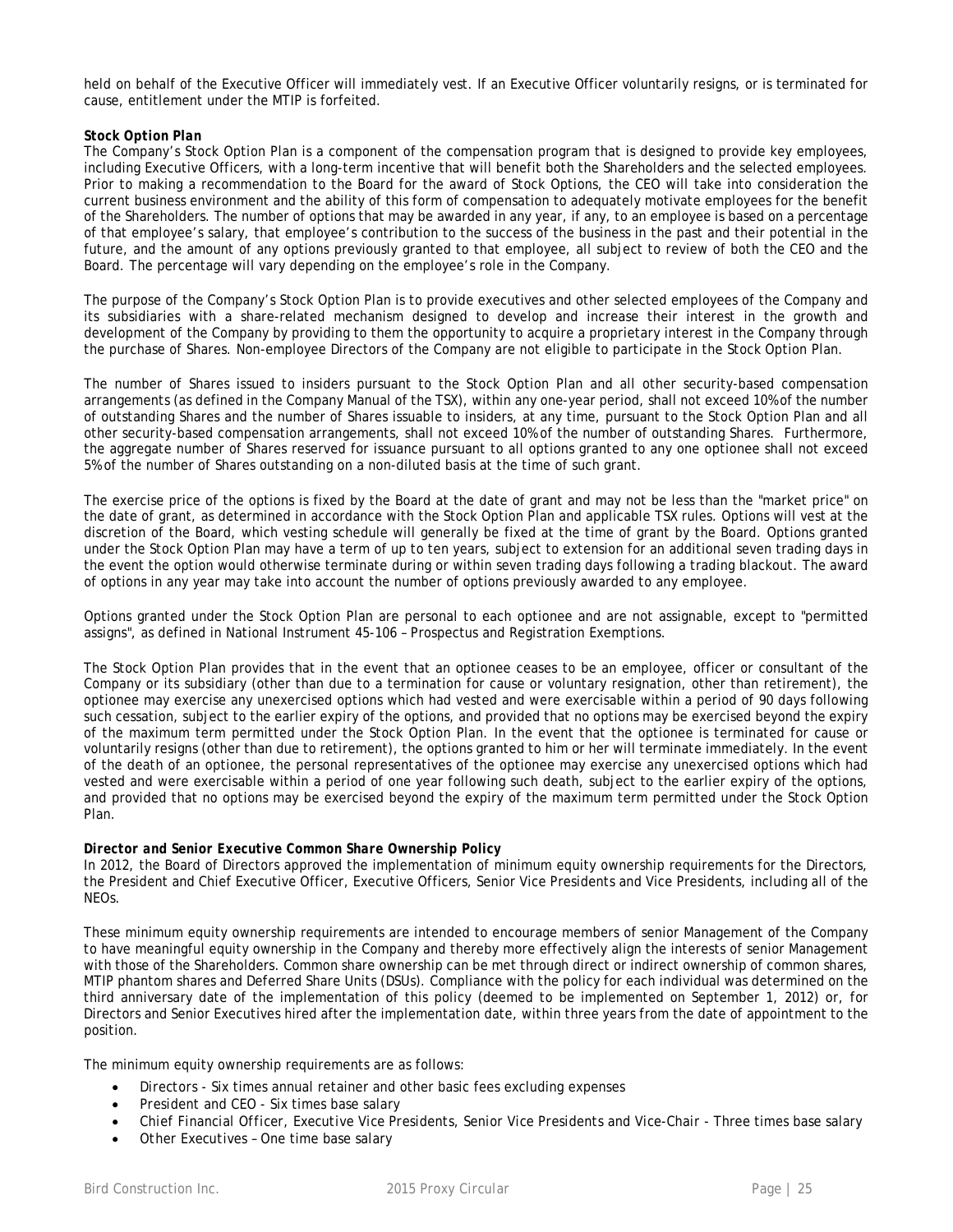held on behalf of the Executive Officer will immediately vest. If an Executive Officer voluntarily resigns, or is terminated for cause, entitlement under the MTIP is forfeited.

***Stock Option Plan***

The Company's Stock Option Plan is a component of the compensation program that is designed to provide key employees, including Executive Officers, with a long-term incentive that will benefit both the Shareholders and the selected employees. Prior to making a recommendation to the Board for the award of Stock Options, the CEO will take into consideration the current business environment and the ability of this form of compensation to adequately motivate employees for the benefit of the Shareholders. The number of options that may be awarded in any year, if any, to an employee is based on a percentage of that employee's salary, that employee's contribution to the success of the business in the past and their potential in the future, and the amount of any options previously granted to that employee, all subject to review of both the CEO and the Board. The percentage will vary depending on the employee's role in the Company.

The purpose of the Company's Stock Option Plan is to provide executives and other selected employees of the Company and its subsidiaries with a share-related mechanism designed to develop and increase their interest in the growth and development of the Company by providing to them the opportunity to acquire a proprietary interest in the Company through the purchase of Shares. Non-employee Directors of the Company are not eligible to participate in the Stock Option Plan.

The number of Shares issued to insiders pursuant to the Stock Option Plan and all other security-based compensation arrangements (as defined in the Company Manual of the TSX), within any one-year period, shall not exceed 10% of the number of outstanding Shares and the number of Shares issuable to insiders, at any time, pursuant to the Stock Option Plan and all other security-based compensation arrangements, shall not exceed 10% of the number of outstanding Shares. Furthermore, the aggregate number of Shares reserved for issuance pursuant to all options granted to any one optionee shall not exceed 5% of the number of Shares outstanding on a non-diluted basis at the time of such grant.

The exercise price of the options is fixed by the Board at the date of grant and may not be less than the "market price" on the date of grant, as determined in accordance with the Stock Option Plan and applicable TSX rules. Options will vest at the discretion of the Board, which vesting schedule will generally be fixed at the time of grant by the Board. Options granted under the Stock Option Plan may have a term of up to ten years, subject to extension for an additional seven trading days in the event the option would otherwise terminate during or within seven trading days following a trading blackout. The award of options in any year may take into account the number of options previously awarded to any employee.

Options granted under the Stock Option Plan are personal to each optionee and are not assignable, except to "permitted assigns", as defined in National Instrument 45-106 – Prospectus and Registration Exemptions.

The Stock Option Plan provides that in the event that an optionee ceases to be an employee, officer or consultant of the Company or its subsidiary (other than due to a termination for cause or voluntary resignation, other than retirement), the optionee may exercise any unexercised options which had vested and were exercisable within a period of 90 days following such cessation, subject to the earlier expiry of the options, and provided that no options may be exercised beyond the expiry of the maximum term permitted under the Stock Option Plan. In the event that the optionee is terminated for cause or voluntarily resigns (other than due to retirement), the options granted to him or her will terminate immediately. In the event of the death of an optionee, the personal representatives of the optionee may exercise any unexercised options which had vested and were exercisable within a period of one year following such death, subject to the earlier expiry of the options, and provided that no options may be exercised beyond the expiry of the maximum term permitted under the Stock Option Plan.

***Director and Senior Executive Common Share Ownership Policy***

In 2012, the Board of Directors approved the implementation of minimum equity ownership requirements for the Directors, the President and Chief Executive Officer, Executive Officers, Senior Vice Presidents and Vice Presidents, including all of the NEOs.

These minimum equity ownership requirements are intended to encourage members of senior Management of the Company to have meaningful equity ownership in the Company and thereby more effectively align the interests of senior Management with those of the Shareholders. Common share ownership can be met through direct or indirect ownership of common shares, MTIP phantom shares and Deferred Share Units (DSUs). Compliance with the policy for each individual was determined on the third anniversary date of the implementation of this policy (deemed to be implemented on September 1, 2012) or, for Directors and Senior Executives hired after the implementation date, within three years from the date of appointment to the position.

The minimum equity ownership requirements are as follows:

- Directors - Six times annual retainer and other basic fees excluding expenses
- President and CEO - Six times base salary
- Chief Financial Officer, Executive Vice Presidents, Senior Vice Presidents and Vice-Chair - Three times base salary
- Other Executives – One time base salary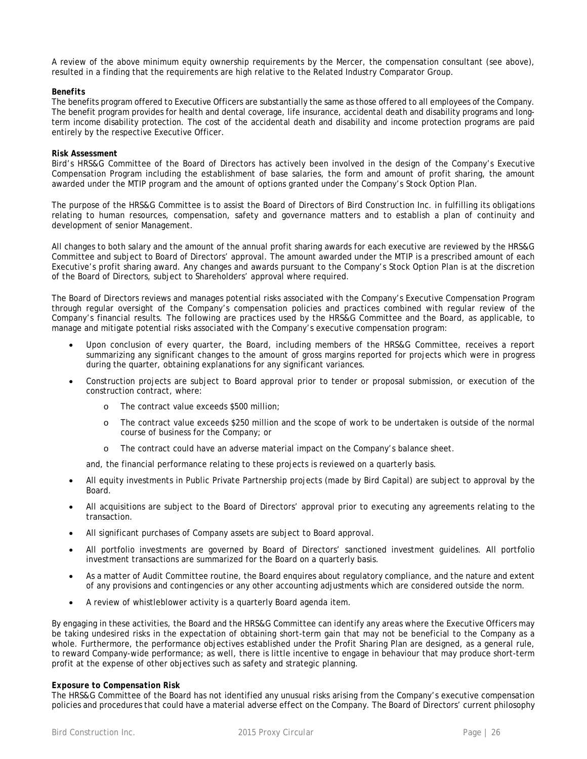A review of the above minimum equity ownership requirements by the Mercer, the compensation consultant (see above), resulted in a finding that the requirements are high relative to the Related Industry Comparator Group.

***Benefits***

The benefits program offered to Executive Officers are substantially the same as those offered to all employees of the Company. The benefit program provides for health and dental coverage, life insurance, accidental death and disability programs and long-term income disability protection. The cost of the accidental death and disability and income protection programs are paid entirely by the respective Executive Officer.

**Risk Assessment**

Bird's HRS&G Committee of the Board of Directors has actively been involved in the design of the Company's Executive Compensation Program including the establishment of base salaries, the form and amount of profit sharing, the amount awarded under the MTIP program and the amount of options granted under the Company's Stock Option Plan.

The purpose of the HRS&G Committee is to assist the Board of Directors of Bird Construction Inc. in fulfilling its obligations relating to human resources, compensation, safety and governance matters and to establish a plan of continuity and development of senior Management.

All changes to both salary and the amount of the annual profit sharing awards for each executive are reviewed by the HRS&G Committee and subject to Board of Directors' approval. The amount awarded under the MTIP is a prescribed amount of each Executive's profit sharing award. Any changes and awards pursuant to the Company's Stock Option Plan is at the discretion of the Board of Directors, subject to Shareholders' approval where required.

The Board of Directors reviews and manages potential risks associated with the Company's Executive Compensation Program through regular oversight of the Company's compensation policies and practices combined with regular review of the Company's financial results. The following are practices used by the HRS&G Committee and the Board, as applicable, to manage and mitigate potential risks associated with the Company's executive compensation program:

- Upon conclusion of every quarter, the Board, including members of the HRS&G Committee, receives a report summarizing any significant changes to the amount of gross margins reported for projects which were in progress during the quarter, obtaining explanations for any significant variances.
- Construction projects are subject to Board approval prior to tender or proposal submission, or execution of the construction contract, where:
  - The contract value exceeds $500 million;
  - The contract value exceeds $250 million and the scope of work to be undertaken is outside of the normal course of business for the Company; or
  - The contract could have an adverse material impact on the Company's balance sheet.

  and, the financial performance relating to these projects is reviewed on a quarterly basis.
- All equity investments in Public Private Partnership projects (made by Bird Capital) are subject to approval by the Board.
- All acquisitions are subject to the Board of Directors' approval prior to executing any agreements relating to the transaction.
- All significant purchases of Company assets are subject to Board approval.
- All portfolio investments are governed by Board of Directors' sanctioned investment guidelines. All portfolio investment transactions are summarized for the Board on a quarterly basis.
- As a matter of Audit Committee routine, the Board enquires about regulatory compliance, and the nature and extent of any provisions and contingencies or any other accounting adjustments which are considered outside the norm.
- A review of whistleblower activity is a quarterly Board agenda item.

By engaging in these activities, the Board and the HRS&G Committee can identify any areas where the Executive Officers may be taking undesired risks in the expectation of obtaining short-term gain that may not be beneficial to the Company as a whole. Furthermore, the performance objectives established under the Profit Sharing Plan are designed, as a general rule, to reward Company-wide performance; as well, there is little incentive to engage in behaviour that may produce short-term profit at the expense of other objectives such as safety and strategic planning.

***Exposure to Compensation Risk***

The HRS&G Committee of the Board has not identified any unusual risks arising from the Company's executive compensation policies and procedures that could have a material adverse effect on the Company. The Board of Directors' current philosophy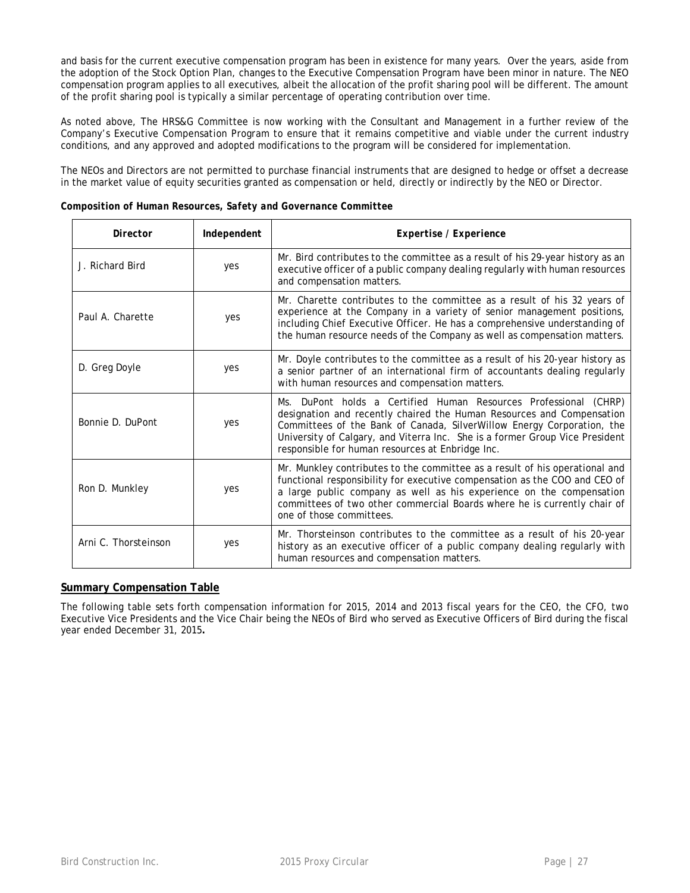and basis for the current executive compensation program has been in existence for many years. Over the years, aside from the adoption of the Stock Option Plan, changes to the Executive Compensation Program have been minor in nature. The NEO compensation program applies to all executives, albeit the allocation of the profit sharing pool will be different. The amount of the profit sharing pool is typically a similar percentage of operating contribution over time.

As noted above, The HRS&G Committee is now working with the Consultant and Management in a further review of the Company's Executive Compensation Program to ensure that it remains competitive and viable under the current industry conditions, and any approved and adopted modifications to the program will be considered for implementation.

The NEOs and Directors are not permitted to purchase financial instruments that are designed to hedge or offset a decrease in the market value of equity securities granted as compensation or held, directly or indirectly by the NEO or Director.

***Composition of Human Resources, Safety and Governance Committee***

| Director | Independent | Expertise / Experience |
|---|---|---|
| J. Richard Bird | yes | Mr. Bird contributes to the committee as a result of his 29-year history as an executive officer of a public company dealing regularly with human resources and compensation matters. |
| Paul A. Charette | yes | Mr. Charette contributes to the committee as a result of his 32 years of experience at the Company in a variety of senior management positions, including Chief Executive Officer. He has a comprehensive understanding of the human resource needs of the Company as well as compensation matters. |
| D. Greg Doyle | yes | Mr. Doyle contributes to the committee as a result of his 20-year history as a senior partner of an international firm of accountants dealing regularly with human resources and compensation matters. |
| Bonnie D. DuPont | yes | Ms. DuPont holds a Certified Human Resources Professional (CHRP) designation and recently chaired the Human Resources and Compensation Committees of the Bank of Canada, SilverWillow Energy Corporation, the University of Calgary, and Viterra Inc. She is a former Group Vice President responsible for human resources at Enbridge Inc. |
| Ron D. Munkley | yes | Mr. Munkley contributes to the committee as a result of his operational and functional responsibility for executive compensation as the COO and CEO of a large public company as well as his experience on the compensation committees of two other commercial Boards where he is currently chair of one of those committees. |
| Arni C. Thorsteinson | yes | Mr. Thorsteinson contributes to the committee as a result of his 20-year history as an executive officer of a public company dealing regularly with human resources and compensation matters. |

## Summary Compensation Table

The following table sets forth compensation information for 2015, 2014 and 2013 fiscal years for the CEO, the CFO, two Executive Vice Presidents and the Vice Chair being the NEOs of Bird who served as Executive Officers of Bird during the fiscal year ended December 31, 2015**.**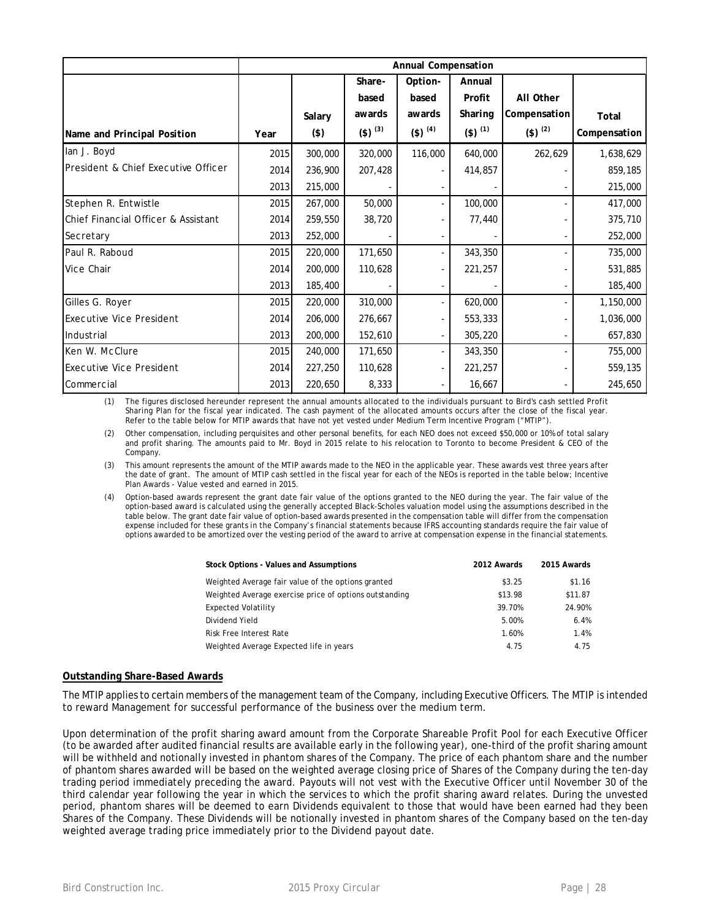| Name and Principal Position | Annual Compensation | | | | | | |
|---|---|---|---|---|---|---|---|
| | Year | Salary ($) | Share-based awards ($) (3) | Option-based awards ($) (4) | Annual Profit Sharing ($) (1) | All Other Compensation ($) (2) | Total Compensation |
| Ian J. Boyd | 2015 | 300,000 | 320,000 | 116,000 | 640,000 | 262,629 | 1,638,629 |
| President & Chief Executive Officer | 2014 | 236,900 | 207,428 | - | 414,857 | - | 859,185 |
| | 2013 | 215,000 | - | - | - | - | 215,000 |
| Stephen R. Entwistle | 2015 | 267,000 | 50,000 | - | 100,000 | - | 417,000 |
| Chief Financial Officer & Assistant | 2014 | 259,550 | 38,720 | - | 77,440 | - | 375,710 |
| Secretary | 2013 | 252,000 | - | - | - | - | 252,000 |
| Paul R. Raboud | 2015 | 220,000 | 171,650 | - | 343,350 | - | 735,000 |
| Vice Chair | 2014 | 200,000 | 110,628 | - | 221,257 | - | 531,885 |
| | 2013 | 185,400 | - | - | - | - | 185,400 |
| Gilles G. Royer | 2015 | 220,000 | 310,000 | - | 620,000 | - | 1,150,000 |
| Executive Vice President | 2014 | 206,000 | 276,667 | - | 553,333 | - | 1,036,000 |
| Industrial | 2013 | 200,000 | 152,610 | - | 305,220 | - | 657,830 |
| Ken W. McClure | 2015 | 240,000 | 171,650 | - | 343,350 | - | 755,000 |
| Executive Vice President | 2014 | 227,250 | 110,628 | - | 221,257 | - | 559,135 |
| Commercial | 2013 | 220,650 | 8,333 | - | 16,667 | - | 245,650 |

(1) The figures disclosed hereunder represent the annual amounts allocated to the individuals pursuant to Bird's cash settled Profit Sharing Plan for the fiscal year indicated. The cash payment of the allocated amounts occurs after the close of the fiscal year. Refer to the table below for MTIP awards that have not yet vested under Medium Term Incentive Program ("MTIP").

(2) Other compensation, including perquisites and other personal benefits, for each NEO does not exceed $50,000 or 10% of total salary and profit sharing. The amounts paid to Mr. Boyd in 2015 relate to his relocation to Toronto to become President & CEO of the Company.

(3) This amount represents the amount of the MTIP awards made to the NEO in the applicable year. These awards vest three years after the date of grant. The amount of MTIP cash settled in the fiscal year for each of the NEOs is reported in the table below; Incentive Plan Awards - Value vested and earned in 2015.

(4) Option-based awards represent the grant date fair value of the options granted to the NEO during the year. The fair value of the option-based award is calculated using the generally accepted Black-Scholes valuation model using the assumptions described in the table below. The grant date fair value of option-based awards presented in the compensation table will differ from the compensation expense included for these grants in the Company's financial statements because IFRS accounting standards require the fair value of options awarded to be amortized over the vesting period of the award to arrive at compensation expense in the financial statements.

| Stock Options - Values and Assumptions | 2012 Awards | 2015 Awards |
|---|---|---|
| Weighted Average fair value of the options granted | $3.25 | $1.16 |
| Weighted Average exercise price of options outstanding | $13.98 | $11.87 |
| Expected Volatility | 39.70% | 24.90% |
| Dividend Yield | 5.00% | 6.4% |
| Risk Free Interest Rate | 1.60% | 1.4% |
| Weighted Average Expected life in years | 4.75 | 4.75 |

## Outstanding Share-Based Awards

The MTIP applies to certain members of the management team of the Company, including Executive Officers. The MTIP is intended to reward Management for successful performance of the business over the medium term.

Upon determination of the profit sharing award amount from the Corporate Shareable Profit Pool for each Executive Officer (to be awarded after audited financial results are available early in the following year), one-third of the profit sharing amount will be withheld and notionally invested in phantom shares of the Company. The price of each phantom share and the number of phantom shares awarded will be based on the weighted average closing price of Shares of the Company during the ten-day trading period immediately preceding the award. Payouts will not vest with the Executive Officer until November 30 of the third calendar year following the year in which the services to which the profit sharing award relates. During the unvested period, phantom shares will be deemed to earn Dividends equivalent to those that would have been earned had they been Shares of the Company. These Dividends will be notionally invested in phantom shares of the Company based on the ten-day weighted average trading price immediately prior to the Dividend payout date.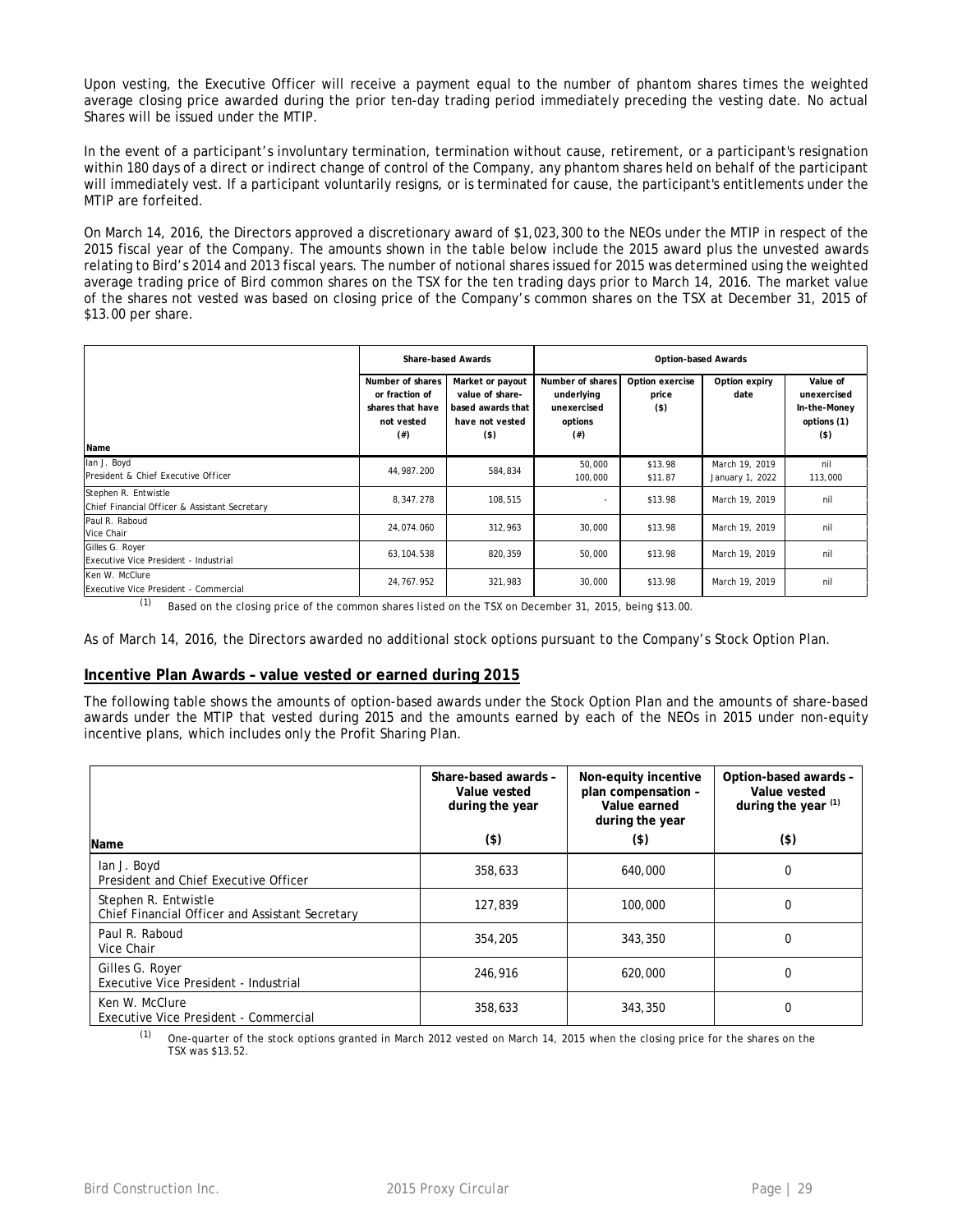Upon vesting, the Executive Officer will receive a payment equal to the number of phantom shares times the weighted average closing price awarded during the prior ten-day trading period immediately preceding the vesting date. No actual Shares will be issued under the MTIP.

In the event of a participant's involuntary termination, termination without cause, retirement, or a participant's resignation within 180 days of a direct or indirect change of control of the Company, any phantom shares held on behalf of the participant will immediately vest. If a participant voluntarily resigns, or is terminated for cause, the participant's entitlements under the MTIP are forfeited.

On March 14, 2016, the Directors approved a discretionary award of $1,023,300 to the NEOs under the MTIP in respect of the 2015 fiscal year of the Company. The amounts shown in the table below include the 2015 award plus the unvested awards relating to Bird's 2014 and 2013 fiscal years. The number of notional shares issued for 2015 was determined using the weighted average trading price of Bird common shares on the TSX for the ten trading days prior to March 14, 2016. The market value of the shares not vested was based on closing price of the Company's common shares on the TSX at December 31, 2015 of $13.00 per share.

| | Share-based Awards | | Option-based Awards | | | |
|---|---|---|---|---|---|---|
| Name | Number of shares or fraction of shares that have not vested (#) | Market or payout value of share-based awards that have not vested ($) | Number of shares underlying unexercised options (#) | Option exercise price ($) | Option expiry date | Value of unexercised In-the-Money options (1) ($) |
| Ian J. Boyd<br>President & Chief Executive Officer | 44,987.200 | 584,834 | 50,000<br>100,000 | $13.98<br>$11.87 | March 19, 2019<br>January 1, 2022 | nil<br>113,000 |
| Stephen R. Entwistle<br>Chief Financial Officer & Assistant Secretary | 8,347.278 | 108,515 | - | $13.98 | March 19, 2019 | nil |
| Paul R. Raboud<br>Vice Chair | 24,074.060 | 312,963 | 30,000 | $13.98 | March 19, 2019 | nil |
| Gilles G. Royer<br>Executive Vice President - Industrial | 63,104.538 | 820,359 | 50,000 | $13.98 | March 19, 2019 | nil |
| Ken W. McClure<br>Executive Vice President - Commercial | 24,767.952 | 321,983 | 30,000 | $13.98 | March 19, 2019 | nil |

(1) Based on the closing price of the common shares listed on the TSX on December 31, 2015, being $13.00.

As of March 14, 2016, the Directors awarded no additional stock options pursuant to the Company's Stock Option Plan.

## Incentive Plan Awards – value vested or earned during 2015

The following table shows the amounts of option-based awards under the Stock Option Plan and the amounts of share-based awards under the MTIP that vested during 2015 and the amounts earned by each of the NEOs in 2015 under non-equity incentive plans, which includes only the Profit Sharing Plan.

| Name | Share-based awards – Value vested during the year ($) | Non-equity incentive plan compensation – Value earned during the year ($) | Option-based awards – Value vested during the year (1) ($) |
|---|---|---|---|
| Ian J. Boyd<br>President and Chief Executive Officer | 358,633 | 640,000 | 0 |
| Stephen R. Entwistle<br>Chief Financial Officer and Assistant Secretary | 127,839 | 100,000 | 0 |
| Paul R. Raboud<br>Vice Chair | 354,205 | 343,350 | 0 |
| Gilles G. Royer<br>Executive Vice President - Industrial | 246,916 | 620,000 | 0 |
| Ken W. McClure<br>Executive Vice President - Commercial | 358,633 | 343,350 | 0 |

(1) One-quarter of the stock options granted in March 2012 vested on March 14, 2015 when the closing price for the shares on the TSX was $13.52.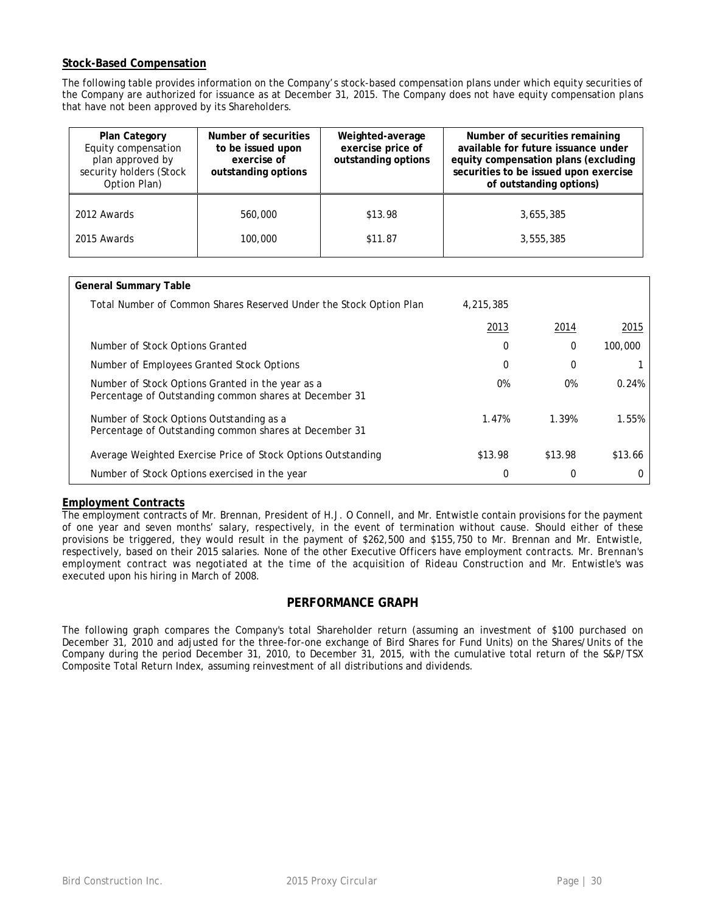**Stock-Based Compensation**

The following table provides information on the Company's stock-based compensation plans under which equity securities of the Company are authorized for issuance as at December 31, 2015. The Company does not have equity compensation plans that have not been approved by its Shareholders.

| **Plan Category** Equity compensation plan approved by security holders (Stock Option Plan) | **Number of securities to be issued upon exercise of outstanding options** | **Weighted-average exercise price of outstanding options** | **Number of securities remaining available for future issuance under equity compensation plans (excluding securities to be issued upon exercise of outstanding options)** |
|---|---|---|---|
| 2012 Awards | 560,000 | $13.98 | 3,655,385 |
| 2015 Awards | 100,000 | $11.87 | 3,555,385 |

| **General Summary Table** | | | |
|---|---|---|---|
| Total Number of Common Shares Reserved Under the Stock Option Plan | 4,215,385 | | |
| | 2013 | 2014 | 2015 |
| Number of Stock Options Granted | 0 | 0 | 100,000 |
| Number of Employees Granted Stock Options | 0 | 0 | 1 |
| Number of Stock Options Granted in the year as a Percentage of Outstanding common shares at December 31 | 0% | 0% | 0.24% |
| Number of Stock Options Outstanding as a Percentage of Outstanding common shares at December 31 | 1.47% | 1.39% | 1.55% |
| Average Weighted Exercise Price of Stock Options Outstanding | $13.98 | $13.98 | $13.66 |
| Number of Stock Options exercised in the year | 0 | 0 | 0 |

**Employment Contracts**

The employment contracts of Mr. Brennan, President of H.J. O Connell, and Mr. Entwistle contain provisions for the payment of one year and seven months' salary, respectively, in the event of termination without cause. Should either of these provisions be triggered, they would result in the payment of $262,500 and $155,750 to Mr. Brennan and Mr. Entwistle, respectively, based on their 2015 salaries. None of the other Executive Officers have employment contracts. Mr. Brennan's employment contract was negotiated at the time of the acquisition of Rideau Construction and Mr. Entwistle's was executed upon his hiring in March of 2008.

## PERFORMANCE GRAPH

The following graph compares the Company's total Shareholder return (assuming an investment of $100 purchased on December 31, 2010 and adjusted for the three-for-one exchange of Bird Shares for Fund Units) on the Shares/Units of the Company during the period December 31, 2010, to December 31, 2015, with the cumulative total return of the S&P/TSX Composite Total Return Index, assuming reinvestment of all distributions and dividends.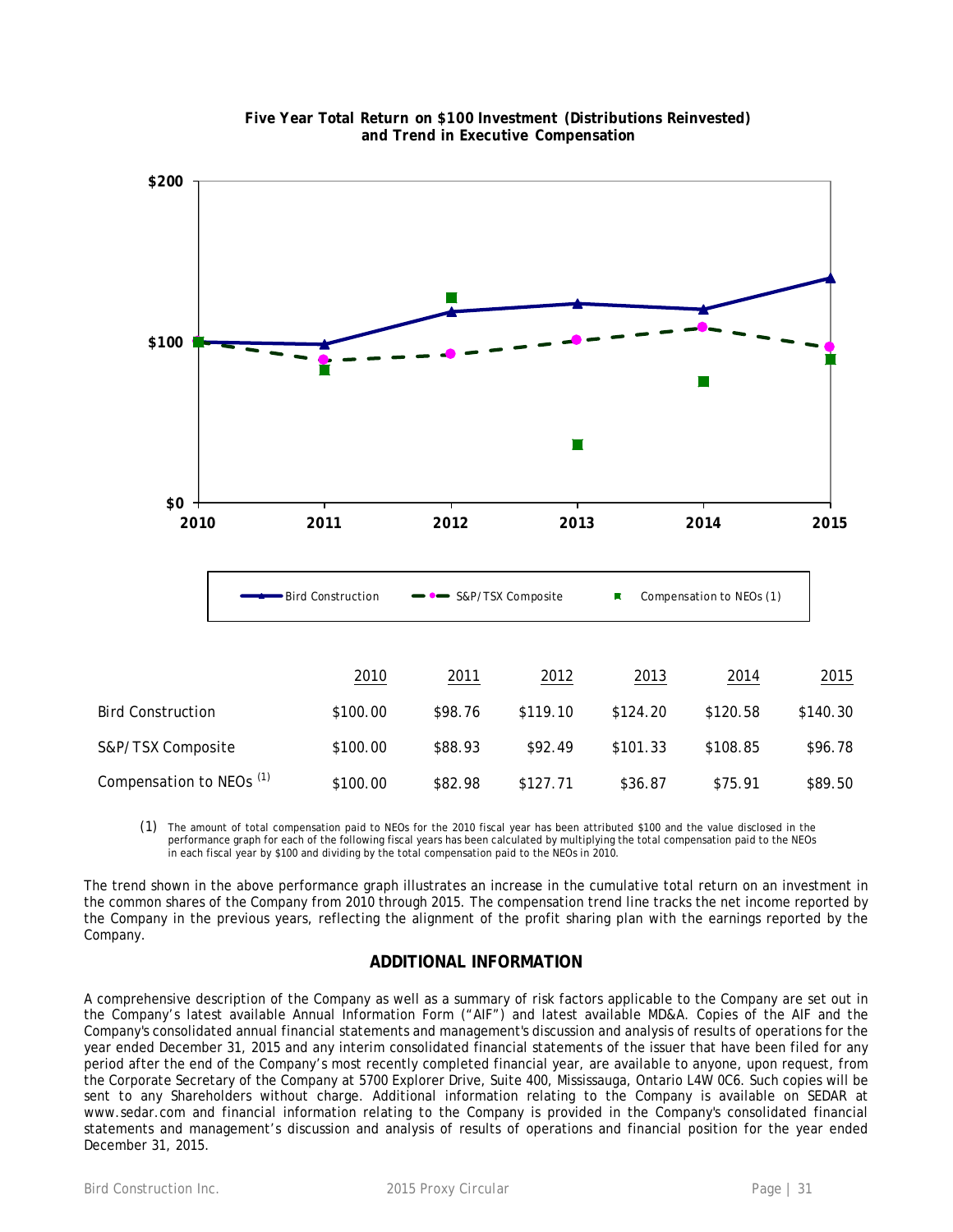**Five Year Total Return on $100 Investment (Distributions Reinvested) and Trend in Executive Compensation**

| | 2010 | 2011 | 2012 | 2013 | 2014 | 2015 |
|---|---|---|---|---|---|---|
| Bird Construction | $100.00 | $98.76 | $119.10 | $124.20 | $120.58 | $140.30 |
| S&P/TSX Composite | $100.00 | $88.93 | $92.49 | $101.33 | $108.85 | $96.78 |
| Compensation to NEOs [(1)] | $100.00 | $82.98 | $127.71 | $36.87 | $75.91 | $89.50 |

(1) The amount of total compensation paid to NEOs for the 2010 fiscal year has been attributed $100 and the value disclosed in the performance graph for each of the following fiscal years has been calculated by multiplying the total compensation paid to the NEOs in each fiscal year by $100 and dividing by the total compensation paid to the NEOs in 2010.

The trend shown in the above performance graph illustrates an increase in the cumulative total return on an investment in the common shares of the Company from 2010 through 2015. The compensation trend line tracks the net income reported by the Company in the previous years, reflecting the alignment of the profit sharing plan with the earnings reported by the Company.

## ADDITIONAL INFORMATION

A comprehensive description of the Company as well as a summary of risk factors applicable to the Company are set out in the Company's latest available Annual Information Form ("AIF") and latest available MD&A. Copies of the AIF and the Company's consolidated annual financial statements and management's discussion and analysis of results of operations for the year ended December 31, 2015 and any interim consolidated financial statements of the issuer that have been filed for any period after the end of the Company's most recently completed financial year, are available to anyone, upon request, from the Corporate Secretary of the Company at 5700 Explorer Drive, Suite 400, Mississauga, Ontario L4W 0C6. Such copies will be sent to any Shareholders without charge. Additional information relating to the Company is available on SEDAR at www.sedar.com and financial information relating to the Company is provided in the Company's consolidated financial statements and management's discussion and analysis of results of operations and financial position for the year ended December 31, 2015.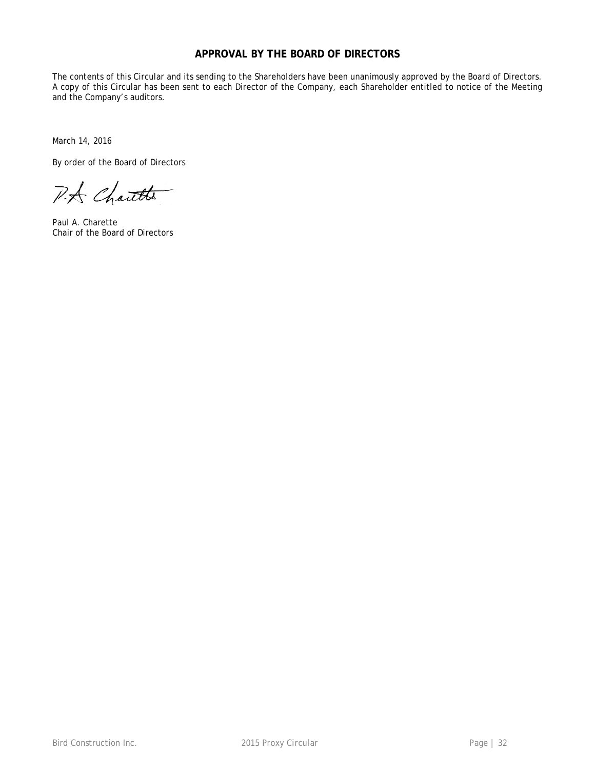## APPROVAL BY THE BOARD OF DIRECTORS

The contents of this Circular and its sending to the Shareholders have been unanimously approved by the Board of Directors. A copy of this Circular has been sent to each Director of the Company, each Shareholder entitled to notice of the Meeting and the Company's auditors.

March 14, 2016

By order of the Board of Directors

P.A. Charette

Paul A. Charette
Chair of the Board of Directors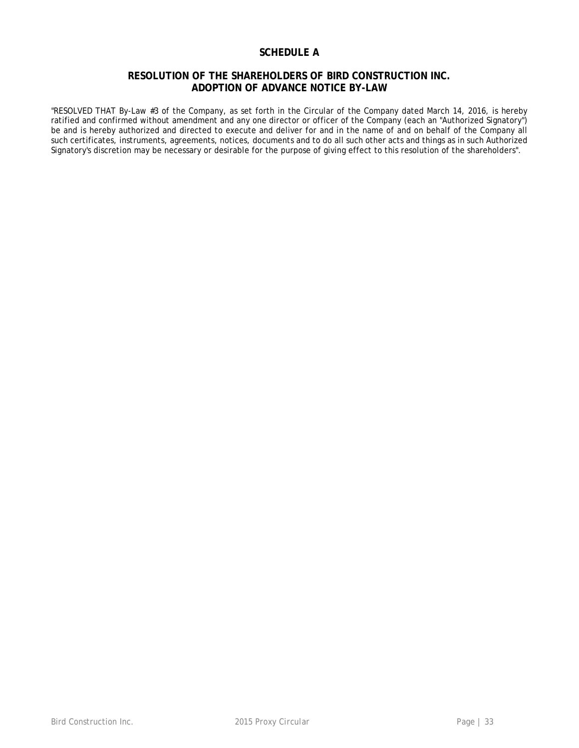# SCHEDULE A

## RESOLUTION OF THE SHAREHOLDERS OF BIRD CONSTRUCTION INC. ADOPTION OF ADVANCE NOTICE BY-LAW

"RESOLVED THAT By-Law #3 of the Company, as set forth in the Circular of the Company dated March 14, 2016, is hereby ratified and confirmed without amendment and any one director or officer of the Company (each an "Authorized Signatory") be and is hereby authorized and directed to execute and deliver for and in the name of and on behalf of the Company all such certificates, instruments, agreements, notices, documents and to do all such other acts and things as in such Authorized Signatory's discretion may be necessary or desirable for the purpose of giving effect to this resolution of the shareholders".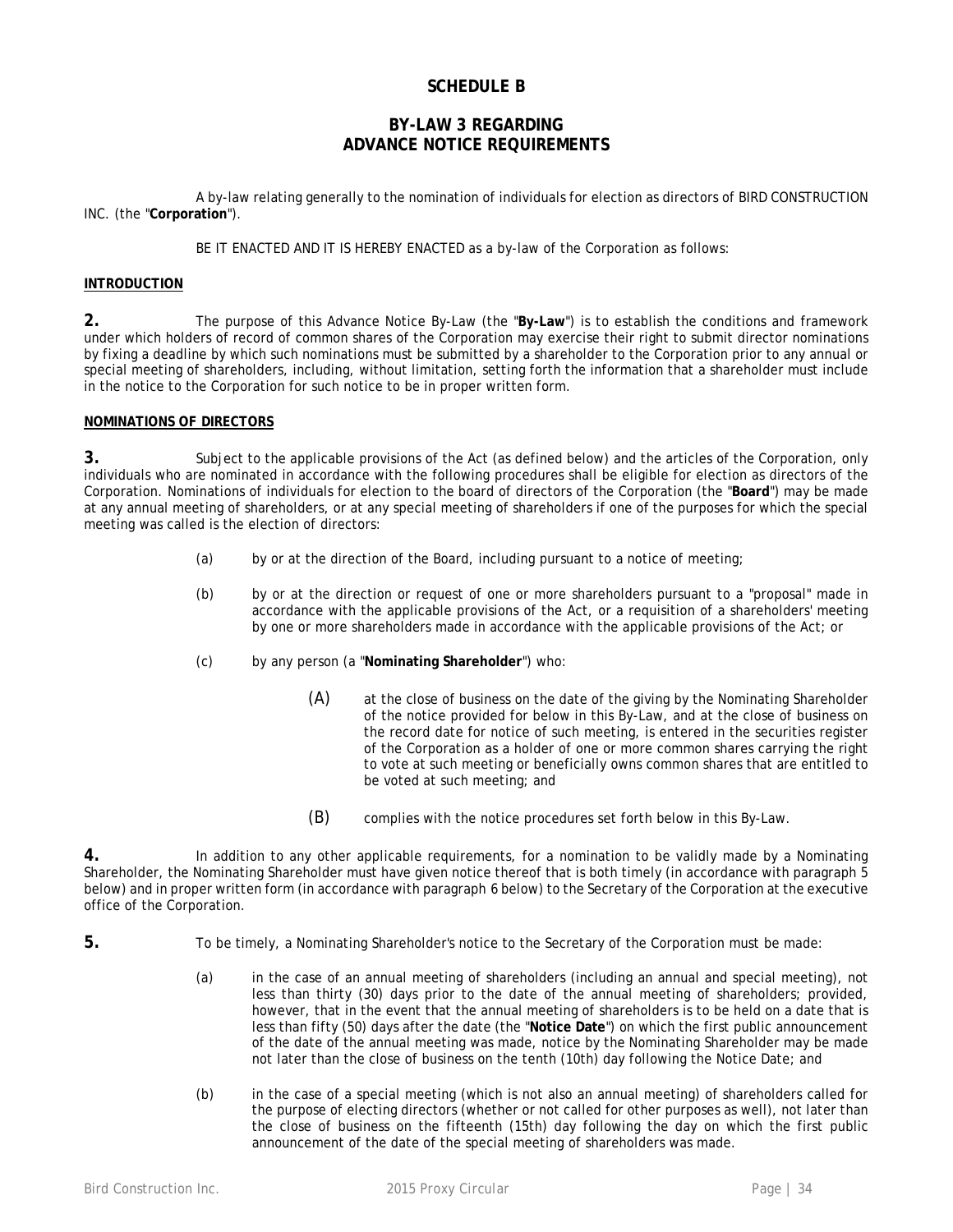# SCHEDULE B

## BY-LAW 3 REGARDING ADVANCE NOTICE REQUIREMENTS

A by-law relating generally to the nomination of individuals for election as directors of BIRD CONSTRUCTION INC. (the "**Corporation**").

BE IT ENACTED AND IT IS HEREBY ENACTED as a by-law of the Corporation as follows:

**INTRODUCTION**

**2.** The purpose of this Advance Notice By-Law (the "**By-Law**") is to establish the conditions and framework under which holders of record of common shares of the Corporation may exercise their right to submit director nominations by fixing a deadline by which such nominations must be submitted by a shareholder to the Corporation prior to any annual or special meeting of shareholders, including, without limitation, setting forth the information that a shareholder must include in the notice to the Corporation for such notice to be in proper written form.

**NOMINATIONS OF DIRECTORS**

**3.** Subject to the applicable provisions of the Act (as defined below) and the articles of the Corporation, only individuals who are nominated in accordance with the following procedures shall be eligible for election as directors of the Corporation. Nominations of individuals for election to the board of directors of the Corporation (the "**Board**") may be made at any annual meeting of shareholders, or at any special meeting of shareholders if one of the purposes for which the special meeting was called is the election of directors:

(a) by or at the direction of the Board, including pursuant to a notice of meeting;

(b) by or at the direction or request of one or more shareholders pursuant to a "proposal" made in accordance with the applicable provisions of the Act, or a requisition of a shareholders' meeting by one or more shareholders made in accordance with the applicable provisions of the Act; or

(c) by any person (a "**Nominating Shareholder**") who:

(A) at the close of business on the date of the giving by the Nominating Shareholder of the notice provided for below in this By-Law, and at the close of business on the record date for notice of such meeting, is entered in the securities register of the Corporation as a holder of one or more common shares carrying the right to vote at such meeting or beneficially owns common shares that are entitled to be voted at such meeting; and

(B) complies with the notice procedures set forth below in this By-Law.

**4.** In addition to any other applicable requirements, for a nomination to be validly made by a Nominating Shareholder, the Nominating Shareholder must have given notice thereof that is both timely (in accordance with paragraph 5 below) and in proper written form (in accordance with paragraph 6 below) to the Secretary of the Corporation at the executive office of the Corporation.

**5.** To be timely, a Nominating Shareholder's notice to the Secretary of the Corporation must be made:

(a) in the case of an annual meeting of shareholders (including an annual and special meeting), not less than thirty (30) days prior to the date of the annual meeting of shareholders; provided, however, that in the event that the annual meeting of shareholders is to be held on a date that is less than fifty (50) days after the date (the "**Notice Date**") on which the first public announcement of the date of the annual meeting was made, notice by the Nominating Shareholder may be made not later than the close of business on the tenth (10th) day following the Notice Date; and

(b) in the case of a special meeting (which is not also an annual meeting) of shareholders called for the purpose of electing directors (whether or not called for other purposes as well), not later than the close of business on the fifteenth (15th) day following the day on which the first public announcement of the date of the special meeting of shareholders was made.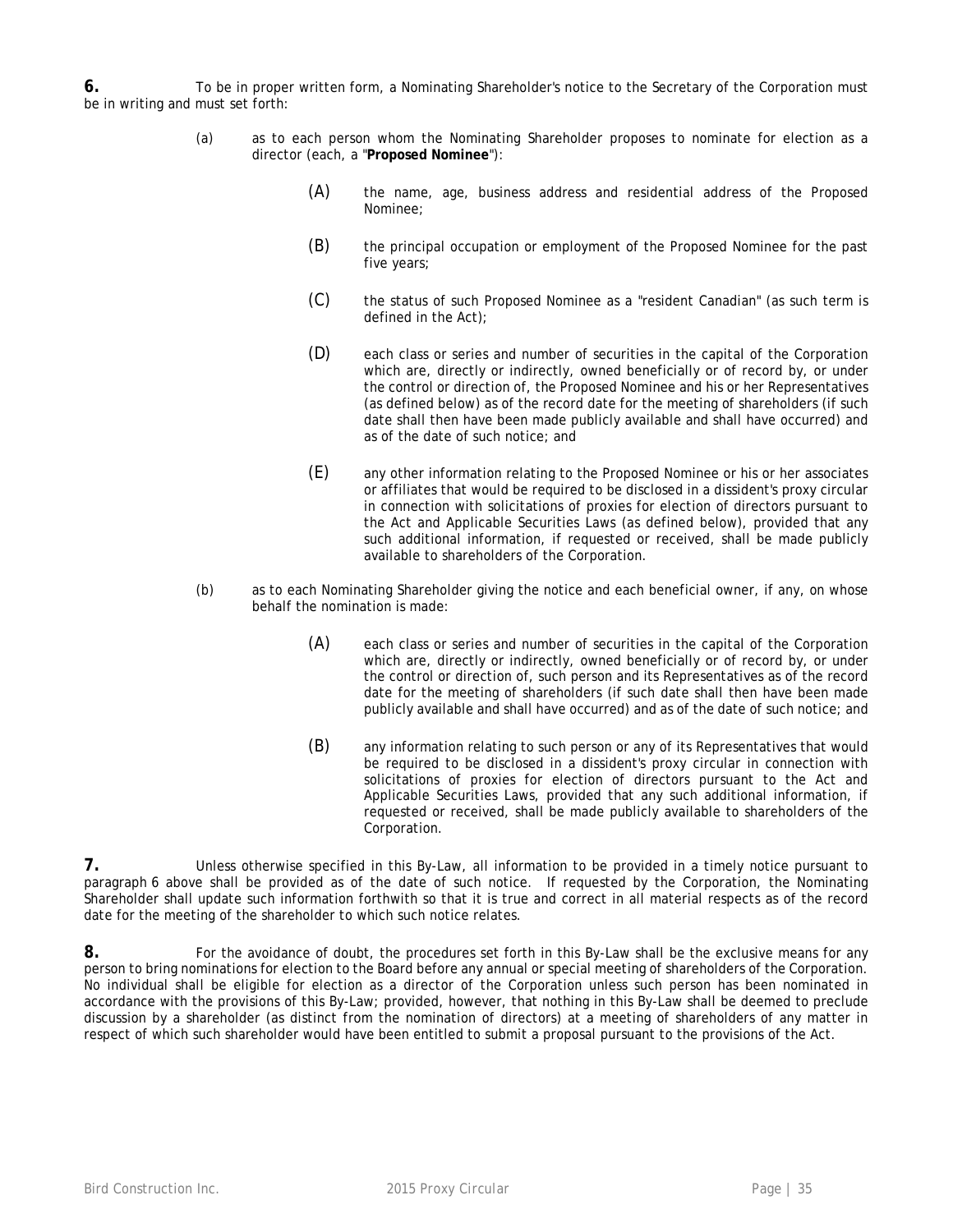**6.** To be in proper written form, a Nominating Shareholder's notice to the Secretary of the Corporation must be in writing and must set forth:

(a) as to each person whom the Nominating Shareholder proposes to nominate for election as a director (each, a "**Proposed Nominee**"):

(A) the name, age, business address and residential address of the Proposed Nominee;

(B) the principal occupation or employment of the Proposed Nominee for the past five years;

(C) the status of such Proposed Nominee as a "resident Canadian" (as such term is defined in the Act);

(D) each class or series and number of securities in the capital of the Corporation which are, directly or indirectly, owned beneficially or of record by, or under the control or direction of, the Proposed Nominee and his or her Representatives (as defined below) as of the record date for the meeting of shareholders (if such date shall then have been made publicly available and shall have occurred) and as of the date of such notice; and

(E) any other information relating to the Proposed Nominee or his or her associates or affiliates that would be required to be disclosed in a dissident's proxy circular in connection with solicitations of proxies for election of directors pursuant to the Act and Applicable Securities Laws (as defined below), provided that any such additional information, if requested or received, shall be made publicly available to shareholders of the Corporation.

(b) as to each Nominating Shareholder giving the notice and each beneficial owner, if any, on whose behalf the nomination is made:

(A) each class or series and number of securities in the capital of the Corporation which are, directly or indirectly, owned beneficially or of record by, or under the control or direction of, such person and its Representatives as of the record date for the meeting of shareholders (if such date shall then have been made publicly available and shall have occurred) and as of the date of such notice; and

(B) any information relating to such person or any of its Representatives that would be required to be disclosed in a dissident's proxy circular in connection with solicitations of proxies for election of directors pursuant to the Act and Applicable Securities Laws, provided that any such additional information, if requested or received, shall be made publicly available to shareholders of the Corporation.

**7.** Unless otherwise specified in this By-Law, all information to be provided in a timely notice pursuant to paragraph 6 above shall be provided as of the date of such notice. If requested by the Corporation, the Nominating Shareholder shall update such information forthwith so that it is true and correct in all material respects as of the record date for the meeting of the shareholder to which such notice relates.

**8.** For the avoidance of doubt, the procedures set forth in this By-Law shall be the exclusive means for any person to bring nominations for election to the Board before any annual or special meeting of shareholders of the Corporation. No individual shall be eligible for election as a director of the Corporation unless such person has been nominated in accordance with the provisions of this By-Law; provided, however, that nothing in this By-Law shall be deemed to preclude discussion by a shareholder (as distinct from the nomination of directors) at a meeting of shareholders of any matter in respect of which such shareholder would have been entitled to submit a proposal pursuant to the provisions of the Act.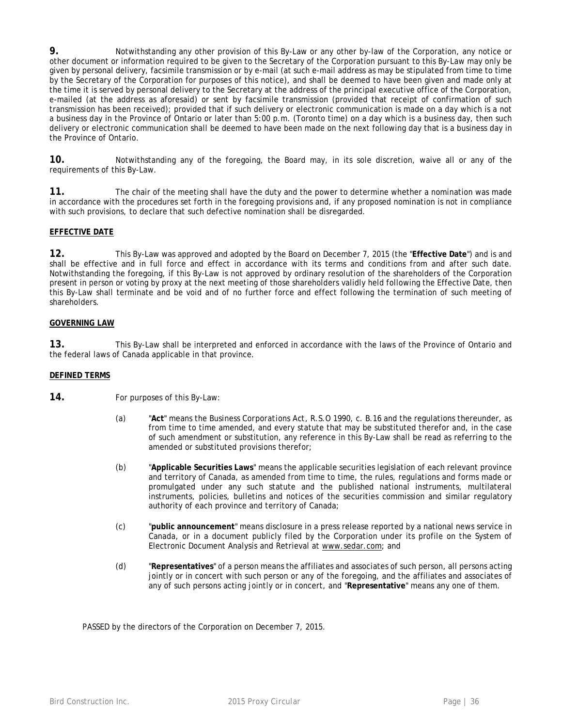**9.** Notwithstanding any other provision of this By-Law or any other by-law of the Corporation, any notice or other document or information required to be given to the Secretary of the Corporation pursuant to this By-Law may only be given by personal delivery, facsimile transmission or by e-mail (at such e-mail address as may be stipulated from time to time by the Secretary of the Corporation for purposes of this notice), and shall be deemed to have been given and made only at the time it is served by personal delivery to the Secretary at the address of the principal executive office of the Corporation, e-mailed (at the address as aforesaid) or sent by facsimile transmission (provided that receipt of confirmation of such transmission has been received); provided that if such delivery or electronic communication is made on a day which is a not a business day in the Province of Ontario or later than 5:00 p.m. (Toronto time) on a day which is a business day, then such delivery or electronic communication shall be deemed to have been made on the next following day that is a business day in the Province of Ontario.

**10.** Notwithstanding any of the foregoing, the Board may, in its sole discretion, waive all or any of the requirements of this By-Law.

**11.** The chair of the meeting shall have the duty and the power to determine whether a nomination was made in accordance with the procedures set forth in the foregoing provisions and, if any proposed nomination is not in compliance with such provisions, to declare that such defective nomination shall be disregarded.

**EFFECTIVE DATE**

**12.** This By-Law was approved and adopted by the Board on December 7, 2015 (the "**Effective Date**") and is and shall be effective and in full force and effect in accordance with its terms and conditions from and after such date. Notwithstanding the foregoing, if this By-Law is not approved by ordinary resolution of the shareholders of the Corporation present in person or voting by proxy at the next meeting of those shareholders validly held following the Effective Date, then this By-Law shall terminate and be void and of no further force and effect following the termination of such meeting of shareholders.

**GOVERNING LAW**

**13.** This By-Law shall be interpreted and enforced in accordance with the laws of the Province of Ontario and the federal laws of Canada applicable in that province.

**DEFINED TERMS**

**14.** For purposes of this By-Law:

(a) "**Act**" means the *Business Corporations Act*, R.S.O 1990, c. B.16 and the regulations thereunder, as from time to time amended, and every statute that may be substituted therefor and, in the case of such amendment or substitution, any reference in this By-Law shall be read as referring to the amended or substituted provisions therefor;

(b) "**Applicable Securities Laws**" means the applicable securities legislation of each relevant province and territory of Canada, as amended from time to time, the rules, regulations and forms made or promulgated under any such statute and the published national instruments, multilateral instruments, policies, bulletins and notices of the securities commission and similar regulatory authority of each province and territory of Canada;

(c) "**public announcement**" means disclosure in a press release reported by a national news service in Canada, or in a document publicly filed by the Corporation under its profile on the System of Electronic Document Analysis and Retrieval at www.sedar.com; and

(d) "**Representatives**" of a person means the affiliates and associates of such person, all persons acting jointly or in concert with such person or any of the foregoing, and the affiliates and associates of any of such persons acting jointly or in concert, and "**Representative**" means any one of them.

PASSED by the directors of the Corporation on December 7, 2015.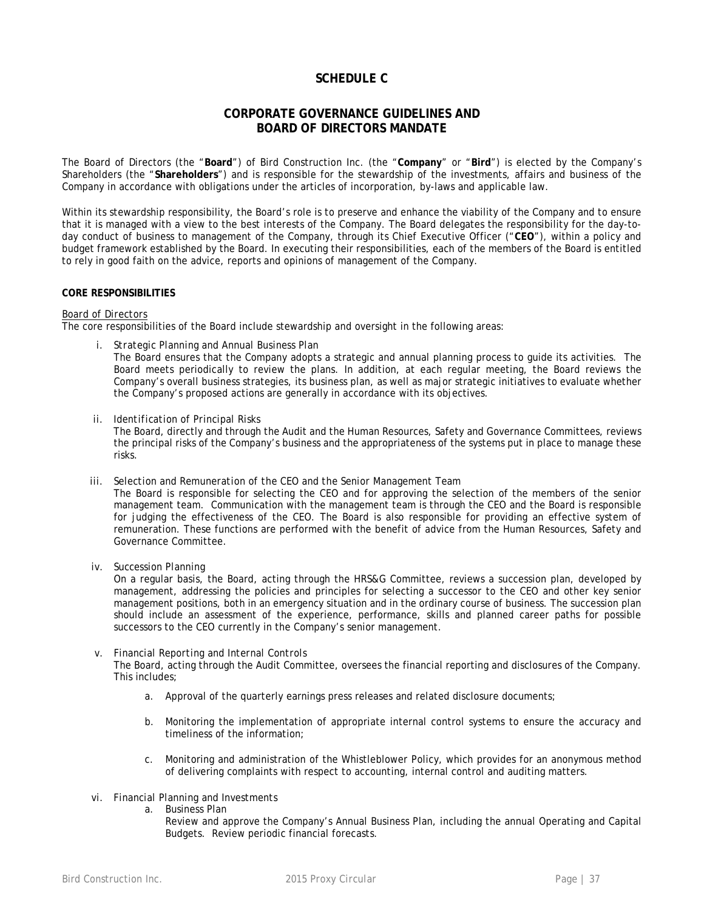# SCHEDULE C

## CORPORATE GOVERNANCE GUIDELINES AND BOARD OF DIRECTORS MANDATE

The Board of Directors (the "**Board**") of Bird Construction Inc. (the "**Company**" or "**Bird**") is elected by the Company's Shareholders (the "**Shareholders**") and is responsible for the stewardship of the investments, affairs and business of the Company in accordance with obligations under the articles of incorporation, by-laws and applicable law.

Within its stewardship responsibility, the Board's role is to preserve and enhance the viability of the Company and to ensure that it is managed with a view to the best interests of the Company. The Board delegates the responsibility for the day-to-day conduct of business to management of the Company, through its Chief Executive Officer ("**CEO**"), within a policy and budget framework established by the Board. In executing their responsibilities, each of the members of the Board is entitled to rely in good faith on the advice, reports and opinions of management of the Company.

**CORE RESPONSIBILITIES**

Board of Directors

The core responsibilities of the Board include stewardship and oversight in the following areas:

i. *Strategic Planning and Annual Business Plan*
   The Board ensures that the Company adopts a strategic and annual planning process to guide its activities. The Board meets periodically to review the plans. In addition, at each regular meeting, the Board reviews the Company's overall business strategies, its business plan, as well as major strategic initiatives to evaluate whether the Company's proposed actions are generally in accordance with its objectives.

ii. *Identification of Principal Risks*
   The Board, directly and through the Audit and the Human Resources, Safety and Governance Committees, reviews the principal risks of the Company's business and the appropriateness of the systems put in place to manage these risks.

iii. *Selection and Remuneration of the CEO and the Senior Management Team*
   The Board is responsible for selecting the CEO and for approving the selection of the members of the senior management team. Communication with the management team is through the CEO and the Board is responsible for judging the effectiveness of the CEO. The Board is also responsible for providing an effective system of remuneration. These functions are performed with the benefit of advice from the Human Resources, Safety and Governance Committee.

iv. *Succession Planning*
   On a regular basis, the Board, acting through the HRS&G Committee, reviews a succession plan, developed by management, addressing the policies and principles for selecting a successor to the CEO and other key senior management positions, both in an emergency situation and in the ordinary course of business. The succession plan should include an assessment of the experience, performance, skills and planned career paths for possible successors to the CEO currently in the Company's senior management.

v. *Financial Reporting and Internal Controls*
   The Board, acting through the Audit Committee, oversees the financial reporting and disclosures of the Company. This includes;

   a. Approval of the quarterly earnings press releases and related disclosure documents;

   b. Monitoring the implementation of appropriate internal control systems to ensure the accuracy and timeliness of the information;

   c. Monitoring and administration of the Whistleblower Policy, which provides for an anonymous method of delivering complaints with respect to accounting, internal control and auditing matters.

vi. *Financial Planning and Investments*

   a. Business Plan
      Review and approve the Company's Annual Business Plan, including the annual Operating and Capital Budgets. Review periodic financial forecasts.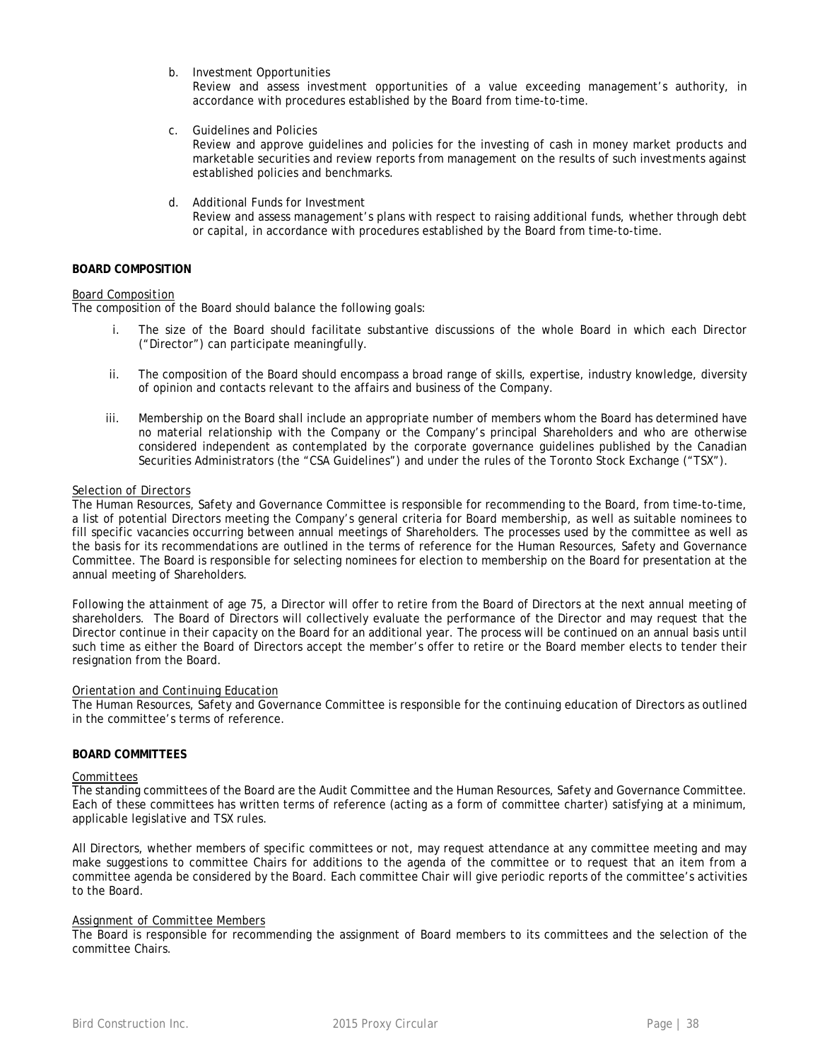b. Investment Opportunities
   Review and assess investment opportunities of a value exceeding management's authority, in accordance with procedures established by the Board from time-to-time.

c. Guidelines and Policies
   Review and approve guidelines and policies for the investing of cash in money market products and marketable securities and review reports from management on the results of such investments against established policies and benchmarks.

d. Additional Funds for Investment
   Review and assess management's plans with respect to raising additional funds, whether through debt or capital, in accordance with procedures established by the Board from time-to-time.

**BOARD COMPOSITION**

Board Composition

The composition of the Board should balance the following goals:

i. The size of the Board should facilitate substantive discussions of the whole Board in which each Director ("Director") can participate meaningfully.

ii. The composition of the Board should encompass a broad range of skills, expertise, industry knowledge, diversity of opinion and contacts relevant to the affairs and business of the Company.

iii. Membership on the Board shall include an appropriate number of members whom the Board has determined have no material relationship with the Company or the Company's principal Shareholders and who are otherwise considered independent as contemplated by the corporate governance guidelines published by the Canadian Securities Administrators (the "CSA Guidelines") and under the rules of the Toronto Stock Exchange ("TSX").

Selection of Directors

The Human Resources, Safety and Governance Committee is responsible for recommending to the Board, from time-to-time, a list of potential Directors meeting the Company's general criteria for Board membership, as well as suitable nominees to fill specific vacancies occurring between annual meetings of Shareholders. The processes used by the committee as well as the basis for its recommendations are outlined in the terms of reference for the Human Resources, Safety and Governance Committee. The Board is responsible for selecting nominees for election to membership on the Board for presentation at the annual meeting of Shareholders.

Following the attainment of age 75, a Director will offer to retire from the Board of Directors at the next annual meeting of shareholders. The Board of Directors will collectively evaluate the performance of the Director and may request that the Director continue in their capacity on the Board for an additional year. The process will be continued on an annual basis until such time as either the Board of Directors accept the member's offer to retire or the Board member elects to tender their resignation from the Board.

Orientation and Continuing Education

The Human Resources, Safety and Governance Committee is responsible for the continuing education of Directors as outlined in the committee's terms of reference.

**BOARD COMMITTEES**

Committees

The standing committees of the Board are the Audit Committee and the Human Resources, Safety and Governance Committee. Each of these committees has written terms of reference (acting as a form of committee charter) satisfying at a minimum, applicable legislative and TSX rules.

All Directors, whether members of specific committees or not, may request attendance at any committee meeting and may make suggestions to committee Chairs for additions to the agenda of the committee or to request that an item from a committee agenda be considered by the Board. Each committee Chair will give periodic reports of the committee's activities to the Board.

Assignment of Committee Members

The Board is responsible for recommending the assignment of Board members to its committees and the selection of the committee Chairs.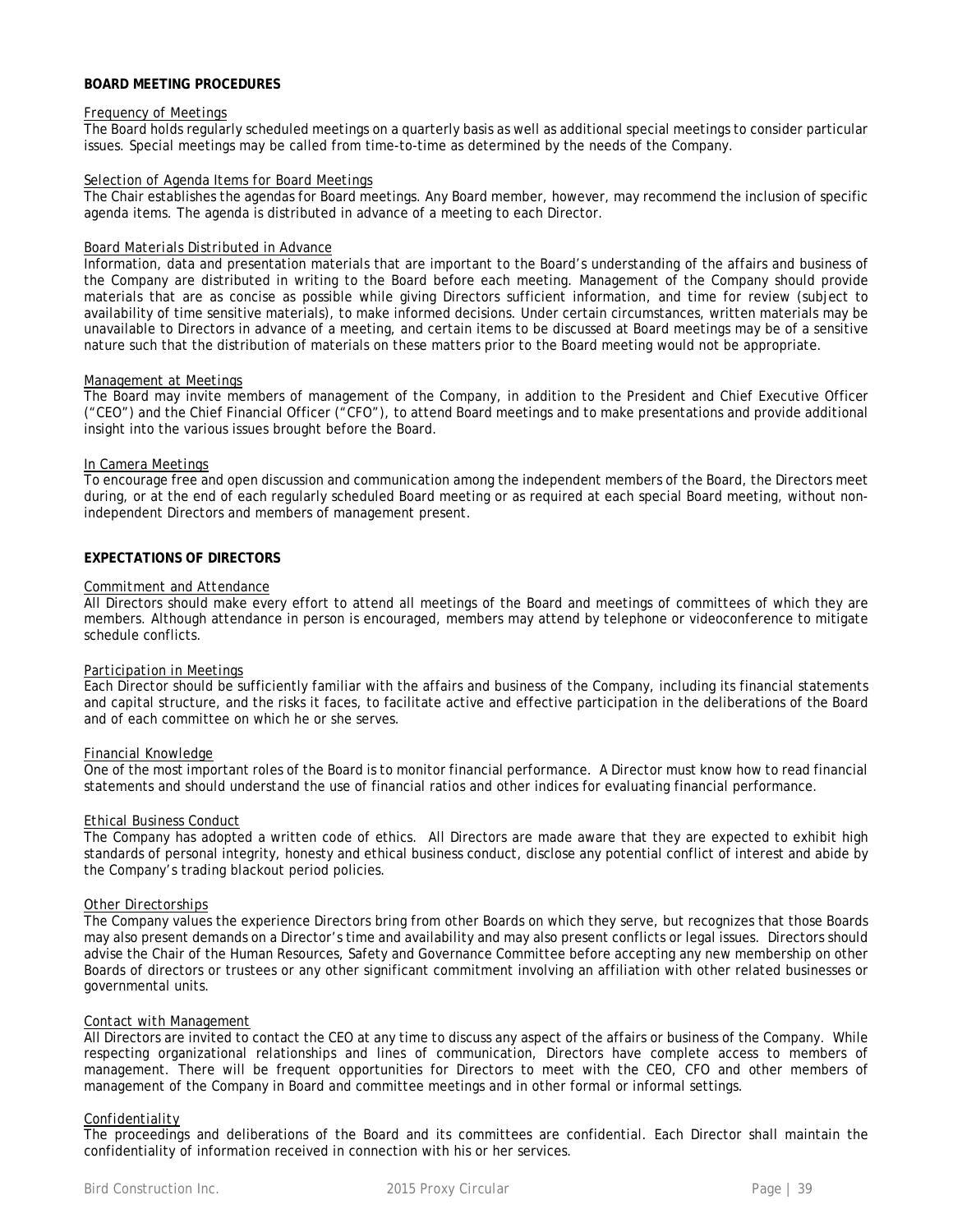## BOARD MEETING PROCEDURES

### Frequency of Meetings

The Board holds regularly scheduled meetings on a quarterly basis as well as additional special meetings to consider particular issues. Special meetings may be called from time-to-time as determined by the needs of the Company.

### Selection of Agenda Items for Board Meetings

The Chair establishes the agendas for Board meetings. Any Board member, however, may recommend the inclusion of specific agenda items. The agenda is distributed in advance of a meeting to each Director.

### Board Materials Distributed in Advance

Information, data and presentation materials that are important to the Board's understanding of the affairs and business of the Company are distributed in writing to the Board before each meeting. Management of the Company should provide materials that are as concise as possible while giving Directors sufficient information, and time for review (subject to availability of time sensitive materials), to make informed decisions. Under certain circumstances, written materials may be unavailable to Directors in advance of a meeting, and certain items to be discussed at Board meetings may be of a sensitive nature such that the distribution of materials on these matters prior to the Board meeting would not be appropriate.

### Management at Meetings

The Board may invite members of management of the Company, in addition to the President and Chief Executive Officer ("CEO") and the Chief Financial Officer ("CFO"), to attend Board meetings and to make presentations and provide additional insight into the various issues brought before the Board.

### In Camera Meetings

To encourage free and open discussion and communication among the independent members of the Board, the Directors meet during, or at the end of each regularly scheduled Board meeting or as required at each special Board meeting, without non-independent Directors and members of management present.

## EXPECTATIONS OF DIRECTORS

### Commitment and Attendance

All Directors should make every effort to attend all meetings of the Board and meetings of committees of which they are members. Although attendance in person is encouraged, members may attend by telephone or videoconference to mitigate schedule conflicts.

### Participation in Meetings

Each Director should be sufficiently familiar with the affairs and business of the Company, including its financial statements and capital structure, and the risks it faces, to facilitate active and effective participation in the deliberations of the Board and of each committee on which he or she serves.

### Financial Knowledge

One of the most important roles of the Board is to monitor financial performance. A Director must know how to read financial statements and should understand the use of financial ratios and other indices for evaluating financial performance.

### Ethical Business Conduct

The Company has adopted a written code of ethics. All Directors are made aware that they are expected to exhibit high standards of personal integrity, honesty and ethical business conduct, disclose any potential conflict of interest and abide by the Company's trading blackout period policies.

### Other Directorships

The Company values the experience Directors bring from other Boards on which they serve, but recognizes that those Boards may also present demands on a Director's time and availability and may also present conflicts or legal issues. Directors should advise the Chair of the Human Resources, Safety and Governance Committee before accepting any new membership on other Boards of directors or trustees or any other significant commitment involving an affiliation with other related businesses or governmental units.

### Contact with Management

All Directors are invited to contact the CEO at any time to discuss any aspect of the affairs or business of the Company. While respecting organizational relationships and lines of communication, Directors have complete access to members of management. There will be frequent opportunities for Directors to meet with the CEO, CFO and other members of management of the Company in Board and committee meetings and in other formal or informal settings.

### Confidentiality

The proceedings and deliberations of the Board and its committees are confidential. Each Director shall maintain the confidentiality of information received in connection with his or her services.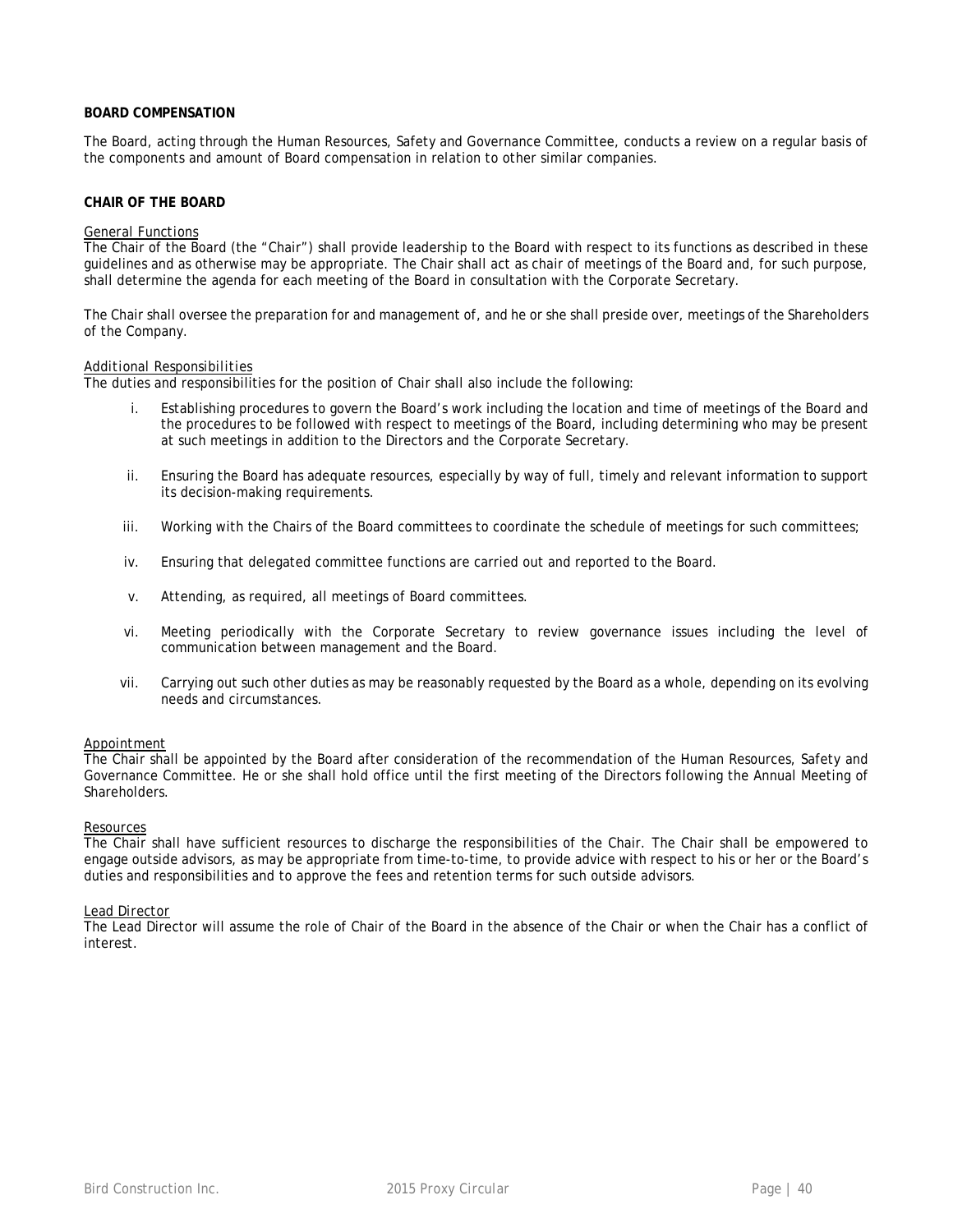## BOARD COMPENSATION

The Board, acting through the Human Resources, Safety and Governance Committee, conducts a review on a regular basis of the components and amount of Board compensation in relation to other similar companies.

## CHAIR OF THE BOARD

General Functions

The Chair of the Board (the "Chair") shall provide leadership to the Board with respect to its functions as described in these guidelines and as otherwise may be appropriate. The Chair shall act as chair of meetings of the Board and, for such purpose, shall determine the agenda for each meeting of the Board in consultation with the Corporate Secretary.

The Chair shall oversee the preparation for and management of, and he or she shall preside over, meetings of the Shareholders of the Company.

Additional Responsibilities

The duties and responsibilities for the position of Chair shall also include the following:

i. Establishing procedures to govern the Board's work including the location and time of meetings of the Board and the procedures to be followed with respect to meetings of the Board, including determining who may be present at such meetings in addition to the Directors and the Corporate Secretary.

ii. Ensuring the Board has adequate resources, especially by way of full, timely and relevant information to support its decision-making requirements.

iii. Working with the Chairs of the Board committees to coordinate the schedule of meetings for such committees;

iv. Ensuring that delegated committee functions are carried out and reported to the Board.

v. Attending, as required, all meetings of Board committees.

vi. Meeting periodically with the Corporate Secretary to review governance issues including the level of communication between management and the Board.

vii. Carrying out such other duties as may be reasonably requested by the Board as a whole, depending on its evolving needs and circumstances.

Appointment

The Chair shall be appointed by the Board after consideration of the recommendation of the Human Resources, Safety and Governance Committee. He or she shall hold office until the first meeting of the Directors following the Annual Meeting of Shareholders.

Resources

The Chair shall have sufficient resources to discharge the responsibilities of the Chair. The Chair shall be empowered to engage outside advisors, as may be appropriate from time-to-time, to provide advice with respect to his or her or the Board's duties and responsibilities and to approve the fees and retention terms for such outside advisors.

Lead Director

The Lead Director will assume the role of Chair of the Board in the absence of the Chair or when the Chair has a conflict of interest.